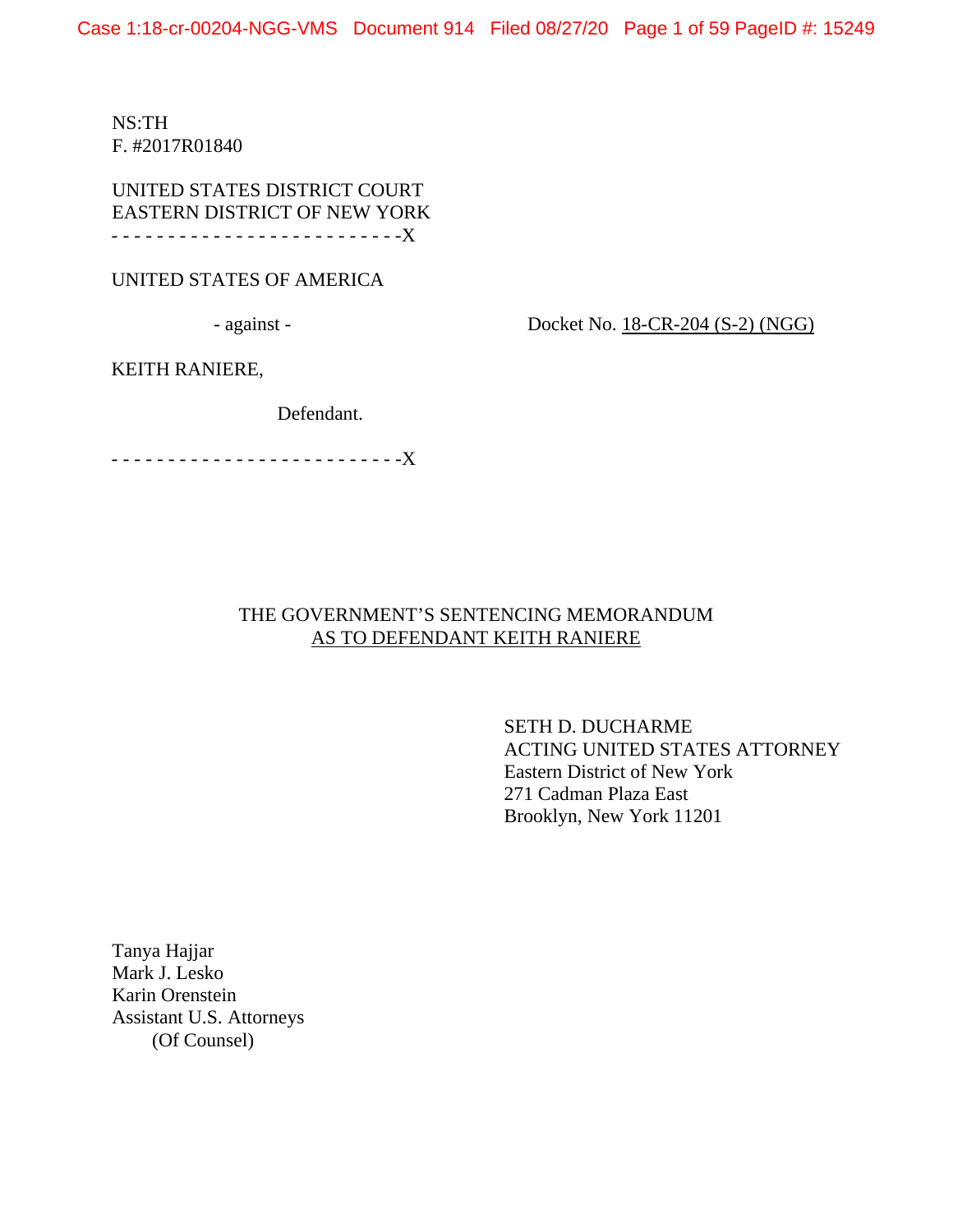NS:TH
F. #2017R01840

UNITED STATES DISTRICT COURT
EASTERN DISTRICT OF NEW YORK
- - - - - - - - - - - - - - - - - - - - - - - - - -X

UNITED STATES OF AMERICA

- against -

Docket No. 18-CR-204 (S-2) (NGG)

KEITH RANIERE,

Defendant.

- - - - - - - - - - - - - - - - - - - - - - - - - -X

THE GOVERNMENT'S SENTENCING MEMORANDUM
AS TO DEFENDANT KEITH RANIERE

SETH D. DUCHARME
ACTING UNITED STATES ATTORNEY
Eastern District of New York
271 Cadman Plaza East
Brooklyn, New York 11201

Tanya Hajjar
Mark J. Lesko
Karin Orenstein
Assistant U.S. Attorneys
(Of Counsel)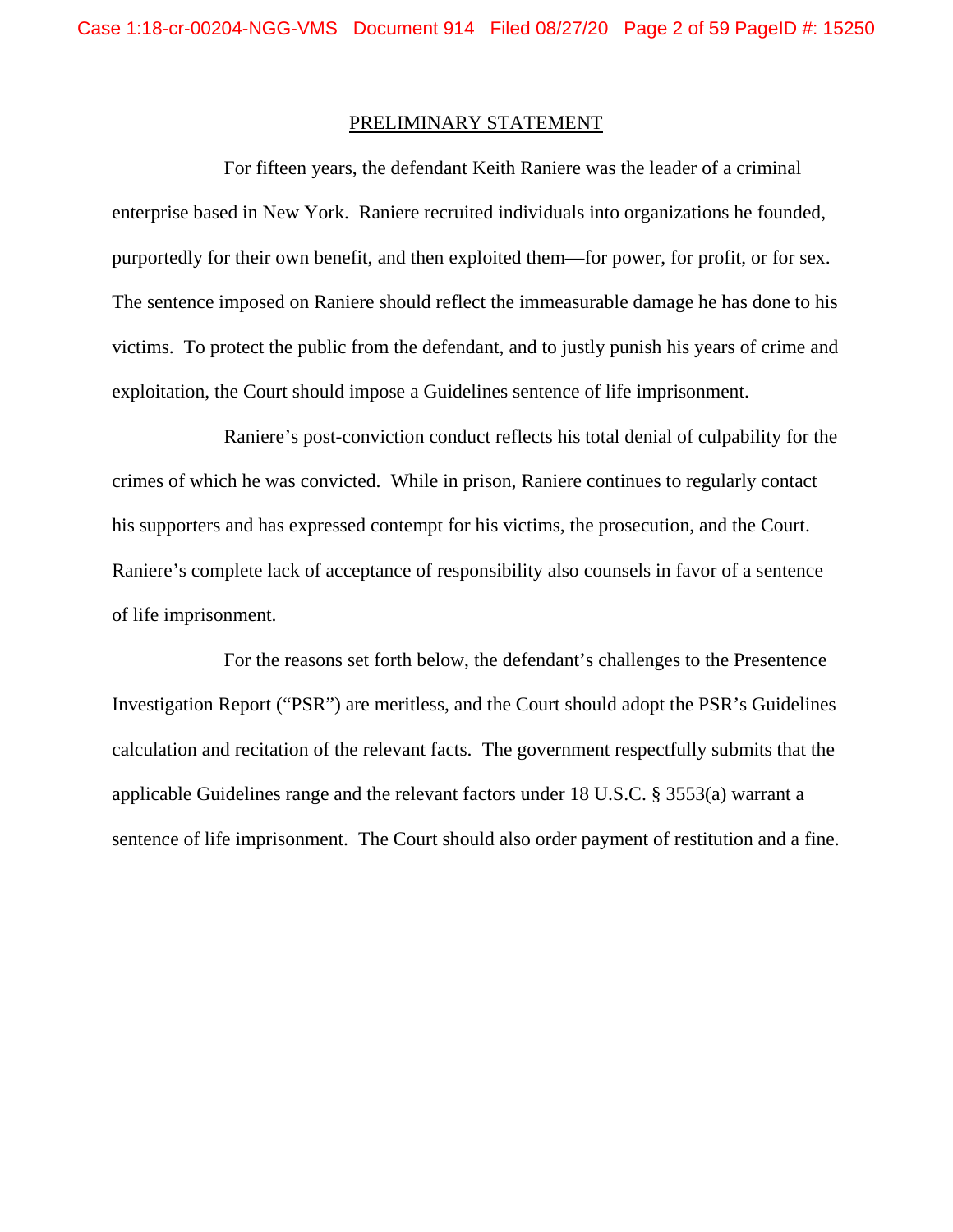## PRELIMINARY STATEMENT

For fifteen years, the defendant Keith Raniere was the leader of a criminal enterprise based in New York. Raniere recruited individuals into organizations he founded, purportedly for their own benefit, and then exploited them—for power, for profit, or for sex. The sentence imposed on Raniere should reflect the immeasurable damage he has done to his victims. To protect the public from the defendant, and to justly punish his years of crime and exploitation, the Court should impose a Guidelines sentence of life imprisonment.

Raniere's post-conviction conduct reflects his total denial of culpability for the crimes of which he was convicted. While in prison, Raniere continues to regularly contact his supporters and has expressed contempt for his victims, the prosecution, and the Court. Raniere's complete lack of acceptance of responsibility also counsels in favor of a sentence of life imprisonment.

For the reasons set forth below, the defendant's challenges to the Presentence Investigation Report ("PSR") are meritless, and the Court should adopt the PSR's Guidelines calculation and recitation of the relevant facts. The government respectfully submits that the applicable Guidelines range and the relevant factors under 18 U.S.C. § 3553(a) warrant a sentence of life imprisonment. The Court should also order payment of restitution and a fine.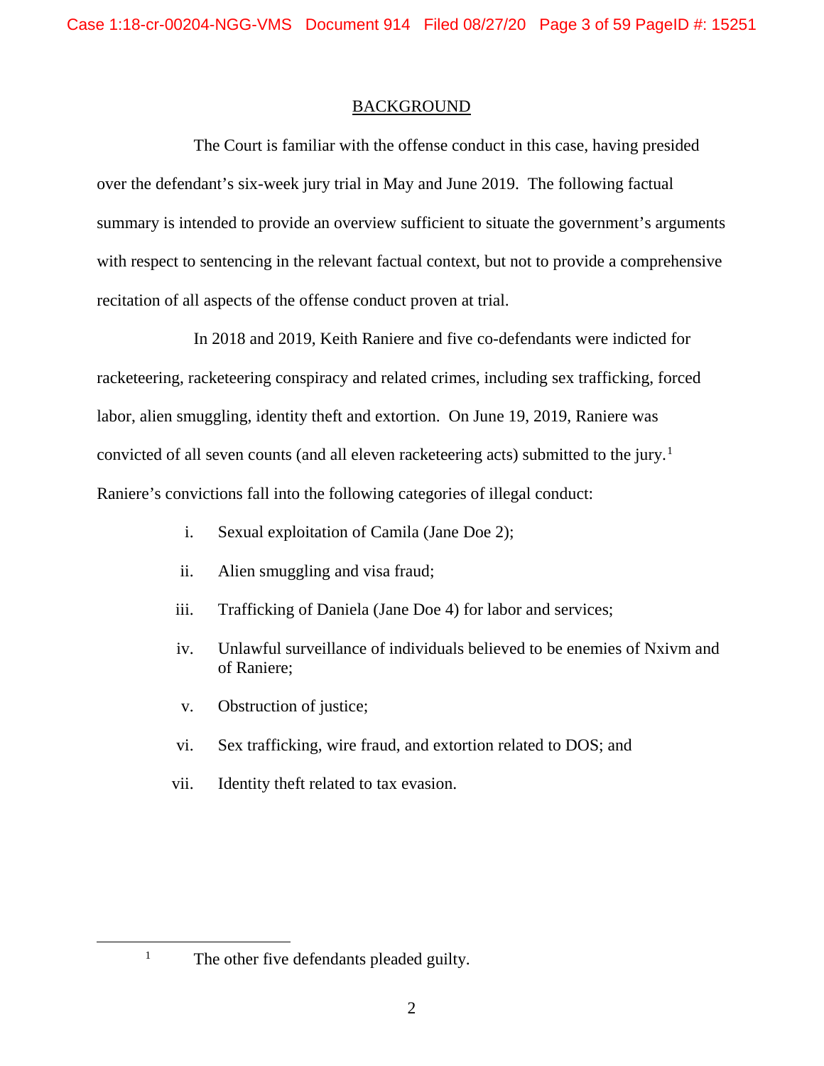## BACKGROUND

The Court is familiar with the offense conduct in this case, having presided over the defendant's six-week jury trial in May and June 2019. The following factual summary is intended to provide an overview sufficient to situate the government's arguments with respect to sentencing in the relevant factual context, but not to provide a comprehensive recitation of all aspects of the offense conduct proven at trial.

In 2018 and 2019, Keith Raniere and five co-defendants were indicted for racketeering, racketeering conspiracy and related crimes, including sex trafficking, forced labor, alien smuggling, identity theft and extortion. On June 19, 2019, Raniere was convicted of all seven counts (and all eleven racketeering acts) submitted to the jury.[1] Raniere's convictions fall into the following categories of illegal conduct:

i. Sexual exploitation of Camila (Jane Doe 2);

ii. Alien smuggling and visa fraud;

iii. Trafficking of Daniela (Jane Doe 4) for labor and services;

iv. Unlawful surveillance of individuals believed to be enemies of Nxivm and of Raniere;

v. Obstruction of justice;

vi. Sex trafficking, wire fraud, and extortion related to DOS; and

vii. Identity theft related to tax evasion.

---

[1] The other five defendants pleaded guilty.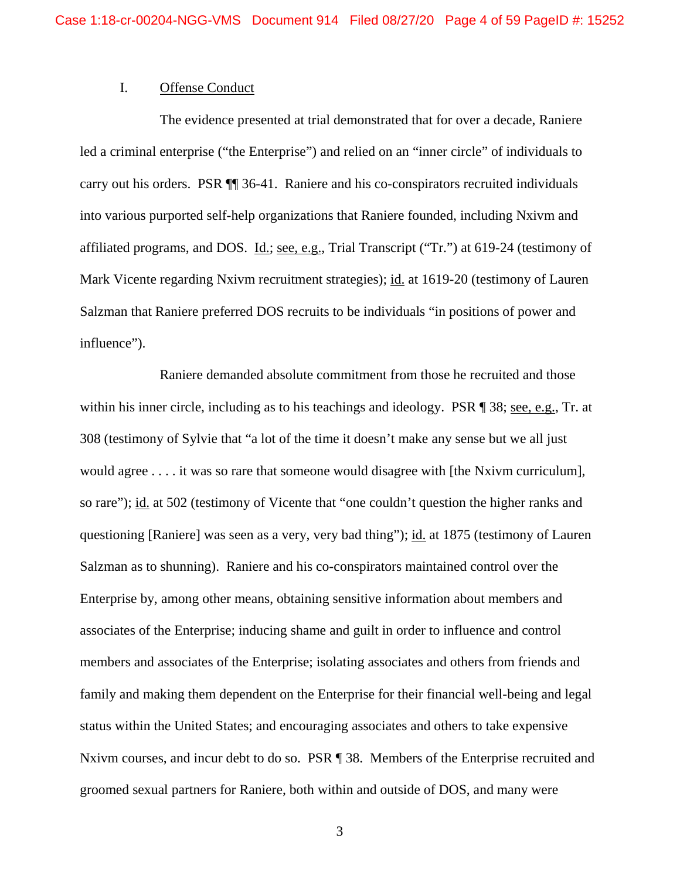## I. Offense Conduct

The evidence presented at trial demonstrated that for over a decade, Raniere led a criminal enterprise ("the Enterprise") and relied on an "inner circle" of individuals to carry out his orders. PSR ¶¶ 36-41. Raniere and his co-conspirators recruited individuals into various purported self-help organizations that Raniere founded, including Nxivm and affiliated programs, and DOS. Id.; see, e.g., Trial Transcript ("Tr.") at 619-24 (testimony of Mark Vicente regarding Nxivm recruitment strategies); id. at 1619-20 (testimony of Lauren Salzman that Raniere preferred DOS recruits to be individuals "in positions of power and influence").

Raniere demanded absolute commitment from those he recruited and those within his inner circle, including as to his teachings and ideology. PSR ¶ 38; see, e.g., Tr. at 308 (testimony of Sylvie that "a lot of the time it doesn't make any sense but we all just would agree . . . . it was so rare that someone would disagree with [the Nxivm curriculum], so rare"); id. at 502 (testimony of Vicente that "one couldn't question the higher ranks and questioning [Raniere] was seen as a very, very bad thing"); id. at 1875 (testimony of Lauren Salzman as to shunning). Raniere and his co-conspirators maintained control over the Enterprise by, among other means, obtaining sensitive information about members and associates of the Enterprise; inducing shame and guilt in order to influence and control members and associates of the Enterprise; isolating associates and others from friends and family and making them dependent on the Enterprise for their financial well-being and legal status within the United States; and encouraging associates and others to take expensive Nxivm courses, and incur debt to do so. PSR ¶ 38. Members of the Enterprise recruited and groomed sexual partners for Raniere, both within and outside of DOS, and many were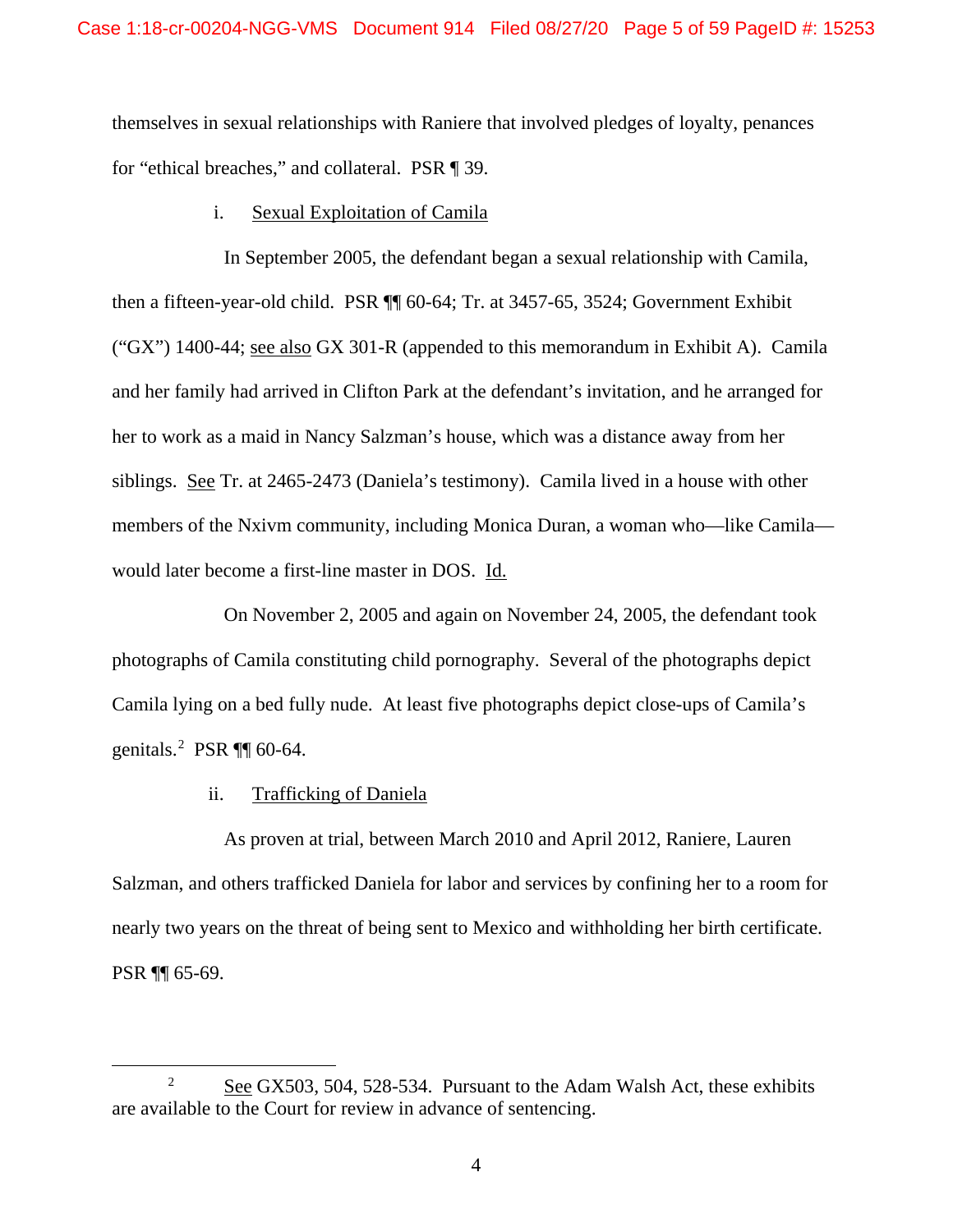themselves in sexual relationships with Raniere that involved pledges of loyalty, penances for "ethical breaches," and collateral. PSR ¶ 39.

i. Sexual Exploitation of Camila

In September 2005, the defendant began a sexual relationship with Camila, then a fifteen-year-old child. PSR ¶¶ 60-64; Tr. at 3457-65, 3524; Government Exhibit ("GX") 1400-44; see also GX 301-R (appended to this memorandum in Exhibit A). Camila and her family had arrived in Clifton Park at the defendant's invitation, and he arranged for her to work as a maid in Nancy Salzman's house, which was a distance away from her siblings. See Tr. at 2465-2473 (Daniela's testimony). Camila lived in a house with other members of the Nxivm community, including Monica Duran, a woman who—like Camila—would later become a first-line master in DOS. Id.

On November 2, 2005 and again on November 24, 2005, the defendant took photographs of Camila constituting child pornography. Several of the photographs depict Camila lying on a bed fully nude. At least five photographs depict close-ups of Camila's genitals.[2] PSR ¶¶ 60-64.

ii. Trafficking of Daniela

As proven at trial, between March 2010 and April 2012, Raniere, Lauren Salzman, and others trafficked Daniela for labor and services by confining her to a room for nearly two years on the threat of being sent to Mexico and withholding her birth certificate. PSR ¶¶ 65-69.

---

[2] See GX503, 504, 528-534. Pursuant to the Adam Walsh Act, these exhibits are available to the Court for review in advance of sentencing.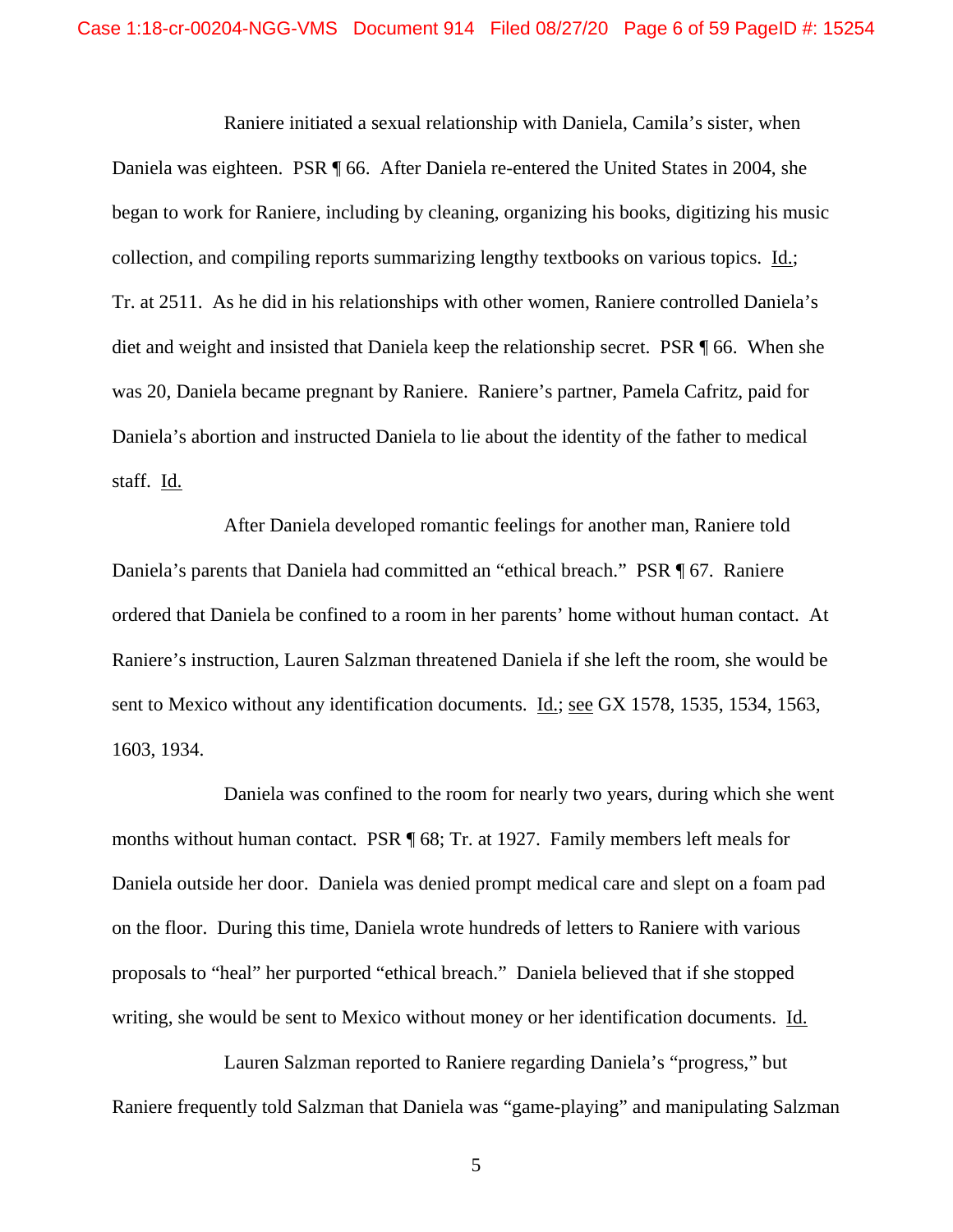Raniere initiated a sexual relationship with Daniela, Camila's sister, when Daniela was eighteen. PSR ¶ 66. After Daniela re-entered the United States in 2004, she began to work for Raniere, including by cleaning, organizing his books, digitizing his music collection, and compiling reports summarizing lengthy textbooks on various topics. Id.; Tr. at 2511. As he did in his relationships with other women, Raniere controlled Daniela's diet and weight and insisted that Daniela keep the relationship secret. PSR ¶ 66. When she was 20, Daniela became pregnant by Raniere. Raniere's partner, Pamela Cafritz, paid for Daniela's abortion and instructed Daniela to lie about the identity of the father to medical staff. Id.

After Daniela developed romantic feelings for another man, Raniere told Daniela's parents that Daniela had committed an "ethical breach." PSR ¶ 67. Raniere ordered that Daniela be confined to a room in her parents' home without human contact. At Raniere's instruction, Lauren Salzman threatened Daniela if she left the room, she would be sent to Mexico without any identification documents. Id.; see GX 1578, 1535, 1534, 1563, 1603, 1934.

Daniela was confined to the room for nearly two years, during which she went months without human contact. PSR ¶ 68; Tr. at 1927. Family members left meals for Daniela outside her door. Daniela was denied prompt medical care and slept on a foam pad on the floor. During this time, Daniela wrote hundreds of letters to Raniere with various proposals to "heal" her purported "ethical breach." Daniela believed that if she stopped writing, she would be sent to Mexico without money or her identification documents. Id.

Lauren Salzman reported to Raniere regarding Daniela's "progress," but Raniere frequently told Salzman that Daniela was "game-playing" and manipulating Salzman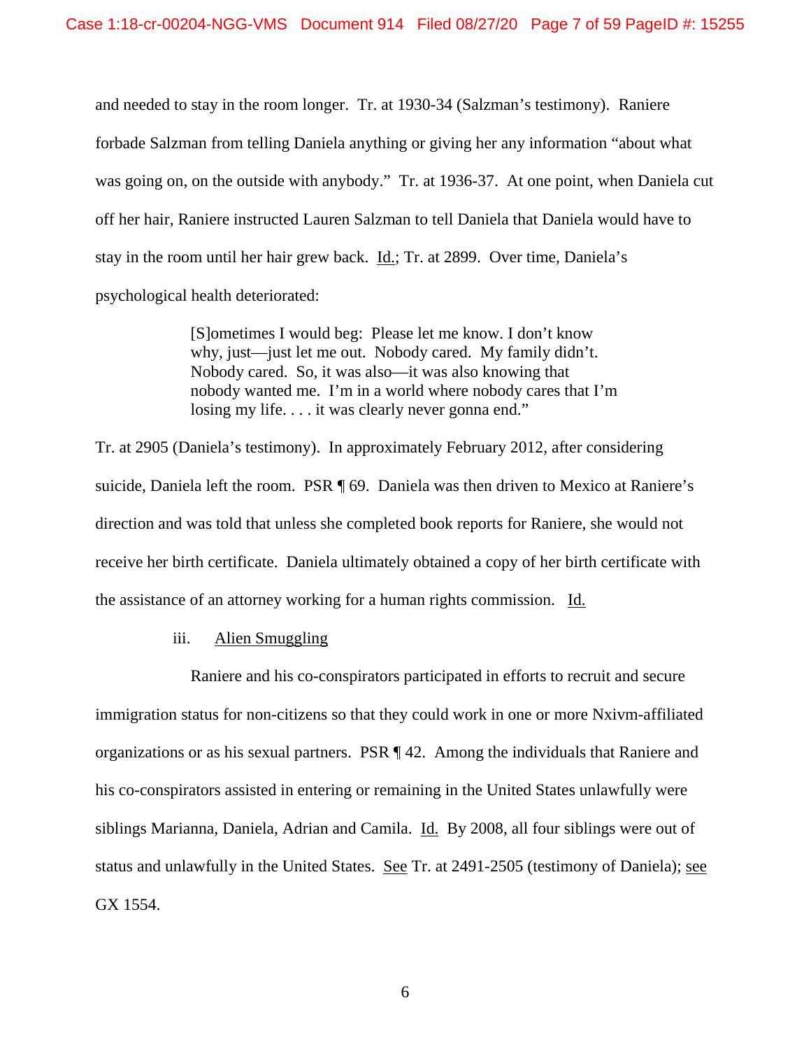and needed to stay in the room longer. Tr. at 1930-34 (Salzman's testimony). Raniere forbade Salzman from telling Daniela anything or giving her any information "about what was going on, on the outside with anybody." Tr. at 1936-37. At one point, when Daniela cut off her hair, Raniere instructed Lauren Salzman to tell Daniela that Daniela would have to stay in the room until her hair grew back. Id.; Tr. at 2899. Over time, Daniela's psychological health deteriorated:

> [S]ometimes I would beg: Please let me know. I don't know why, just—just let me out. Nobody cared. My family didn't. Nobody cared. So, it was also—it was also knowing that nobody wanted me. I'm in a world where nobody cares that I'm losing my life. . . . it was clearly never gonna end."

Tr. at 2905 (Daniela's testimony). In approximately February 2012, after considering suicide, Daniela left the room. PSR ¶ 69. Daniela was then driven to Mexico at Raniere's direction and was told that unless she completed book reports for Raniere, she would not receive her birth certificate. Daniela ultimately obtained a copy of her birth certificate with the assistance of an attorney working for a human rights commission. Id.

iii. Alien Smuggling

Raniere and his co-conspirators participated in efforts to recruit and secure immigration status for non-citizens so that they could work in one or more Nxivm-affiliated organizations or as his sexual partners. PSR ¶ 42. Among the individuals that Raniere and his co-conspirators assisted in entering or remaining in the United States unlawfully were siblings Marianna, Daniela, Adrian and Camila. Id. By 2008, all four siblings were out of status and unlawfully in the United States. See Tr. at 2491-2505 (testimony of Daniela); see GX 1554.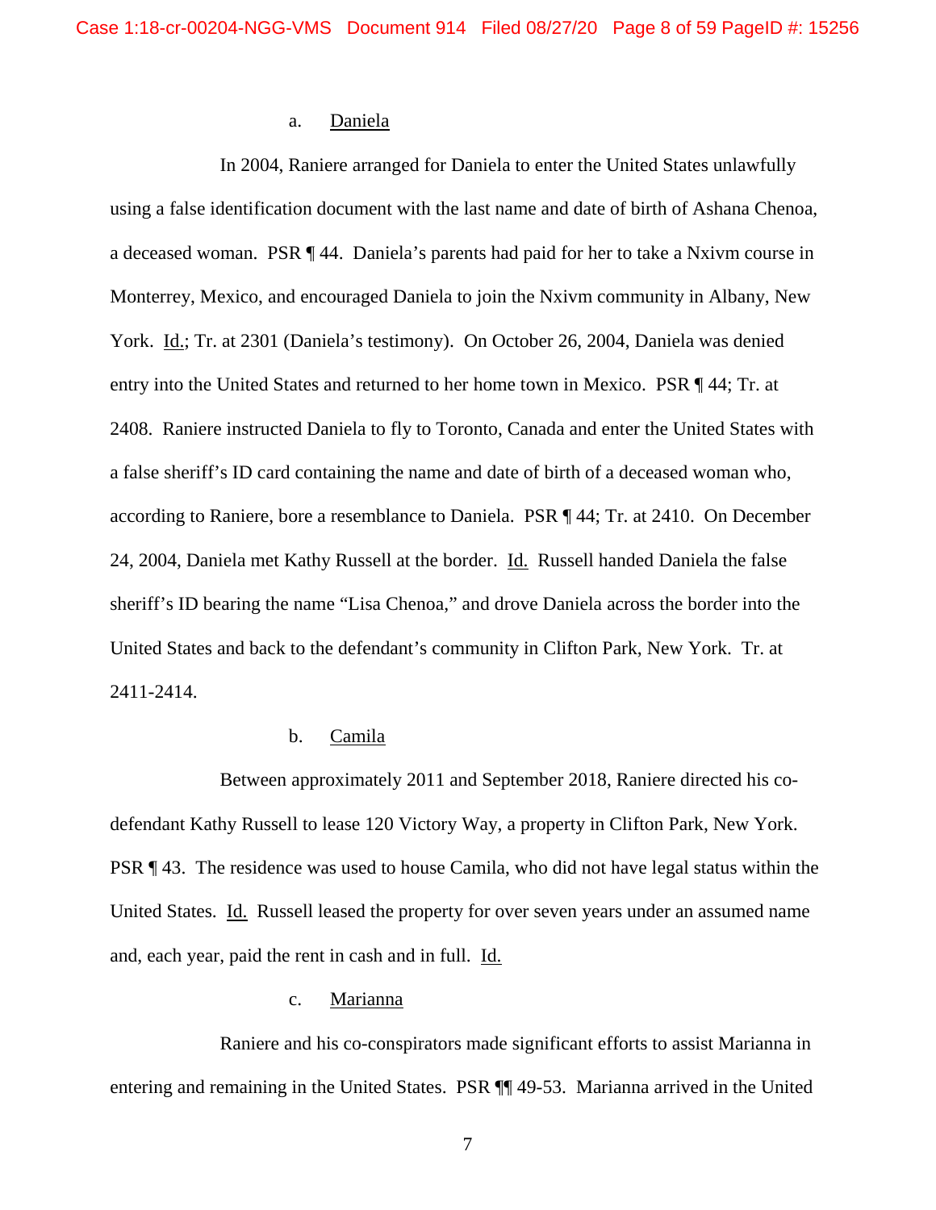a. <u>Daniela</u>

In 2004, Raniere arranged for Daniela to enter the United States unlawfully using a false identification document with the last name and date of birth of Ashana Chenoa, a deceased woman. PSR ¶ 44. Daniela's parents had paid for her to take a Nxivm course in Monterrey, Mexico, and encouraged Daniela to join the Nxivm community in Albany, New York. <u>Id.</u>; Tr. at 2301 (Daniela's testimony). On October 26, 2004, Daniela was denied entry into the United States and returned to her home town in Mexico. PSR ¶ 44; Tr. at 2408. Raniere instructed Daniela to fly to Toronto, Canada and enter the United States with a false sheriff's ID card containing the name and date of birth of a deceased woman who, according to Raniere, bore a resemblance to Daniela. PSR ¶ 44; Tr. at 2410. On December 24, 2004, Daniela met Kathy Russell at the border. <u>Id.</u> Russell handed Daniela the false sheriff's ID bearing the name "Lisa Chenoa," and drove Daniela across the border into the United States and back to the defendant's community in Clifton Park, New York. Tr. at 2411-2414.

b. <u>Camila</u>

Between approximately 2011 and September 2018, Raniere directed his co-defendant Kathy Russell to lease 120 Victory Way, a property in Clifton Park, New York. PSR ¶ 43. The residence was used to house Camila, who did not have legal status within the United States. <u>Id.</u> Russell leased the property for over seven years under an assumed name and, each year, paid the rent in cash and in full. <u>Id.</u>

c. <u>Marianna</u>

Raniere and his co-conspirators made significant efforts to assist Marianna in entering and remaining in the United States. PSR ¶¶ 49-53. Marianna arrived in the United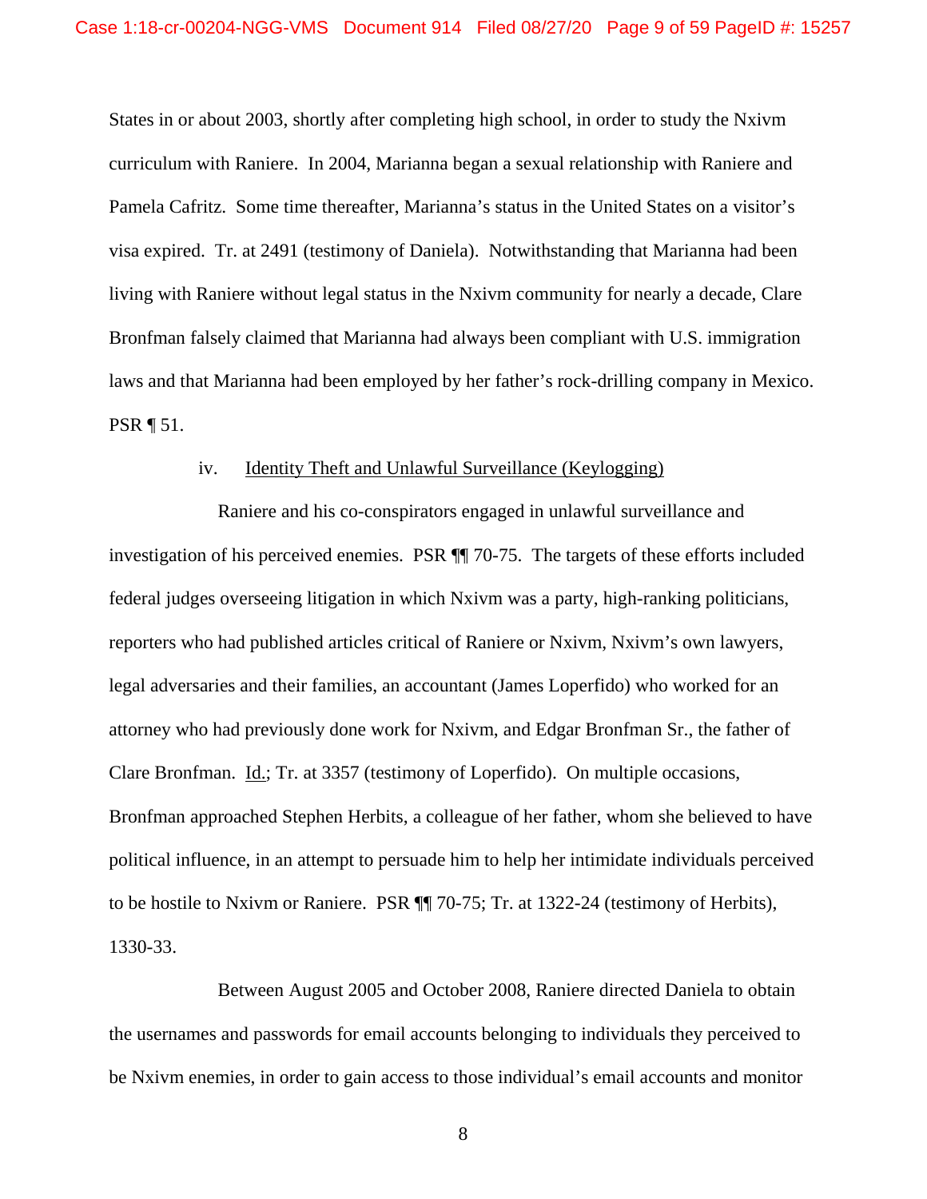States in or about 2003, shortly after completing high school, in order to study the Nxivm curriculum with Raniere. In 2004, Marianna began a sexual relationship with Raniere and Pamela Cafritz. Some time thereafter, Marianna's status in the United States on a visitor's visa expired. Tr. at 2491 (testimony of Daniela). Notwithstanding that Marianna had been living with Raniere without legal status in the Nxivm community for nearly a decade, Clare Bronfman falsely claimed that Marianna had always been compliant with U.S. immigration laws and that Marianna had been employed by her father's rock-drilling company in Mexico. PSR ¶ 51.

iv. <u>Identity Theft and Unlawful Surveillance (Keylogging)</u>

Raniere and his co-conspirators engaged in unlawful surveillance and investigation of his perceived enemies. PSR ¶¶ 70-75. The targets of these efforts included federal judges overseeing litigation in which Nxivm was a party, high-ranking politicians, reporters who had published articles critical of Raniere or Nxivm, Nxivm's own lawyers, legal adversaries and their families, an accountant (James Loperfido) who worked for an attorney who had previously done work for Nxivm, and Edgar Bronfman Sr., the father of Clare Bronfman. <u>Id.</u>; Tr. at 3357 (testimony of Loperfido). On multiple occasions, Bronfman approached Stephen Herbits, a colleague of her father, whom she believed to have political influence, in an attempt to persuade him to help her intimidate individuals perceived to be hostile to Nxivm or Raniere. PSR ¶¶ 70-75; Tr. at 1322-24 (testimony of Herbits), 1330-33.

Between August 2005 and October 2008, Raniere directed Daniela to obtain the usernames and passwords for email accounts belonging to individuals they perceived to be Nxivm enemies, in order to gain access to those individual's email accounts and monitor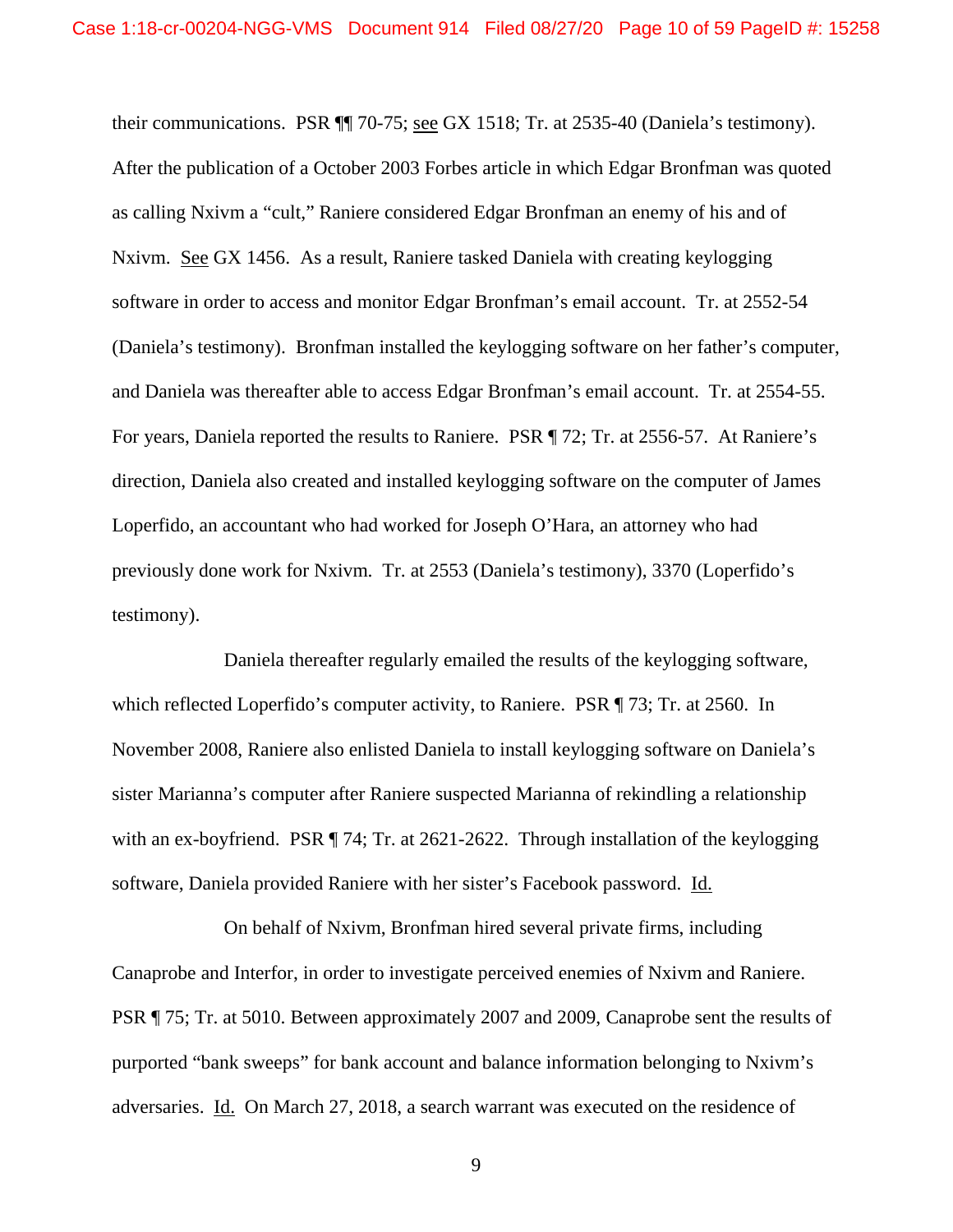their communications. PSR ¶¶ 70-75; see GX 1518; Tr. at 2535-40 (Daniela's testimony). After the publication of a October 2003 Forbes article in which Edgar Bronfman was quoted as calling Nxivm a "cult," Raniere considered Edgar Bronfman an enemy of his and of Nxivm. See GX 1456. As a result, Raniere tasked Daniela with creating keylogging software in order to access and monitor Edgar Bronfman's email account. Tr. at 2552-54 (Daniela's testimony). Bronfman installed the keylogging software on her father's computer, and Daniela was thereafter able to access Edgar Bronfman's email account. Tr. at 2554-55. For years, Daniela reported the results to Raniere. PSR ¶ 72; Tr. at 2556-57. At Raniere's direction, Daniela also created and installed keylogging software on the computer of James Loperfido, an accountant who had worked for Joseph O'Hara, an attorney who had previously done work for Nxivm. Tr. at 2553 (Daniela's testimony), 3370 (Loperfido's testimony).

Daniela thereafter regularly emailed the results of the keylogging software, which reflected Loperfido's computer activity, to Raniere. PSR ¶ 73; Tr. at 2560. In November 2008, Raniere also enlisted Daniela to install keylogging software on Daniela's sister Marianna's computer after Raniere suspected Marianna of rekindling a relationship with an ex-boyfriend. PSR ¶ 74; Tr. at 2621-2622. Through installation of the keylogging software, Daniela provided Raniere with her sister's Facebook password. Id.

On behalf of Nxivm, Bronfman hired several private firms, including Canaprobe and Interfor, in order to investigate perceived enemies of Nxivm and Raniere. PSR ¶ 75; Tr. at 5010. Between approximately 2007 and 2009, Canaprobe sent the results of purported "bank sweeps" for bank account and balance information belonging to Nxivm's adversaries. Id. On March 27, 2018, a search warrant was executed on the residence of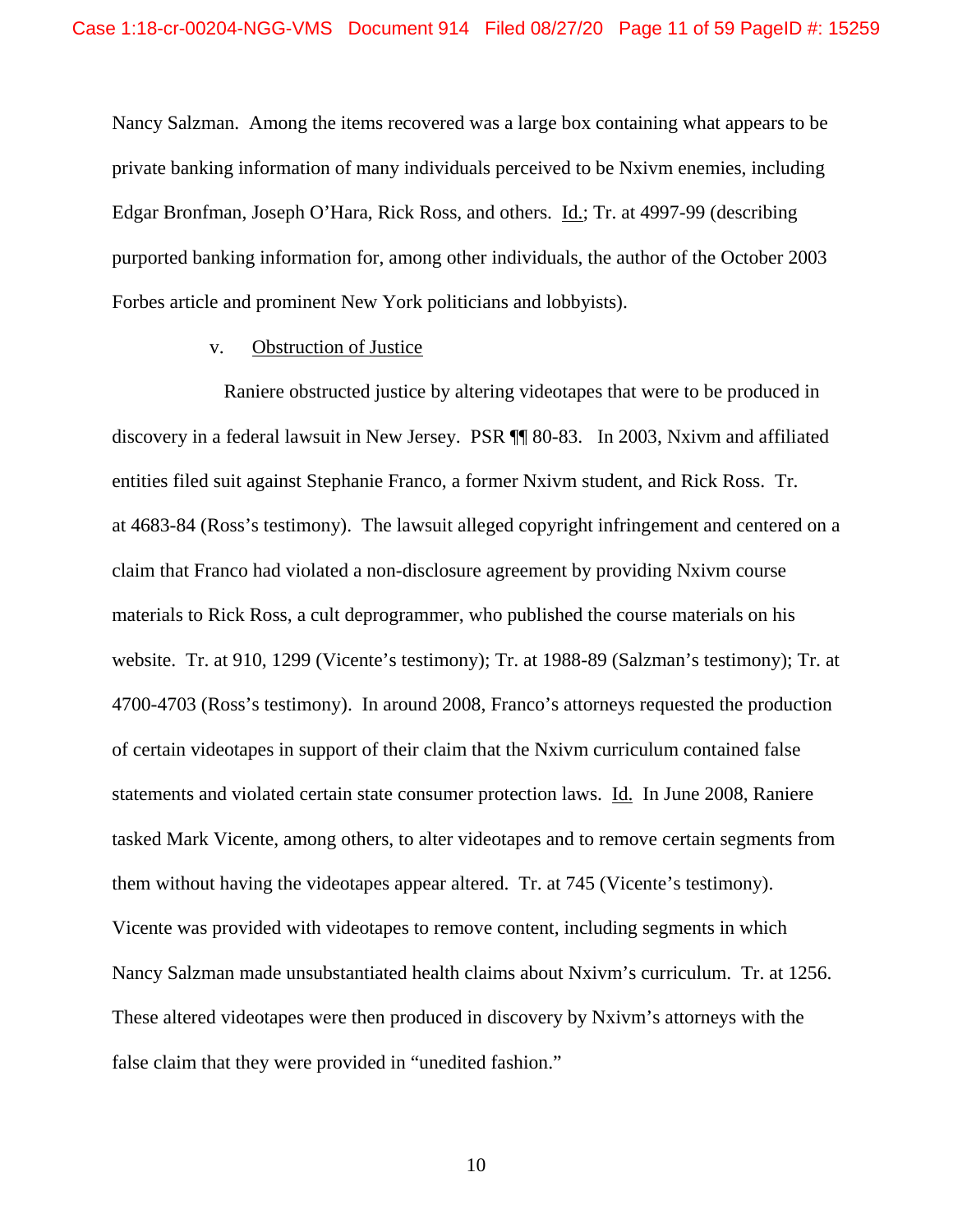Nancy Salzman. Among the items recovered was a large box containing what appears to be private banking information of many individuals perceived to be Nxivm enemies, including Edgar Bronfman, Joseph O'Hara, Rick Ross, and others. Id.; Tr. at 4997-99 (describing purported banking information for, among other individuals, the author of the October 2003 Forbes article and prominent New York politicians and lobbyists).

v. Obstruction of Justice

Raniere obstructed justice by altering videotapes that were to be produced in discovery in a federal lawsuit in New Jersey. PSR ¶¶ 80-83. In 2003, Nxivm and affiliated entities filed suit against Stephanie Franco, a former Nxivm student, and Rick Ross. Tr. at 4683-84 (Ross's testimony). The lawsuit alleged copyright infringement and centered on a claim that Franco had violated a non-disclosure agreement by providing Nxivm course materials to Rick Ross, a cult deprogrammer, who published the course materials on his website. Tr. at 910, 1299 (Vicente's testimony); Tr. at 1988-89 (Salzman's testimony); Tr. at 4700-4703 (Ross's testimony). In around 2008, Franco's attorneys requested the production of certain videotapes in support of their claim that the Nxivm curriculum contained false statements and violated certain state consumer protection laws. Id. In June 2008, Raniere tasked Mark Vicente, among others, to alter videotapes and to remove certain segments from them without having the videotapes appear altered. Tr. at 745 (Vicente's testimony). Vicente was provided with videotapes to remove content, including segments in which Nancy Salzman made unsubstantiated health claims about Nxivm's curriculum. Tr. at 1256. These altered videotapes were then produced in discovery by Nxivm's attorneys with the false claim that they were provided in "unedited fashion."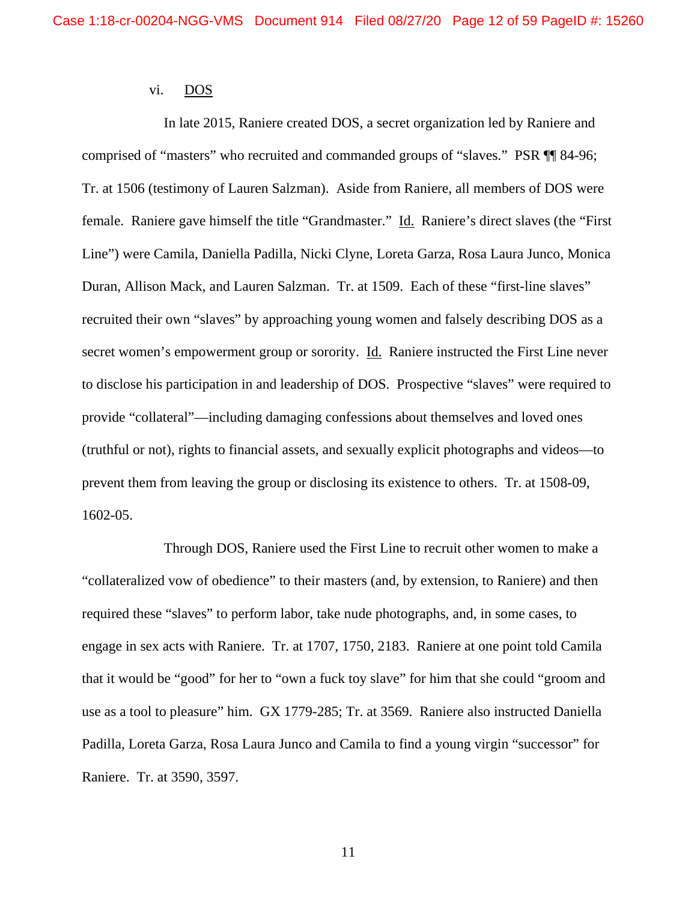### vi. DOS

In late 2015, Raniere created DOS, a secret organization led by Raniere and comprised of "masters" who recruited and commanded groups of "slaves." PSR ¶¶ 84-96; Tr. at 1506 (testimony of Lauren Salzman). Aside from Raniere, all members of DOS were female. Raniere gave himself the title "Grandmaster." Id. Raniere's direct slaves (the "First Line") were Camila, Daniella Padilla, Nicki Clyne, Loreta Garza, Rosa Laura Junco, Monica Duran, Allison Mack, and Lauren Salzman. Tr. at 1509. Each of these "first-line slaves" recruited their own "slaves" by approaching young women and falsely describing DOS as a secret women's empowerment group or sorority. Id. Raniere instructed the First Line never to disclose his participation in and leadership of DOS. Prospective "slaves" were required to provide "collateral"—including damaging confessions about themselves and loved ones (truthful or not), rights to financial assets, and sexually explicit photographs and videos—to prevent them from leaving the group or disclosing its existence to others. Tr. at 1508-09, 1602-05.

Through DOS, Raniere used the First Line to recruit other women to make a "collateralized vow of obedience" to their masters (and, by extension, to Raniere) and then required these "slaves" to perform labor, take nude photographs, and, in some cases, to engage in sex acts with Raniere. Tr. at 1707, 1750, 2183. Raniere at one point told Camila that it would be "good" for her to "own a fuck toy slave" for him that she could "groom and use as a tool to pleasure" him. GX 1779-285; Tr. at 3569. Raniere also instructed Daniella Padilla, Loreta Garza, Rosa Laura Junco and Camila to find a young virgin "successor" for Raniere. Tr. at 3590, 3597.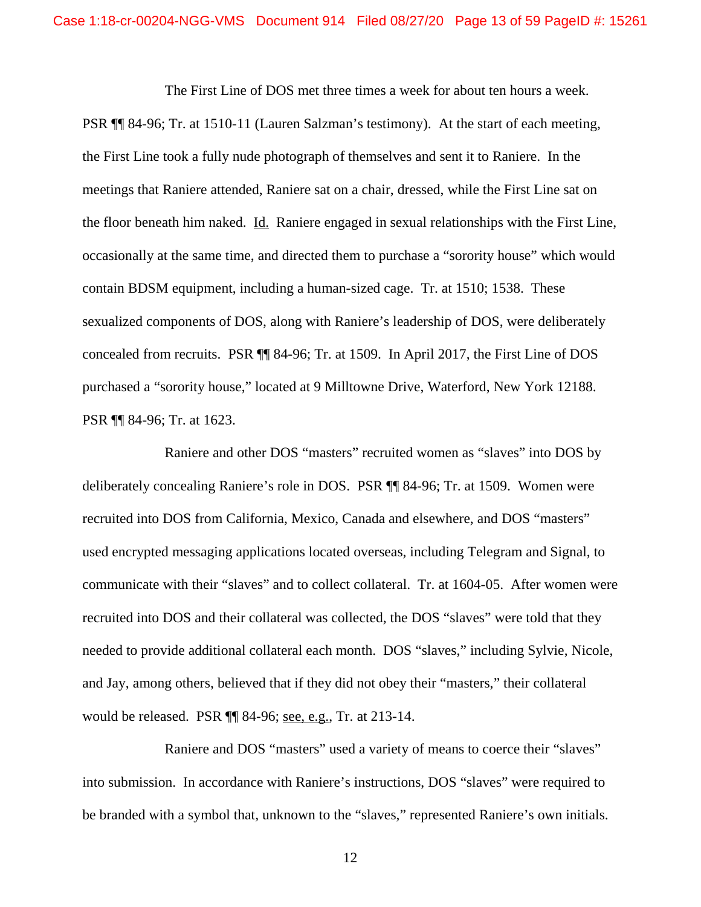The First Line of DOS met three times a week for about ten hours a week. PSR ¶¶ 84-96; Tr. at 1510-11 (Lauren Salzman's testimony). At the start of each meeting, the First Line took a fully nude photograph of themselves and sent it to Raniere. In the meetings that Raniere attended, Raniere sat on a chair, dressed, while the First Line sat on the floor beneath him naked. Id. Raniere engaged in sexual relationships with the First Line, occasionally at the same time, and directed them to purchase a "sorority house" which would contain BDSM equipment, including a human-sized cage. Tr. at 1510; 1538. These sexualized components of DOS, along with Raniere's leadership of DOS, were deliberately concealed from recruits. PSR ¶¶ 84-96; Tr. at 1509. In April 2017, the First Line of DOS purchased a "sorority house," located at 9 Milltowne Drive, Waterford, New York 12188. PSR ¶¶ 84-96; Tr. at 1623.

Raniere and other DOS "masters" recruited women as "slaves" into DOS by deliberately concealing Raniere's role in DOS. PSR ¶¶ 84-96; Tr. at 1509. Women were recruited into DOS from California, Mexico, Canada and elsewhere, and DOS "masters" used encrypted messaging applications located overseas, including Telegram and Signal, to communicate with their "slaves" and to collect collateral. Tr. at 1604-05. After women were recruited into DOS and their collateral was collected, the DOS "slaves" were told that they needed to provide additional collateral each month. DOS "slaves," including Sylvie, Nicole, and Jay, among others, believed that if they did not obey their "masters," their collateral would be released. PSR ¶¶ 84-96; see, e.g., Tr. at 213-14.

Raniere and DOS "masters" used a variety of means to coerce their "slaves" into submission. In accordance with Raniere's instructions, DOS "slaves" were required to be branded with a symbol that, unknown to the "slaves," represented Raniere's own initials.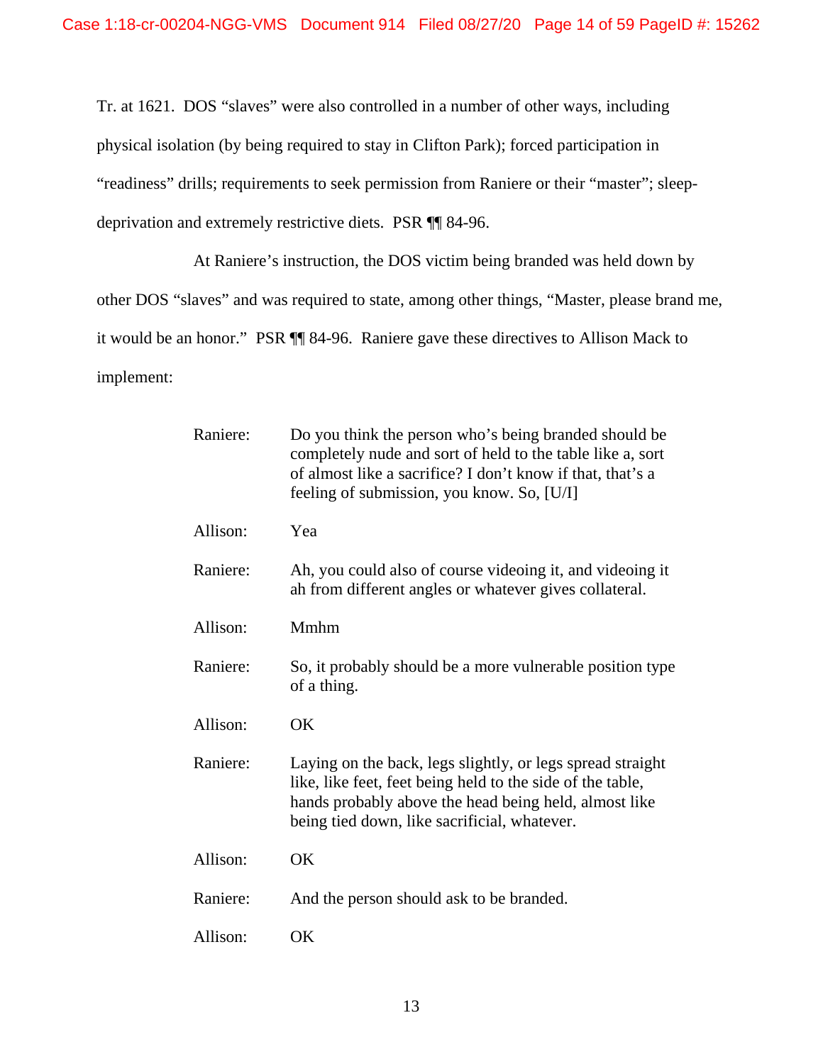Tr. at 1621. DOS "slaves" were also controlled in a number of other ways, including physical isolation (by being required to stay in Clifton Park); forced participation in "readiness" drills; requirements to seek permission from Raniere or their "master"; sleep-deprivation and extremely restrictive diets. PSR ¶¶ 84-96.

At Raniere's instruction, the DOS victim being branded was held down by other DOS "slaves" and was required to state, among other things, "Master, please brand me, it would be an honor." PSR ¶¶ 84-96. Raniere gave these directives to Allison Mack to implement:

> Raniere: Do you think the person who's being branded should be completely nude and sort of held to the table like a, sort of almost like a sacrifice? I don't know if that, that's a feeling of submission, you know. So, [U/I]
>
> Allison: Yea
>
> Raniere: Ah, you could also of course videoing it, and videoing it ah from different angles or whatever gives collateral.
>
> Allison: Mmhm
>
> Raniere: So, it probably should be a more vulnerable position type of a thing.
>
> Allison: OK
>
> Raniere: Laying on the back, legs slightly, or legs spread straight like, like feet, feet being held to the side of the table, hands probably above the head being held, almost like being tied down, like sacrificial, whatever.
>
> Allison: OK
>
> Raniere: And the person should ask to be branded.
>
> Allison: OK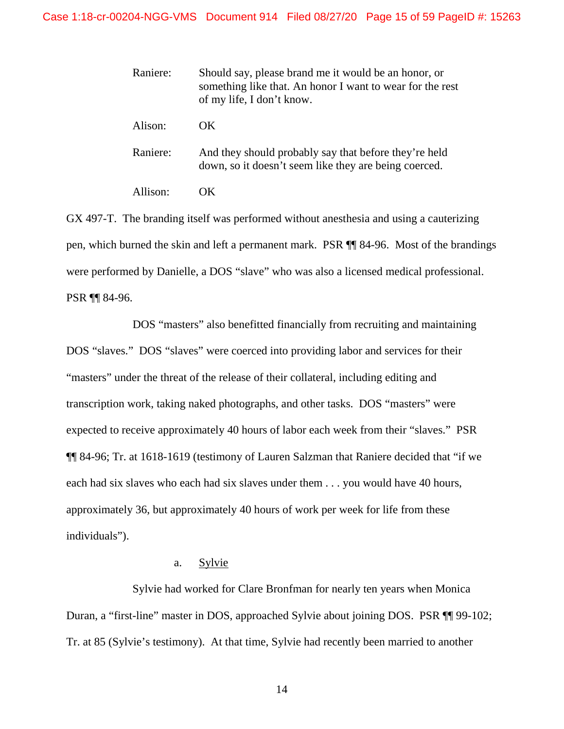| | |
|---|---|
| Raniere: | Should say, please brand me it would be an honor, or something like that. An honor I want to wear for the rest of my life, I don't know. |
| Alison: | OK |
| Raniere: | And they should probably say that before they're held down, so it doesn't seem like they are being coerced. |
| Allison: | OK |

GX 497-T. The branding itself was performed without anesthesia and using a cauterizing pen, which burned the skin and left a permanent mark. PSR ¶¶ 84-96. Most of the brandings were performed by Danielle, a DOS "slave" who was also a licensed medical professional. PSR ¶¶ 84-96.

DOS "masters" also benefitted financially from recruiting and maintaining DOS "slaves." DOS "slaves" were coerced into providing labor and services for their "masters" under the threat of the release of their collateral, including editing and transcription work, taking naked photographs, and other tasks. DOS "masters" were expected to receive approximately 40 hours of labor each week from their "slaves." PSR ¶¶ 84-96; Tr. at 1618-1619 (testimony of Lauren Salzman that Raniere decided that "if we each had six slaves who each had six slaves under them . . . you would have 40 hours, approximately 36, but approximately 40 hours of work per week for life from these individuals").

a. Sylvie

Sylvie had worked for Clare Bronfman for nearly ten years when Monica Duran, a "first-line" master in DOS, approached Sylvie about joining DOS. PSR ¶¶ 99-102; Tr. at 85 (Sylvie's testimony). At that time, Sylvie had recently been married to another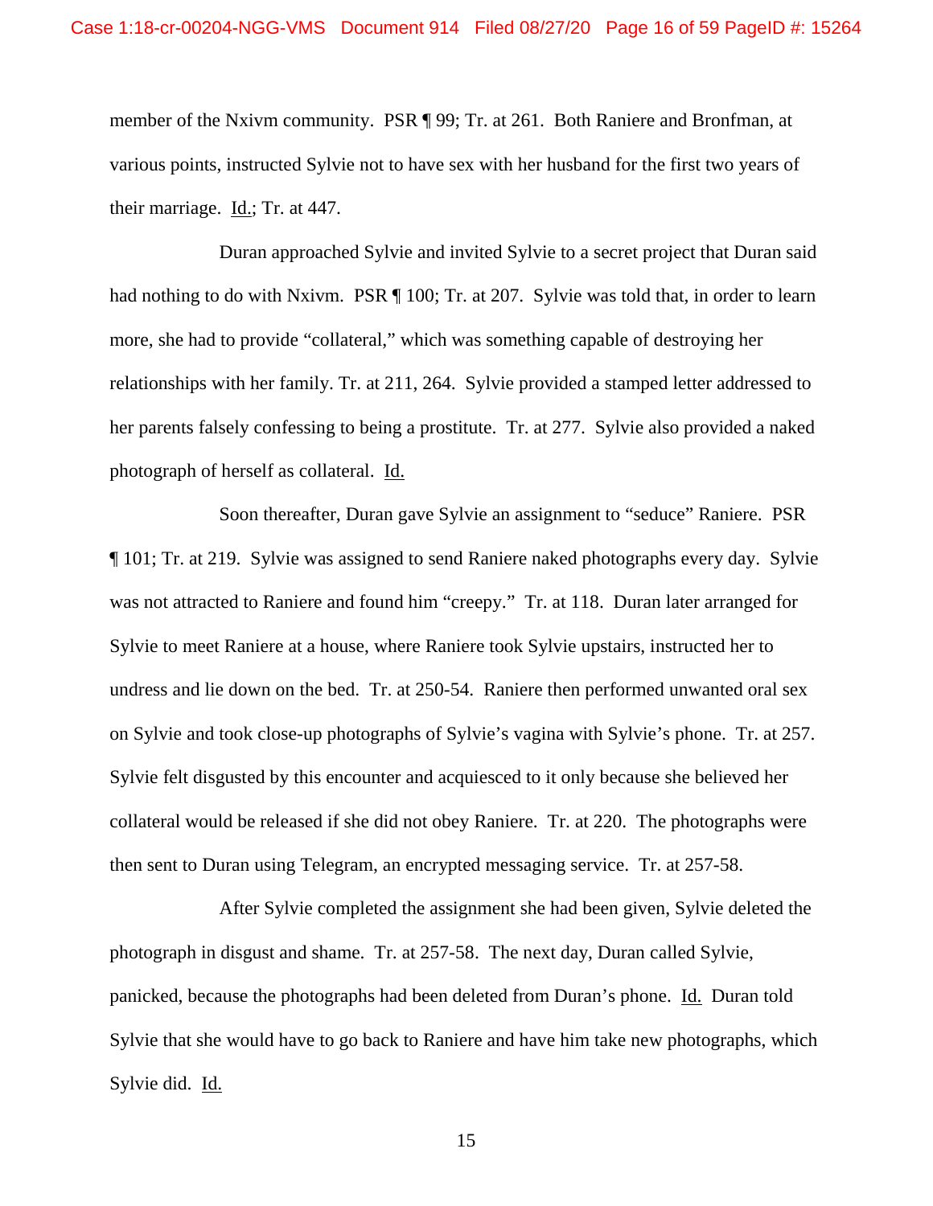member of the Nxivm community. PSR ¶ 99; Tr. at 261. Both Raniere and Bronfman, at various points, instructed Sylvie not to have sex with her husband for the first two years of their marriage. Id.; Tr. at 447.

Duran approached Sylvie and invited Sylvie to a secret project that Duran said had nothing to do with Nxivm. PSR ¶ 100; Tr. at 207. Sylvie was told that, in order to learn more, she had to provide "collateral," which was something capable of destroying her relationships with her family. Tr. at 211, 264. Sylvie provided a stamped letter addressed to her parents falsely confessing to being a prostitute. Tr. at 277. Sylvie also provided a naked photograph of herself as collateral. Id.

Soon thereafter, Duran gave Sylvie an assignment to "seduce" Raniere. PSR ¶ 101; Tr. at 219. Sylvie was assigned to send Raniere naked photographs every day. Sylvie was not attracted to Raniere and found him "creepy." Tr. at 118. Duran later arranged for Sylvie to meet Raniere at a house, where Raniere took Sylvie upstairs, instructed her to undress and lie down on the bed. Tr. at 250-54. Raniere then performed unwanted oral sex on Sylvie and took close-up photographs of Sylvie's vagina with Sylvie's phone. Tr. at 257. Sylvie felt disgusted by this encounter and acquiesced to it only because she believed her collateral would be released if she did not obey Raniere. Tr. at 220. The photographs were then sent to Duran using Telegram, an encrypted messaging service. Tr. at 257-58.

After Sylvie completed the assignment she had been given, Sylvie deleted the photograph in disgust and shame. Tr. at 257-58. The next day, Duran called Sylvie, panicked, because the photographs had been deleted from Duran's phone. Id. Duran told Sylvie that she would have to go back to Raniere and have him take new photographs, which Sylvie did. Id.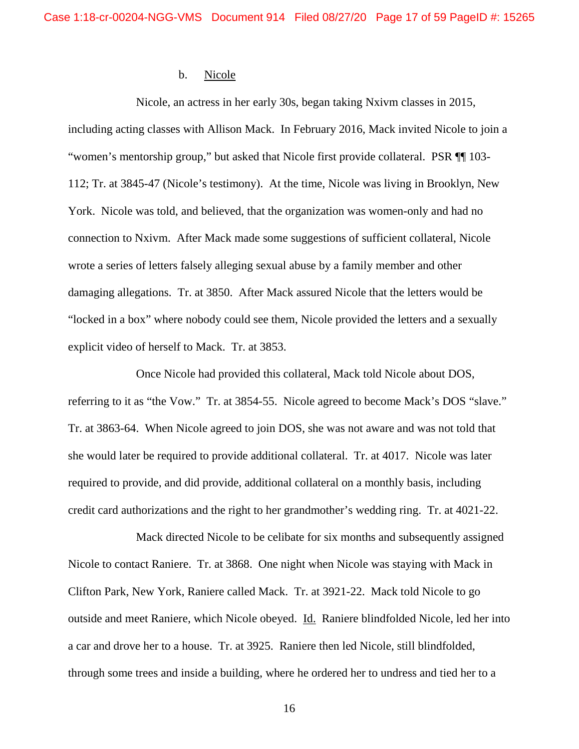b. Nicole

Nicole, an actress in her early 30s, began taking Nxivm classes in 2015, including acting classes with Allison Mack. In February 2016, Mack invited Nicole to join a "women's mentorship group," but asked that Nicole first provide collateral. PSR ¶¶ 103-112; Tr. at 3845-47 (Nicole's testimony). At the time, Nicole was living in Brooklyn, New York. Nicole was told, and believed, that the organization was women-only and had no connection to Nxivm. After Mack made some suggestions of sufficient collateral, Nicole wrote a series of letters falsely alleging sexual abuse by a family member and other damaging allegations. Tr. at 3850. After Mack assured Nicole that the letters would be "locked in a box" where nobody could see them, Nicole provided the letters and a sexually explicit video of herself to Mack. Tr. at 3853.

Once Nicole had provided this collateral, Mack told Nicole about DOS, referring to it as "the Vow." Tr. at 3854-55. Nicole agreed to become Mack's DOS "slave." Tr. at 3863-64. When Nicole agreed to join DOS, she was not aware and was not told that she would later be required to provide additional collateral. Tr. at 4017. Nicole was later required to provide, and did provide, additional collateral on a monthly basis, including credit card authorizations and the right to her grandmother's wedding ring. Tr. at 4021-22.

Mack directed Nicole to be celibate for six months and subsequently assigned Nicole to contact Raniere. Tr. at 3868. One night when Nicole was staying with Mack in Clifton Park, New York, Raniere called Mack. Tr. at 3921-22. Mack told Nicole to go outside and meet Raniere, which Nicole obeyed. Id. Raniere blindfolded Nicole, led her into a car and drove her to a house. Tr. at 3925. Raniere then led Nicole, still blindfolded, through some trees and inside a building, where he ordered her to undress and tied her to a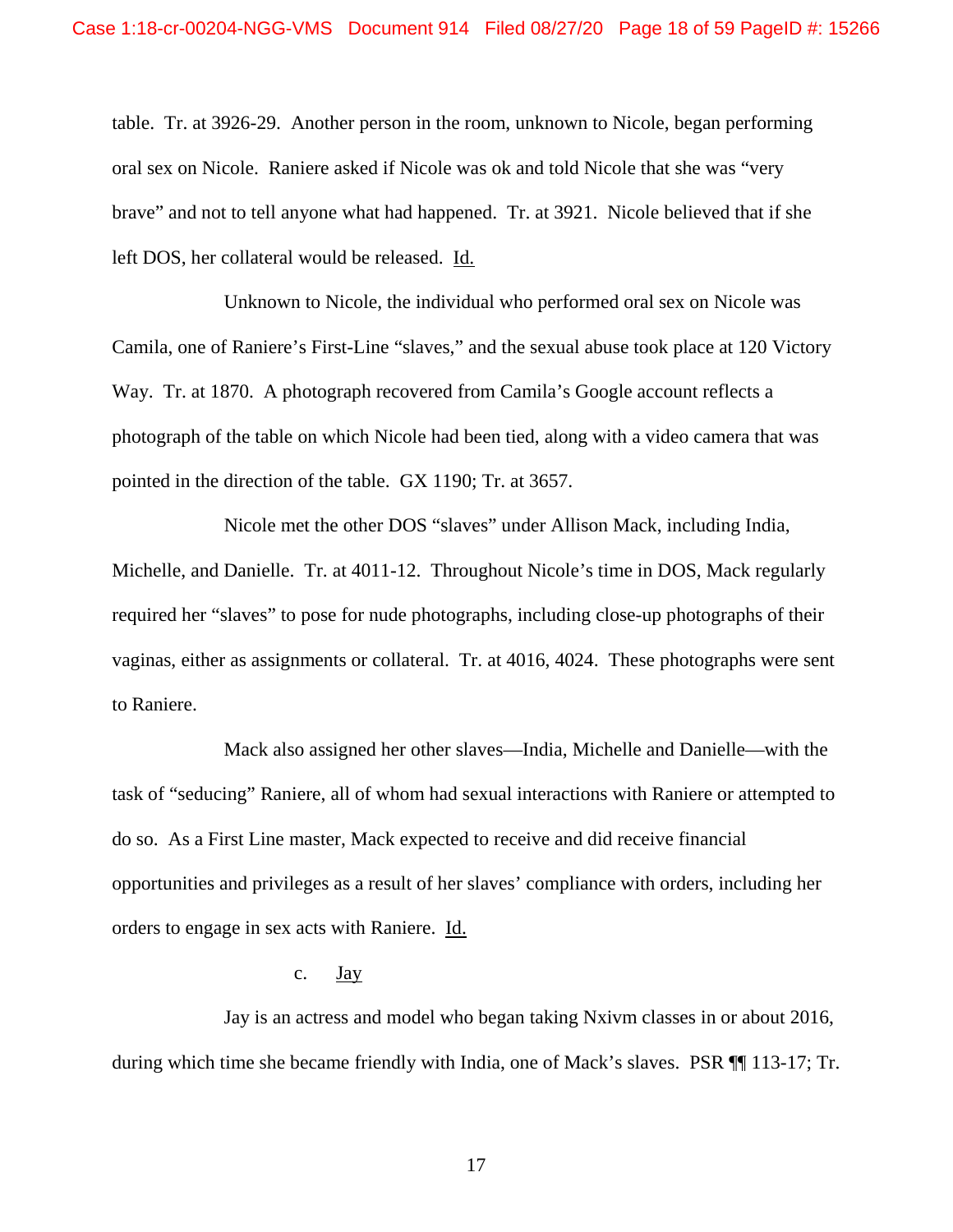table. Tr. at 3926-29. Another person in the room, unknown to Nicole, began performing oral sex on Nicole. Raniere asked if Nicole was ok and told Nicole that she was "very brave" and not to tell anyone what had happened. Tr. at 3921. Nicole believed that if she left DOS, her collateral would be released. Id.

Unknown to Nicole, the individual who performed oral sex on Nicole was Camila, one of Raniere's First-Line "slaves," and the sexual abuse took place at 120 Victory Way. Tr. at 1870. A photograph recovered from Camila's Google account reflects a photograph of the table on which Nicole had been tied, along with a video camera that was pointed in the direction of the table. GX 1190; Tr. at 3657.

Nicole met the other DOS "slaves" under Allison Mack, including India, Michelle, and Danielle. Tr. at 4011-12. Throughout Nicole's time in DOS, Mack regularly required her "slaves" to pose for nude photographs, including close-up photographs of their vaginas, either as assignments or collateral. Tr. at 4016, 4024. These photographs were sent to Raniere.

Mack also assigned her other slaves—India, Michelle and Danielle—with the task of "seducing" Raniere, all of whom had sexual interactions with Raniere or attempted to do so. As a First Line master, Mack expected to receive and did receive financial opportunities and privileges as a result of her slaves' compliance with orders, including her orders to engage in sex acts with Raniere. Id.

c. Jay

Jay is an actress and model who began taking Nxivm classes in or about 2016, during which time she became friendly with India, one of Mack's slaves. PSR ¶¶ 113-17; Tr.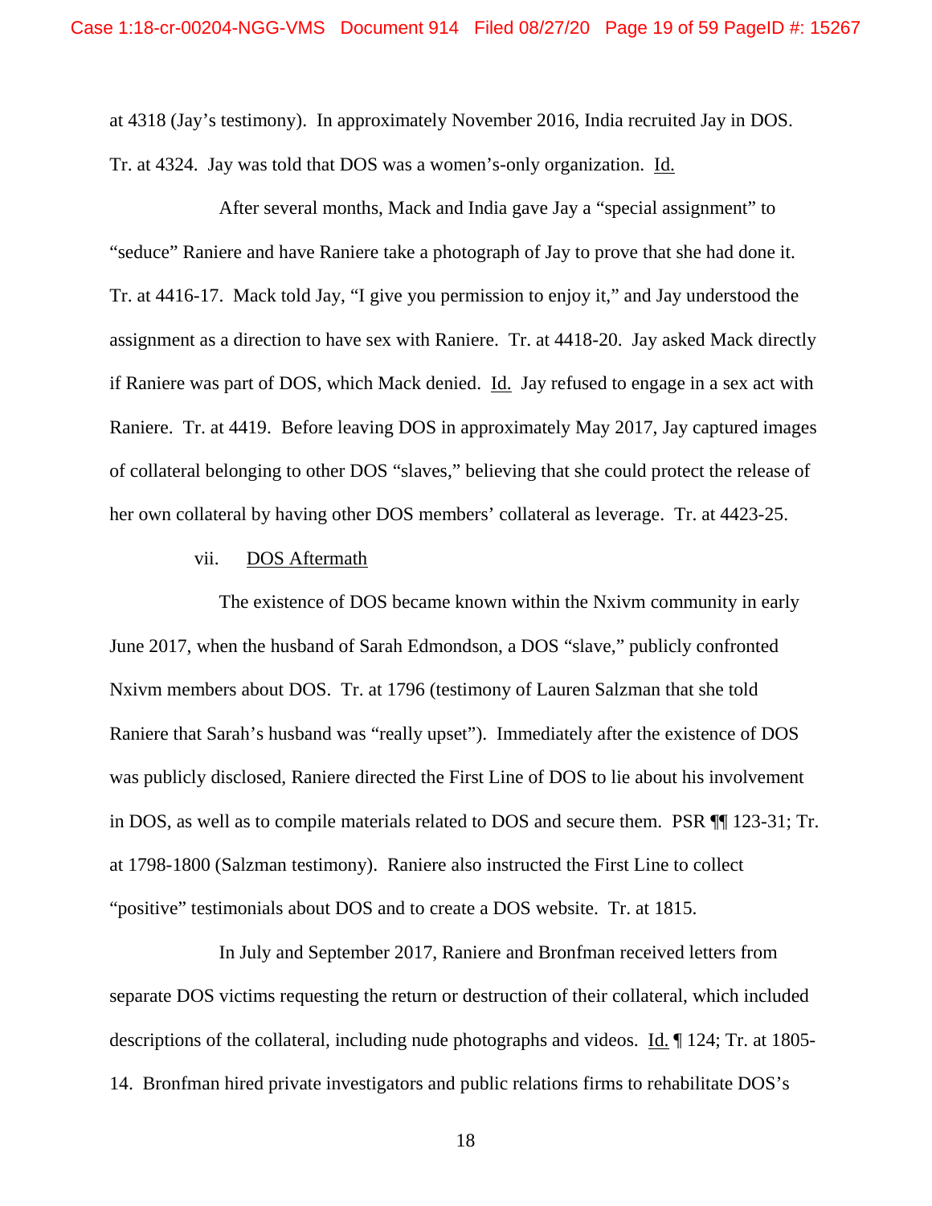at 4318 (Jay's testimony). In approximately November 2016, India recruited Jay in DOS. Tr. at 4324. Jay was told that DOS was a women's-only organization. Id.

After several months, Mack and India gave Jay a "special assignment" to "seduce" Raniere and have Raniere take a photograph of Jay to prove that she had done it. Tr. at 4416-17. Mack told Jay, "I give you permission to enjoy it," and Jay understood the assignment as a direction to have sex with Raniere. Tr. at 4418-20. Jay asked Mack directly if Raniere was part of DOS, which Mack denied. Id. Jay refused to engage in a sex act with Raniere. Tr. at 4419. Before leaving DOS in approximately May 2017, Jay captured images of collateral belonging to other DOS "slaves," believing that she could protect the release of her own collateral by having other DOS members' collateral as leverage. Tr. at 4423-25.

vii. DOS Aftermath

The existence of DOS became known within the Nxivm community in early June 2017, when the husband of Sarah Edmondson, a DOS "slave," publicly confronted Nxivm members about DOS. Tr. at 1796 (testimony of Lauren Salzman that she told Raniere that Sarah's husband was "really upset"). Immediately after the existence of DOS was publicly disclosed, Raniere directed the First Line of DOS to lie about his involvement in DOS, as well as to compile materials related to DOS and secure them. PSR ¶¶ 123-31; Tr. at 1798-1800 (Salzman testimony). Raniere also instructed the First Line to collect "positive" testimonials about DOS and to create a DOS website. Tr. at 1815.

In July and September 2017, Raniere and Bronfman received letters from separate DOS victims requesting the return or destruction of their collateral, which included descriptions of the collateral, including nude photographs and videos. Id. ¶ 124; Tr. at 1805-14. Bronfman hired private investigators and public relations firms to rehabilitate DOS's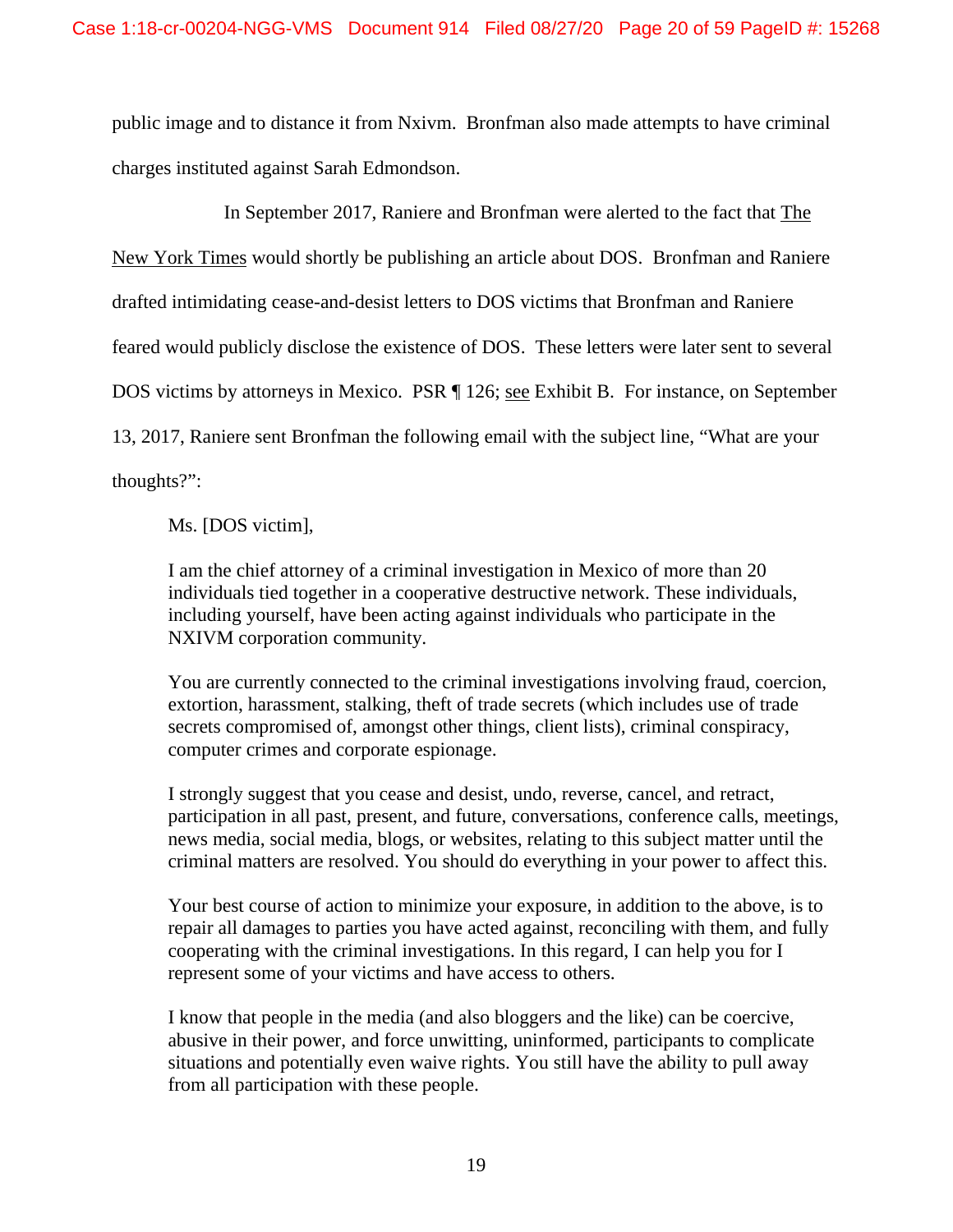public image and to distance it from Nxivm. Bronfman also made attempts to have criminal charges instituted against Sarah Edmondson.

In September 2017, Raniere and Bronfman were alerted to the fact that The New York Times would shortly be publishing an article about DOS. Bronfman and Raniere drafted intimidating cease-and-desist letters to DOS victims that Bronfman and Raniere feared would publicly disclose the existence of DOS. These letters were later sent to several DOS victims by attorneys in Mexico. PSR ¶ 126; see Exhibit B. For instance, on September 13, 2017, Raniere sent Bronfman the following email with the subject line, "What are your thoughts?":

> Ms. [DOS victim],
>
> I am the chief attorney of a criminal investigation in Mexico of more than 20 individuals tied together in a cooperative destructive network. These individuals, including yourself, have been acting against individuals who participate in the NXIVM corporation community.
>
> You are currently connected to the criminal investigations involving fraud, coercion, extortion, harassment, stalking, theft of trade secrets (which includes use of trade secrets compromised of, amongst other things, client lists), criminal conspiracy, computer crimes and corporate espionage.
>
> I strongly suggest that you cease and desist, undo, reverse, cancel, and retract, participation in all past, present, and future, conversations, conference calls, meetings, news media, social media, blogs, or websites, relating to this subject matter until the criminal matters are resolved. You should do everything in your power to affect this.
>
> Your best course of action to minimize your exposure, in addition to the above, is to repair all damages to parties you have acted against, reconciling with them, and fully cooperating with the criminal investigations. In this regard, I can help you for I represent some of your victims and have access to others.
>
> I know that people in the media (and also bloggers and the like) can be coercive, abusive in their power, and force unwitting, uninformed, participants to complicate situations and potentially even waive rights. You still have the ability to pull away from all participation with these people.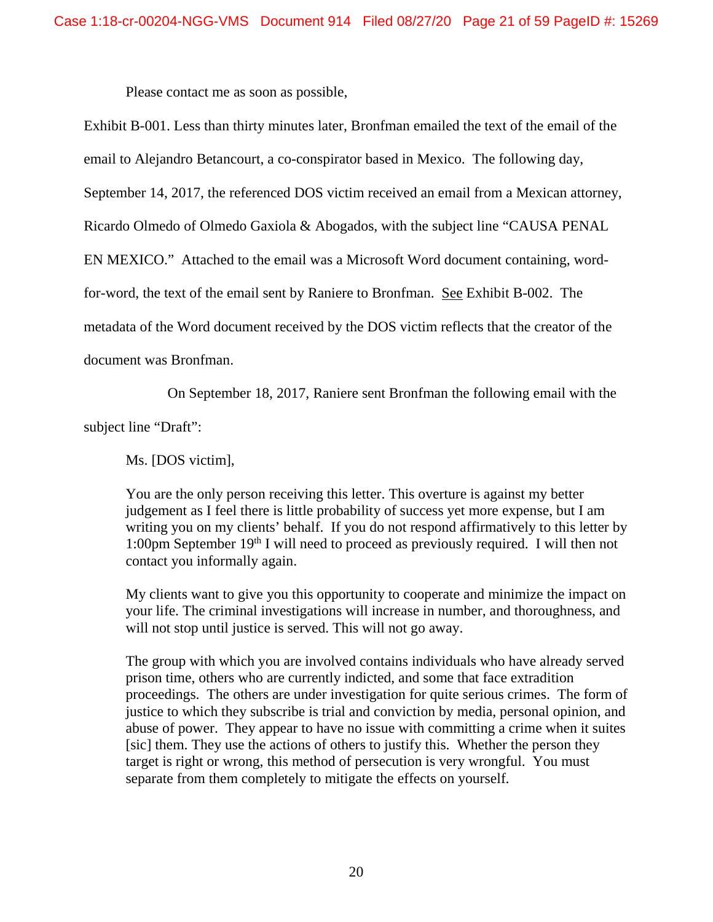Please contact me as soon as possible,

Exhibit B-001. Less than thirty minutes later, Bronfman emailed the text of the email of the email to Alejandro Betancourt, a co-conspirator based in Mexico. The following day, September 14, 2017, the referenced DOS victim received an email from a Mexican attorney, Ricardo Olmedo of Olmedo Gaxiola & Abogados, with the subject line "CAUSA PENAL EN MEXICO." Attached to the email was a Microsoft Word document containing, word-for-word, the text of the email sent by Raniere to Bronfman. See Exhibit B-002. The metadata of the Word document received by the DOS victim reflects that the creator of the document was Bronfman.

On September 18, 2017, Raniere sent Bronfman the following email with the subject line "Draft":

> Ms. [DOS victim],
>
> You are the only person receiving this letter. This overture is against my better judgement as I feel there is little probability of success yet more expense, but I am writing you on my clients' behalf. If you do not respond affirmatively to this letter by 1:00pm September 19th I will need to proceed as previously required. I will then not contact you informally again.
>
> My clients want to give you this opportunity to cooperate and minimize the impact on your life. The criminal investigations will increase in number, and thoroughness, and will not stop until justice is served. This will not go away.
>
> The group with which you are involved contains individuals who have already served prison time, others who are currently indicted, and some that face extradition proceedings. The others are under investigation for quite serious crimes. The form of justice to which they subscribe is trial and conviction by media, personal opinion, and abuse of power. They appear to have no issue with committing a crime when it suites [sic] them. They use the actions of others to justify this. Whether the person they target is right or wrong, this method of persecution is very wrongful. You must separate from them completely to mitigate the effects on yourself.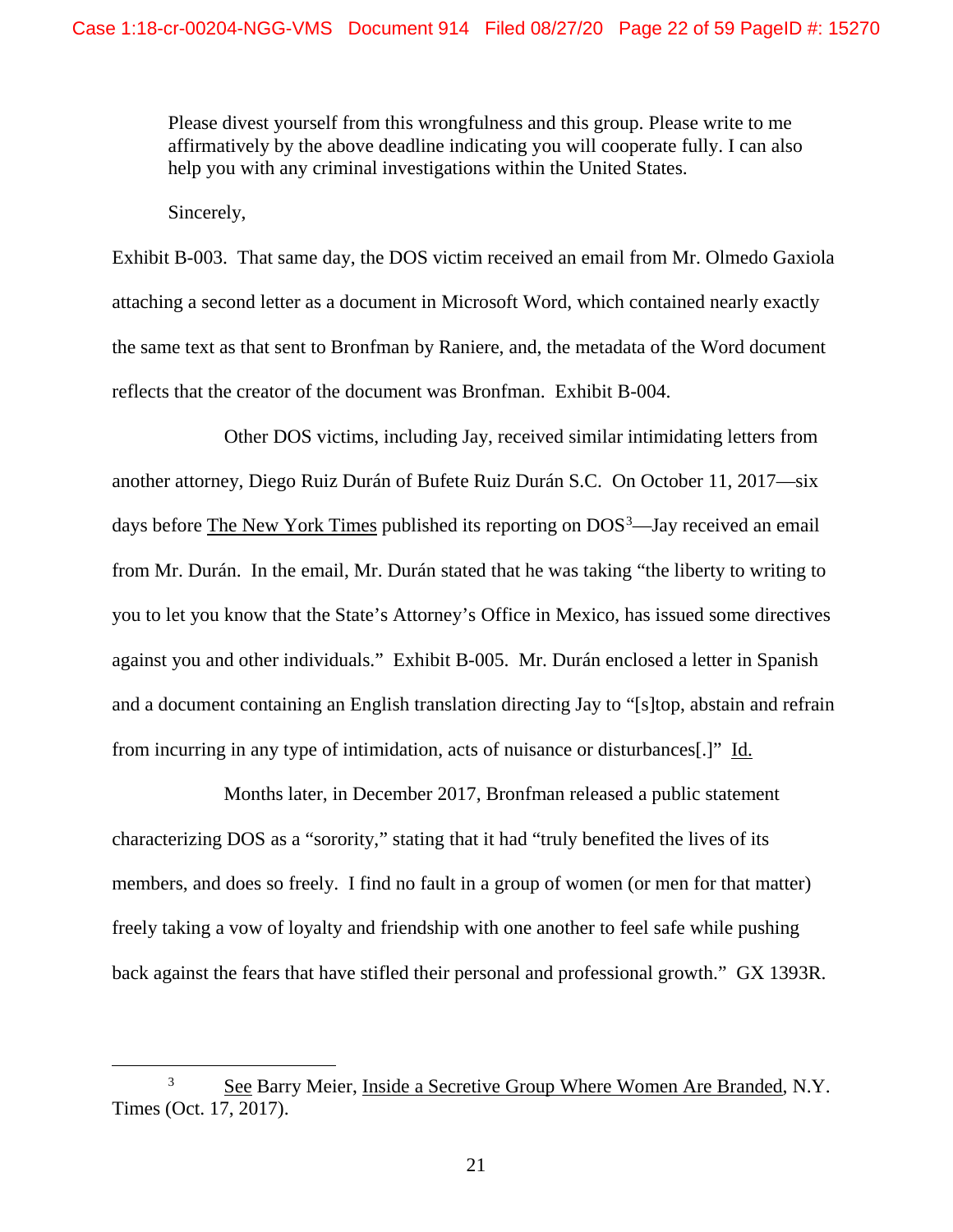> Please divest yourself from this wrongfulness and this group. Please write to me affirmatively by the above deadline indicating you will cooperate fully. I can also help you with any criminal investigations within the United States.
>
> Sincerely,

Exhibit B-003. That same day, the DOS victim received an email from Mr. Olmedo Gaxiola attaching a second letter as a document in Microsoft Word, which contained nearly exactly the same text as that sent to Bronfman by Raniere, and, the metadata of the Word document reflects that the creator of the document was Bronfman. Exhibit B-004.

Other DOS victims, including Jay, received similar intimidating letters from another attorney, Diego Ruiz Durán of Bufete Ruiz Durán S.C. On October 11, 2017—six days before The New York Times published its reporting on DOS[3]—Jay received an email from Mr. Durán. In the email, Mr. Durán stated that he was taking "the liberty to writing to you to let you know that the State's Attorney's Office in Mexico, has issued some directives against you and other individuals." Exhibit B-005. Mr. Durán enclosed a letter in Spanish and a document containing an English translation directing Jay to "[s]top, abstain and refrain from incurring in any type of intimidation, acts of nuisance or disturbances[.]" Id.

Months later, in December 2017, Bronfman released a public statement characterizing DOS as a "sorority," stating that it had "truly benefited the lives of its members, and does so freely. I find no fault in a group of women (or men for that matter) freely taking a vow of loyalty and friendship with one another to feel safe while pushing back against the fears that have stifled their personal and professional growth." GX 1393R.

---

[3] See Barry Meier, Inside a Secretive Group Where Women Are Branded, N.Y. Times (Oct. 17, 2017).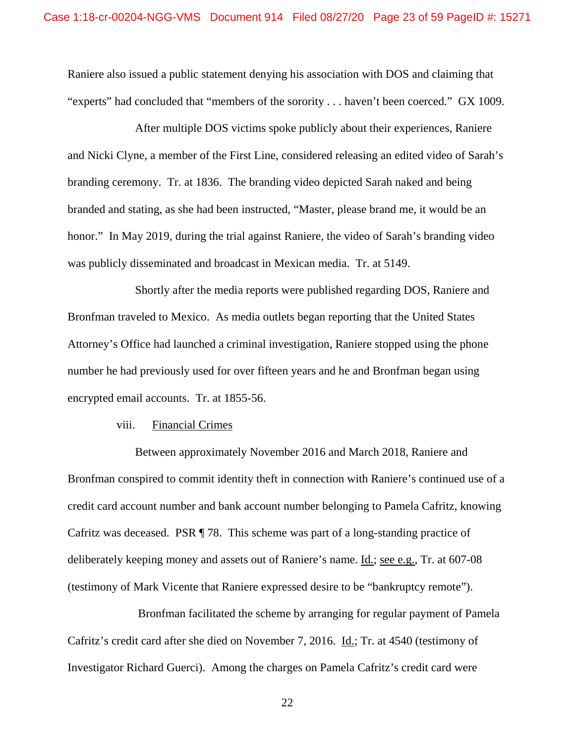Raniere also issued a public statement denying his association with DOS and claiming that "experts" had concluded that "members of the sorority . . . haven't been coerced." GX 1009.

After multiple DOS victims spoke publicly about their experiences, Raniere and Nicki Clyne, a member of the First Line, considered releasing an edited video of Sarah's branding ceremony. Tr. at 1836. The branding video depicted Sarah naked and being branded and stating, as she had been instructed, "Master, please brand me, it would be an honor." In May 2019, during the trial against Raniere, the video of Sarah's branding video was publicly disseminated and broadcast in Mexican media. Tr. at 5149.

Shortly after the media reports were published regarding DOS, Raniere and Bronfman traveled to Mexico. As media outlets began reporting that the United States Attorney's Office had launched a criminal investigation, Raniere stopped using the phone number he had previously used for over fifteen years and he and Bronfman began using encrypted email accounts. Tr. at 1855-56.

viii. Financial Crimes

Between approximately November 2016 and March 2018, Raniere and Bronfman conspired to commit identity theft in connection with Raniere's continued use of a credit card account number and bank account number belonging to Pamela Cafritz, knowing Cafritz was deceased. PSR ¶ 78. This scheme was part of a long-standing practice of deliberately keeping money and assets out of Raniere's name. Id.; see e.g., Tr. at 607-08 (testimony of Mark Vicente that Raniere expressed desire to be "bankruptcy remote").

Bronfman facilitated the scheme by arranging for regular payment of Pamela Cafritz's credit card after she died on November 7, 2016. Id.; Tr. at 4540 (testimony of Investigator Richard Guerci). Among the charges on Pamela Cafritz's credit card were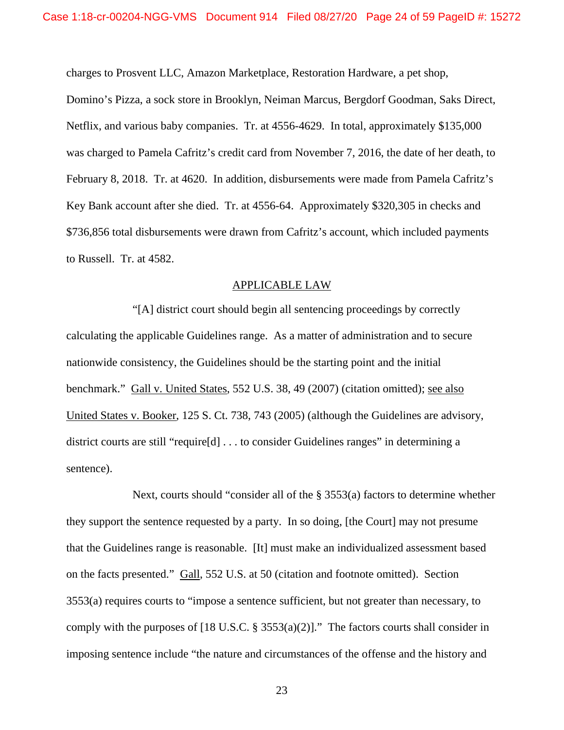charges to Prosvent LLC, Amazon Marketplace, Restoration Hardware, a pet shop, Domino's Pizza, a sock store in Brooklyn, Neiman Marcus, Bergdorf Goodman, Saks Direct, Netflix, and various baby companies. Tr. at 4556-4629. In total, approximately $135,000 was charged to Pamela Cafritz's credit card from November 7, 2016, the date of her death, to February 8, 2018. Tr. at 4620. In addition, disbursements were made from Pamela Cafritz's Key Bank account after she died. Tr. at 4556-64. Approximately $320,305 in checks and $736,856 total disbursements were drawn from Cafritz's account, which included payments to Russell. Tr. at 4582.

## APPLICABLE LAW

"[A] district court should begin all sentencing proceedings by correctly calculating the applicable Guidelines range. As a matter of administration and to secure nationwide consistency, the Guidelines should be the starting point and the initial benchmark." Gall v. United States, 552 U.S. 38, 49 (2007) (citation omitted); see also United States v. Booker, 125 S. Ct. 738, 743 (2005) (although the Guidelines are advisory, district courts are still "require[d] . . . to consider Guidelines ranges" in determining a sentence).

Next, courts should "consider all of the § 3553(a) factors to determine whether they support the sentence requested by a party. In so doing, [the Court] may not presume that the Guidelines range is reasonable. [It] must make an individualized assessment based on the facts presented." Gall, 552 U.S. at 50 (citation and footnote omitted). Section 3553(a) requires courts to "impose a sentence sufficient, but not greater than necessary, to comply with the purposes of [18 U.S.C. § 3553(a)(2)]." The factors courts shall consider in imposing sentence include "the nature and circumstances of the offense and the history and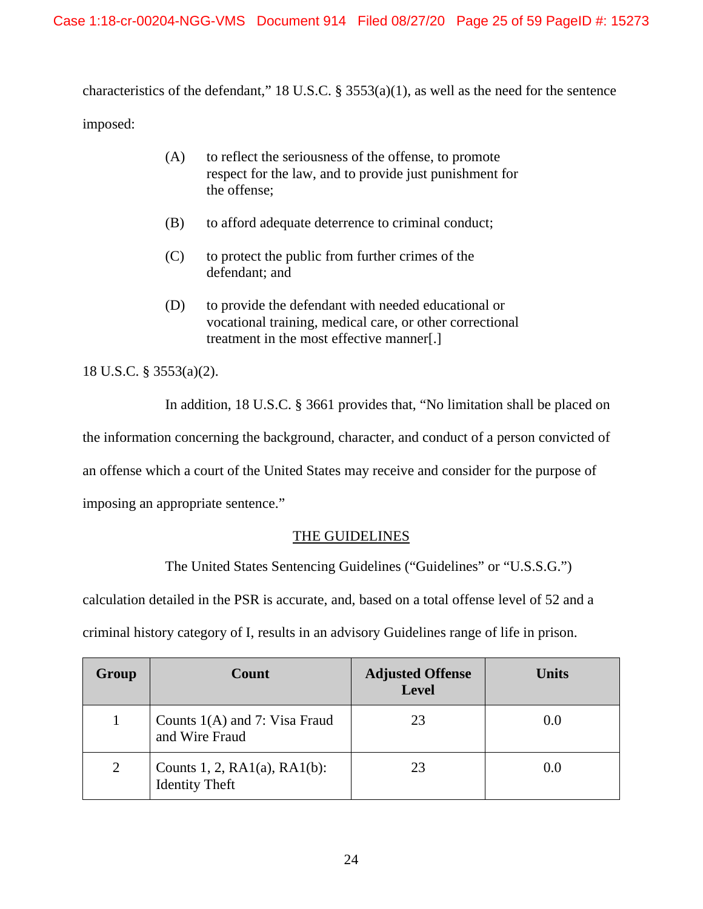characteristics of the defendant," 18 U.S.C. § 3553(a)(1), as well as the need for the sentence imposed:

> (A) to reflect the seriousness of the offense, to promote respect for the law, and to provide just punishment for the offense;
>
> (B) to afford adequate deterrence to criminal conduct;
>
> (C) to protect the public from further crimes of the defendant; and
>
> (D) to provide the defendant with needed educational or vocational training, medical care, or other correctional treatment in the most effective manner[.]

18 U.S.C. § 3553(a)(2).

In addition, 18 U.S.C. § 3661 provides that, "No limitation shall be placed on the information concerning the background, character, and conduct of a person convicted of an offense which a court of the United States may receive and consider for the purpose of imposing an appropriate sentence."

## THE GUIDELINES

The United States Sentencing Guidelines ("Guidelines" or "U.S.S.G.") calculation detailed in the PSR is accurate, and, based on a total offense level of 52 and a criminal history category of I, results in an advisory Guidelines range of life in prison.

| Group | Count | Adjusted Offense Level | Units |
|---|---|---|---|
| 1 | Counts 1(A) and 7: Visa Fraud and Wire Fraud | 23 | 0.0 |
| 2 | Counts 1, 2, RA1(a), RA1(b): Identity Theft | 23 | 0.0 |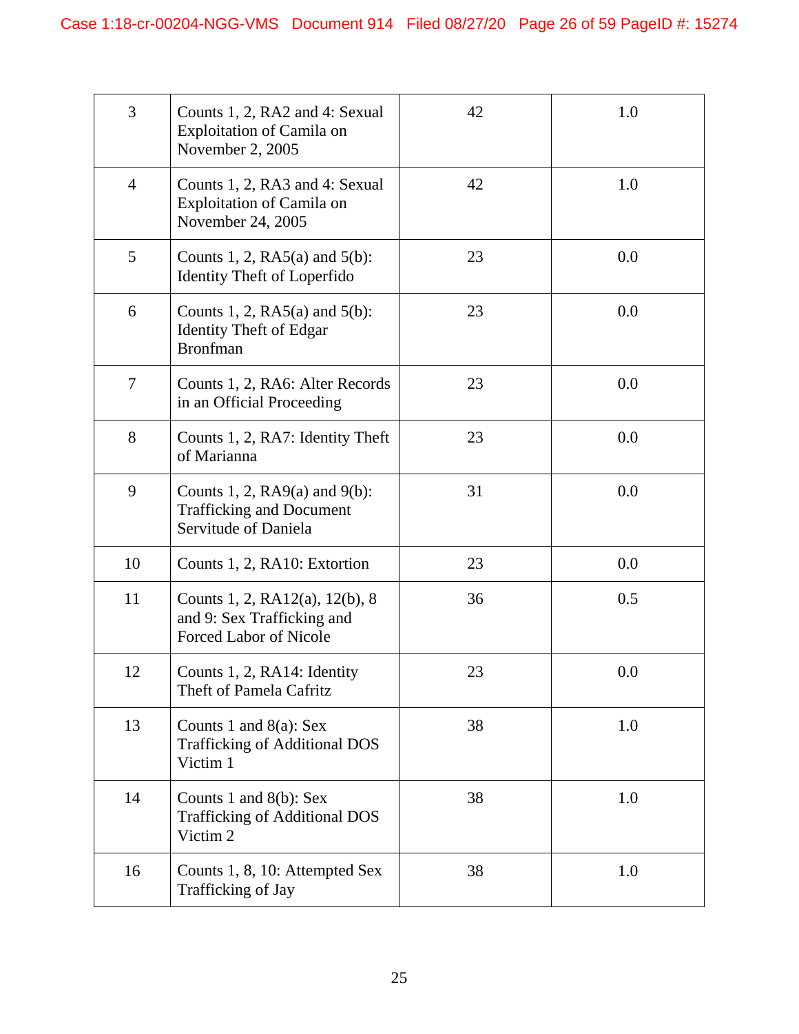| | | | |
|---|---|---|---|
| 3 | Counts 1, 2, RA2 and 4: Sexual Exploitation of Camila on November 2, 2005 | 42 | 1.0 |
| 4 | Counts 1, 2, RA3 and 4: Sexual Exploitation of Camila on November 24, 2005 | 42 | 1.0 |
| 5 | Counts 1, 2, RA5(a) and 5(b): Identity Theft of Loperfido | 23 | 0.0 |
| 6 | Counts 1, 2, RA5(a) and 5(b): Identity Theft of Edgar Bronfman | 23 | 0.0 |
| 7 | Counts 1, 2, RA6: Alter Records in an Official Proceeding | 23 | 0.0 |
| 8 | Counts 1, 2, RA7: Identity Theft of Marianna | 23 | 0.0 |
| 9 | Counts 1, 2, RA9(a) and 9(b): Trafficking and Document Servitude of Daniela | 31 | 0.0 |
| 10 | Counts 1, 2, RA10: Extortion | 23 | 0.0 |
| 11 | Counts 1, 2, RA12(a), 12(b), 8 and 9: Sex Trafficking and Forced Labor of Nicole | 36 | 0.5 |
| 12 | Counts 1, 2, RA14: Identity Theft of Pamela Cafritz | 23 | 0.0 |
| 13 | Counts 1 and 8(a): Sex Trafficking of Additional DOS Victim 1 | 38 | 1.0 |
| 14 | Counts 1 and 8(b): Sex Trafficking of Additional DOS Victim 2 | 38 | 1.0 |
| 16 | Counts 1, 8, 10: Attempted Sex Trafficking of Jay | 38 | 1.0 |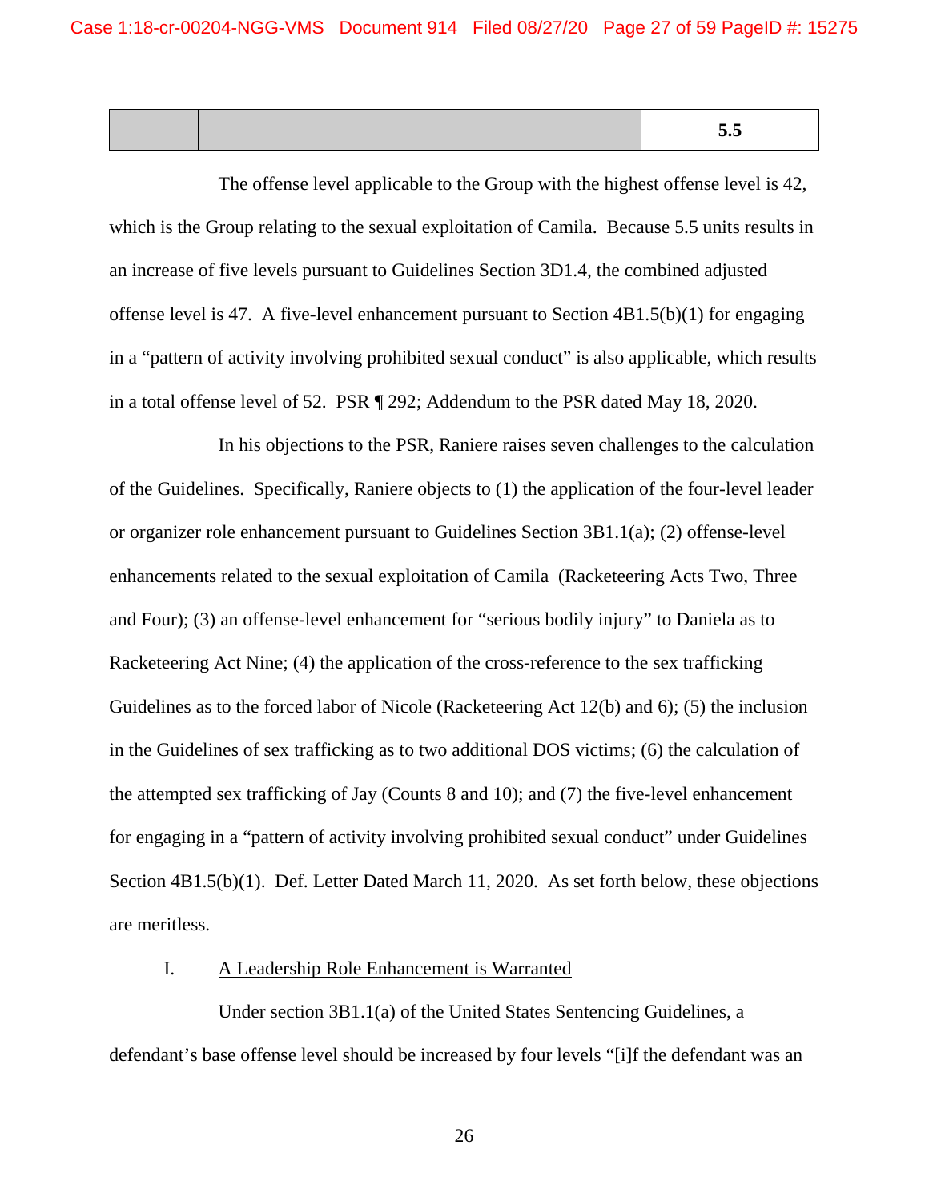| | | | 5.5 |
|---|---|---|---|

The offense level applicable to the Group with the highest offense level is 42, which is the Group relating to the sexual exploitation of Camila. Because 5.5 units results in an increase of five levels pursuant to Guidelines Section 3D1.4, the combined adjusted offense level is 47. A five-level enhancement pursuant to Section 4B1.5(b)(1) for engaging in a "pattern of activity involving prohibited sexual conduct" is also applicable, which results in a total offense level of 52. PSR ¶ 292; Addendum to the PSR dated May 18, 2020.

In his objections to the PSR, Raniere raises seven challenges to the calculation of the Guidelines. Specifically, Raniere objects to (1) the application of the four-level leader or organizer role enhancement pursuant to Guidelines Section 3B1.1(a); (2) offense-level enhancements related to the sexual exploitation of Camila (Racketeering Acts Two, Three and Four); (3) an offense-level enhancement for "serious bodily injury" to Daniela as to Racketeering Act Nine; (4) the application of the cross-reference to the sex trafficking Guidelines as to the forced labor of Nicole (Racketeering Act 12(b) and 6); (5) the inclusion in the Guidelines of sex trafficking as to two additional DOS victims; (6) the calculation of the attempted sex trafficking of Jay (Counts 8 and 10); and (7) the five-level enhancement for engaging in a "pattern of activity involving prohibited sexual conduct" under Guidelines Section 4B1.5(b)(1). Def. Letter Dated March 11, 2020. As set forth below, these objections are meritless.

## I. A Leadership Role Enhancement is Warranted

Under section 3B1.1(a) of the United States Sentencing Guidelines, a defendant's base offense level should be increased by four levels "[i]f the defendant was an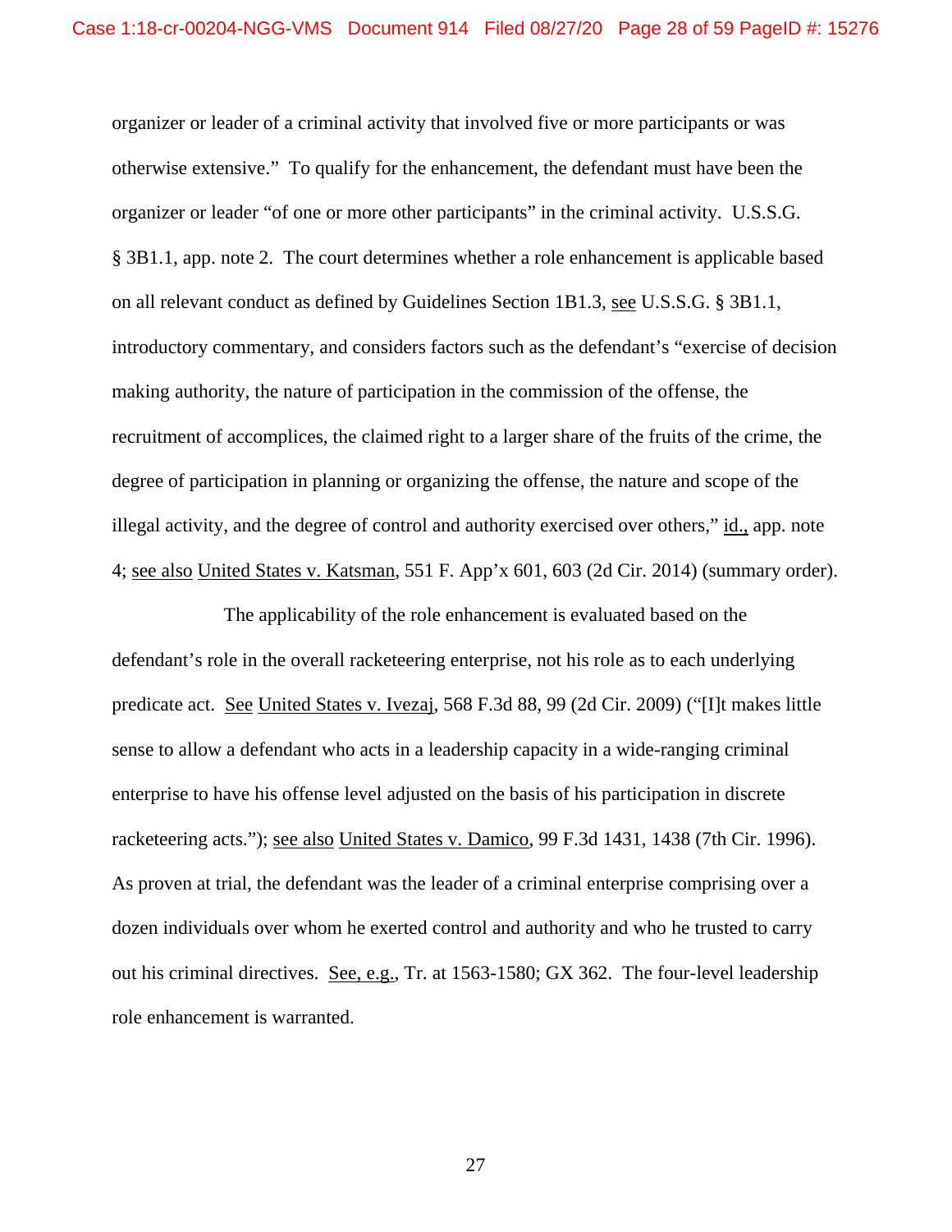organizer or leader of a criminal activity that involved five or more participants or was otherwise extensive." To qualify for the enhancement, the defendant must have been the organizer or leader "of one or more other participants" in the criminal activity. U.S.S.G. § 3B1.1, app. note 2. The court determines whether a role enhancement is applicable based on all relevant conduct as defined by Guidelines Section 1B1.3, see U.S.S.G. § 3B1.1, introductory commentary, and considers factors such as the defendant's "exercise of decision making authority, the nature of participation in the commission of the offense, the recruitment of accomplices, the claimed right to a larger share of the fruits of the crime, the degree of participation in planning or organizing the offense, the nature and scope of the illegal activity, and the degree of control and authority exercised over others," id., app. note 4; see also United States v. Katsman, 551 F. App'x 601, 603 (2d Cir. 2014) (summary order).

The applicability of the role enhancement is evaluated based on the defendant's role in the overall racketeering enterprise, not his role as to each underlying predicate act. See United States v. Ivezaj, 568 F.3d 88, 99 (2d Cir. 2009) ("[I]t makes little sense to allow a defendant who acts in a leadership capacity in a wide-ranging criminal enterprise to have his offense level adjusted on the basis of his participation in discrete racketeering acts."); see also United States v. Damico, 99 F.3d 1431, 1438 (7th Cir. 1996). As proven at trial, the defendant was the leader of a criminal enterprise comprising over a dozen individuals over whom he exerted control and authority and who he trusted to carry out his criminal directives. See, e.g., Tr. at 1563-1580; GX 362. The four-level leadership role enhancement is warranted.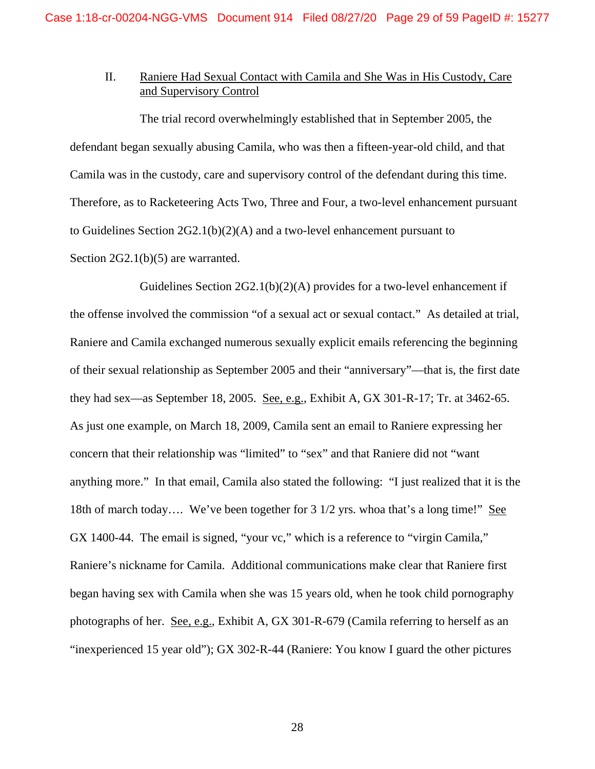## II. Raniere Had Sexual Contact with Camila and She Was in His Custody, Care and Supervisory Control

The trial record overwhelmingly established that in September 2005, the defendant began sexually abusing Camila, who was then a fifteen-year-old child, and that Camila was in the custody, care and supervisory control of the defendant during this time. Therefore, as to Racketeering Acts Two, Three and Four, a two-level enhancement pursuant to Guidelines Section 2G2.1(b)(2)(A) and a two-level enhancement pursuant to Section 2G2.1(b)(5) are warranted.

Guidelines Section 2G2.1(b)(2)(A) provides for a two-level enhancement if the offense involved the commission "of a sexual act or sexual contact." As detailed at trial, Raniere and Camila exchanged numerous sexually explicit emails referencing the beginning of their sexual relationship as September 2005 and their "anniversary"—that is, the first date they had sex—as September 18, 2005. See, e.g., Exhibit A, GX 301-R-17; Tr. at 3462-65. As just one example, on March 18, 2009, Camila sent an email to Raniere expressing her concern that their relationship was "limited" to "sex" and that Raniere did not "want anything more." In that email, Camila also stated the following: "I just realized that it is the 18th of march today…. We've been together for 3 1/2 yrs. whoa that's a long time!" See GX 1400-44. The email is signed, "your vc," which is a reference to "virgin Camila," Raniere's nickname for Camila. Additional communications make clear that Raniere first began having sex with Camila when she was 15 years old, when he took child pornography photographs of her. See, e.g., Exhibit A, GX 301-R-679 (Camila referring to herself as an "inexperienced 15 year old"); GX 302-R-44 (Raniere: You know I guard the other pictures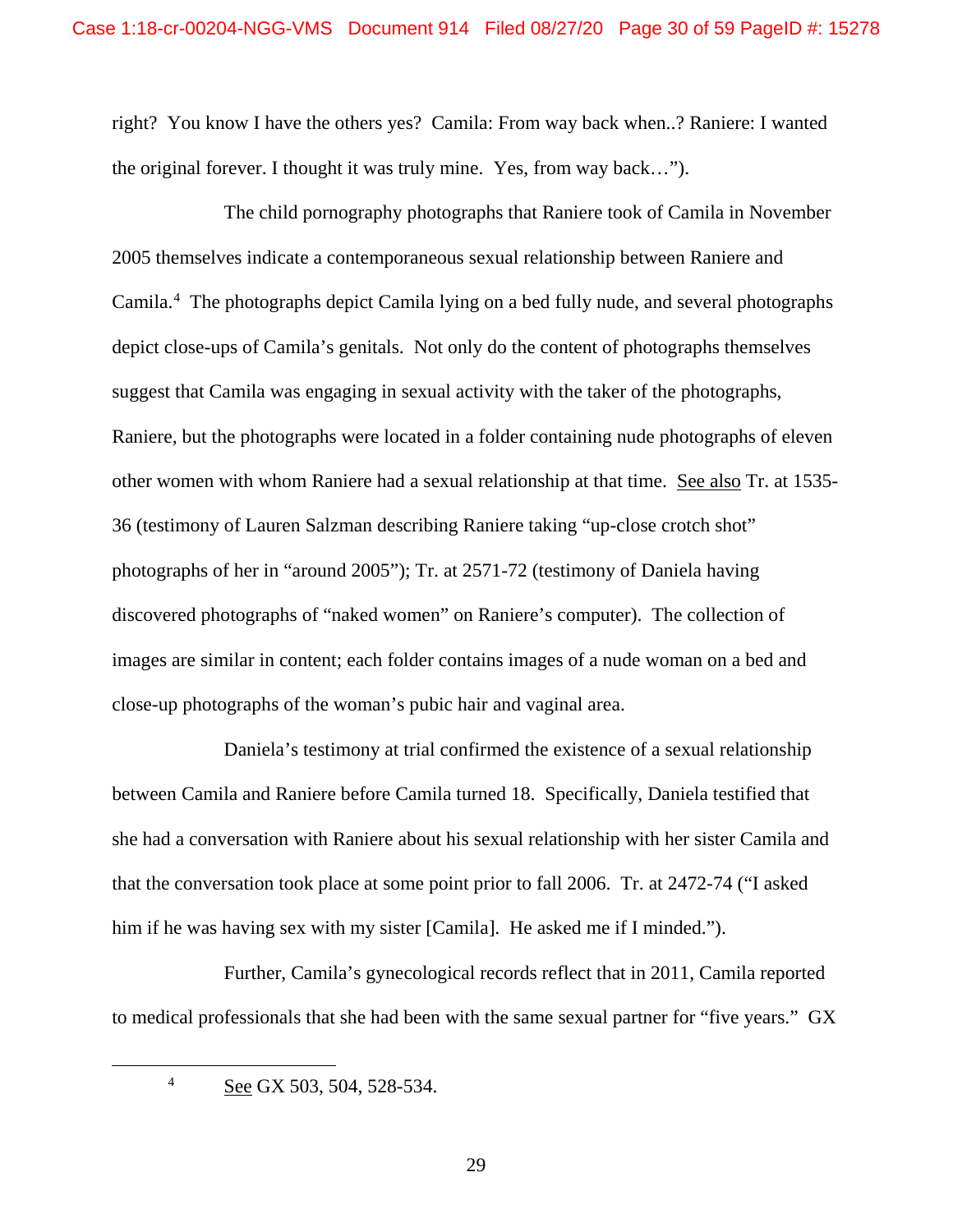right? You know I have the others yes? Camila: From way back when..? Raniere: I wanted the original forever. I thought it was truly mine. Yes, from way back…").

The child pornography photographs that Raniere took of Camila in November 2005 themselves indicate a contemporaneous sexual relationship between Raniere and Camila.[4] The photographs depict Camila lying on a bed fully nude, and several photographs depict close-ups of Camila's genitals. Not only do the content of photographs themselves suggest that Camila was engaging in sexual activity with the taker of the photographs, Raniere, but the photographs were located in a folder containing nude photographs of eleven other women with whom Raniere had a sexual relationship at that time. See also Tr. at 1535-36 (testimony of Lauren Salzman describing Raniere taking "up-close crotch shot" photographs of her in "around 2005"); Tr. at 2571-72 (testimony of Daniela having discovered photographs of "naked women" on Raniere's computer). The collection of images are similar in content; each folder contains images of a nude woman on a bed and close-up photographs of the woman's pubic hair and vaginal area.

Daniela's testimony at trial confirmed the existence of a sexual relationship between Camila and Raniere before Camila turned 18. Specifically, Daniela testified that she had a conversation with Raniere about his sexual relationship with her sister Camila and that the conversation took place at some point prior to fall 2006. Tr. at 2472-74 ("I asked him if he was having sex with my sister [Camila]. He asked me if I minded.").

Further, Camila's gynecological records reflect that in 2011, Camila reported to medical professionals that she had been with the same sexual partner for "five years." GX

---

[4] See GX 503, 504, 528-534.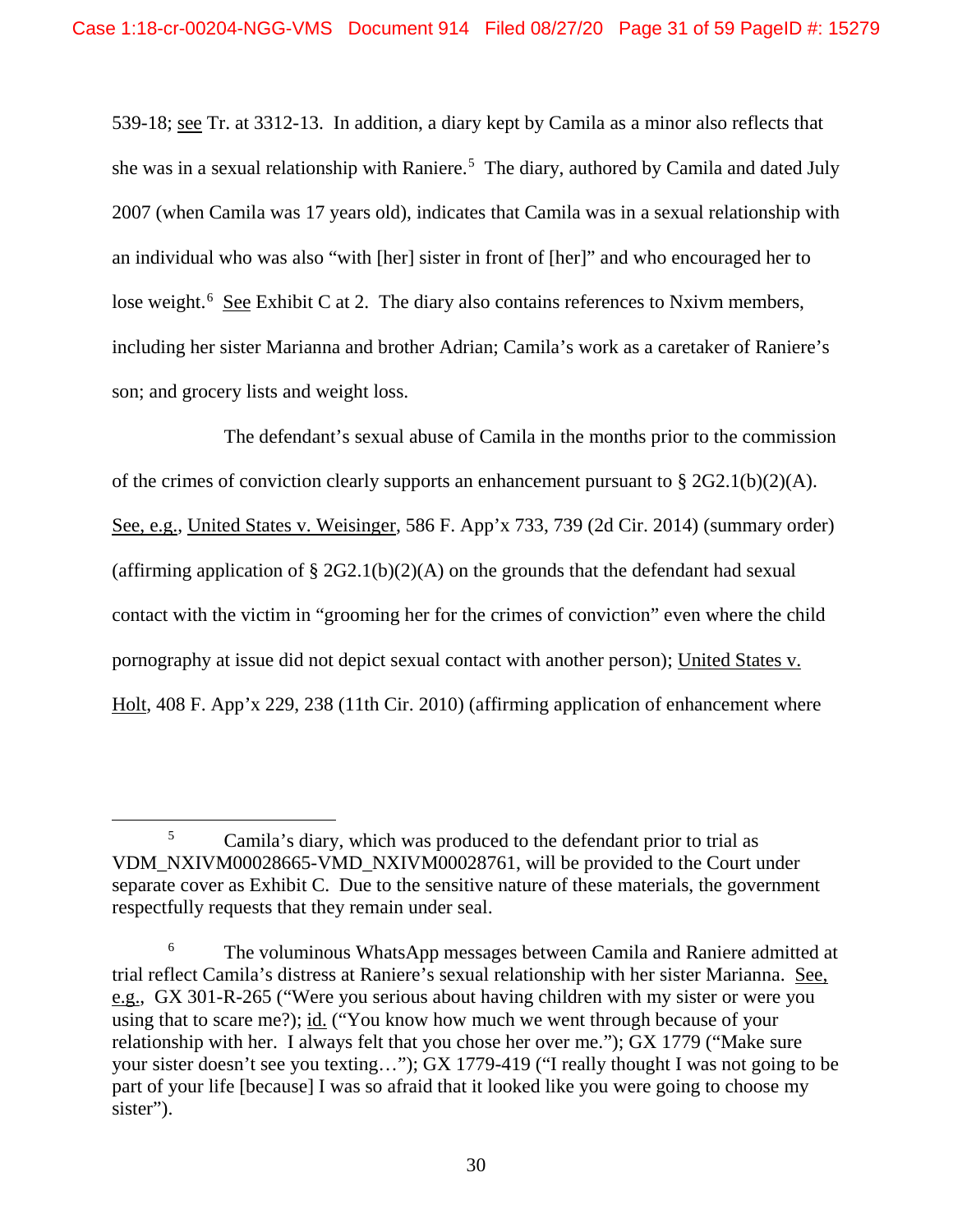539-18; see Tr. at 3312-13. In addition, a diary kept by Camila as a minor also reflects that she was in a sexual relationship with Raniere.[5] The diary, authored by Camila and dated July 2007 (when Camila was 17 years old), indicates that Camila was in a sexual relationship with an individual who was also "with [her] sister in front of [her]" and who encouraged her to lose weight.[6] See Exhibit C at 2. The diary also contains references to Nxivm members, including her sister Marianna and brother Adrian; Camila's work as a caretaker of Raniere's son; and grocery lists and weight loss.

The defendant's sexual abuse of Camila in the months prior to the commission of the crimes of conviction clearly supports an enhancement pursuant to § 2G2.1(b)(2)(A). See, e.g., United States v. Weisinger, 586 F. App'x 733, 739 (2d Cir. 2014) (summary order) (affirming application of § 2G2.1(b)(2)(A) on the grounds that the defendant had sexual contact with the victim in "grooming her for the crimes of conviction" even where the child pornography at issue did not depict sexual contact with another person); United States v. Holt, 408 F. App'x 229, 238 (11th Cir. 2010) (affirming application of enhancement where

---

[5] Camila's diary, which was produced to the defendant prior to trial as VDM_NXIVM00028665-VMD_NXIVM00028761, will be provided to the Court under separate cover as Exhibit C. Due to the sensitive nature of these materials, the government respectfully requests that they remain under seal.

[6] The voluminous WhatsApp messages between Camila and Raniere admitted at trial reflect Camila's distress at Raniere's sexual relationship with her sister Marianna. See, e.g., GX 301-R-265 ("Were you serious about having children with my sister or were you using that to scare me?); id. ("You know how much we went through because of your relationship with her. I always felt that you chose her over me."); GX 1779 ("Make sure your sister doesn't see you texting…"); GX 1779-419 ("I really thought I was not going to be part of your life [because] I was so afraid that it looked like you were going to choose my sister").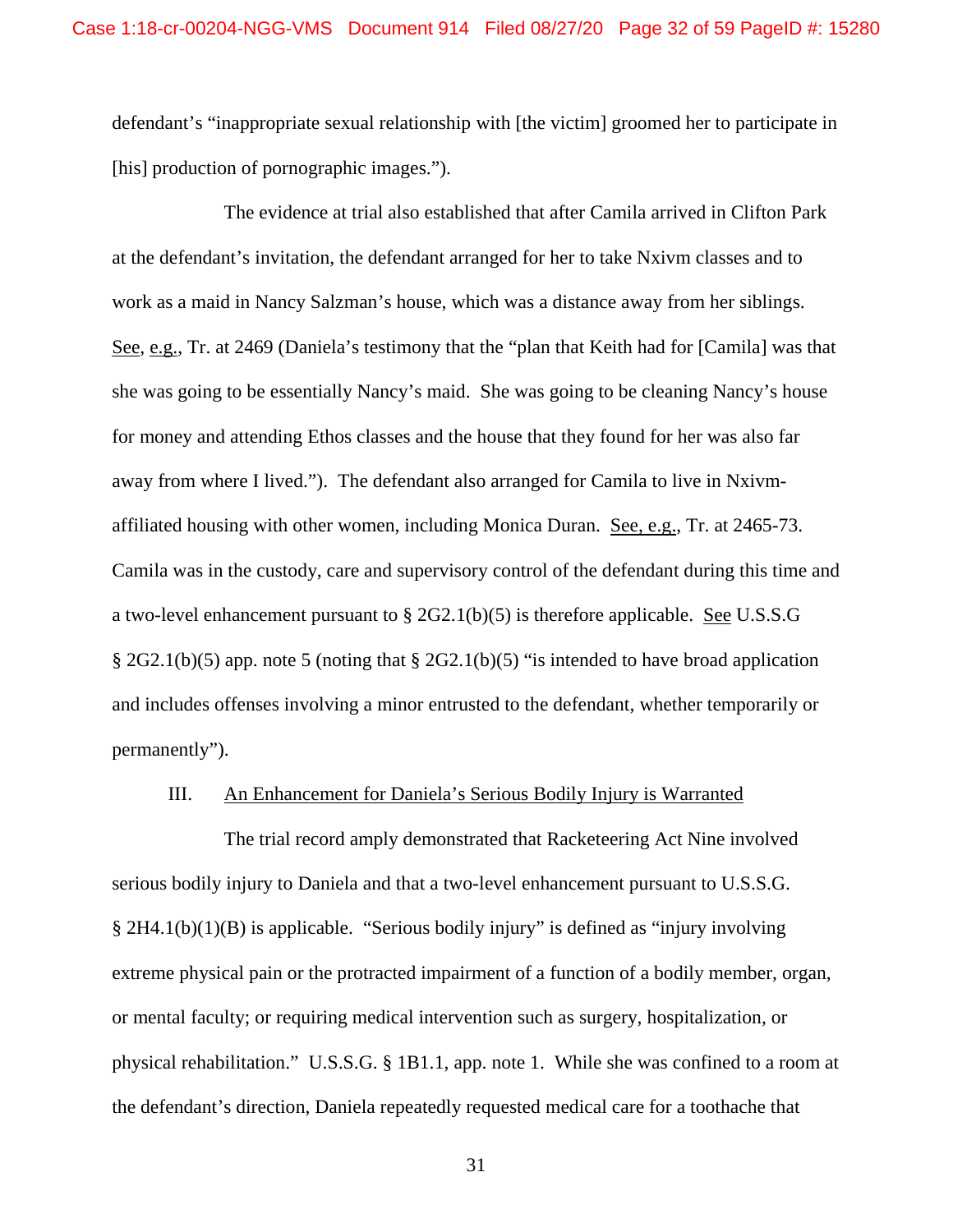defendant's "inappropriate sexual relationship with [the victim] groomed her to participate in [his] production of pornographic images.").

The evidence at trial also established that after Camila arrived in Clifton Park at the defendant's invitation, the defendant arranged for her to take Nxivm classes and to work as a maid in Nancy Salzman's house, which was a distance away from her siblings. See, e.g., Tr. at 2469 (Daniela's testimony that the "plan that Keith had for [Camila] was that she was going to be essentially Nancy's maid. She was going to be cleaning Nancy's house for money and attending Ethos classes and the house that they found for her was also far away from where I lived."). The defendant also arranged for Camila to live in Nxivm-affiliated housing with other women, including Monica Duran. See, e.g., Tr. at 2465-73. Camila was in the custody, care and supervisory control of the defendant during this time and a two-level enhancement pursuant to § 2G2.1(b)(5) is therefore applicable. See U.S.S.G § 2G2.1(b)(5) app. note 5 (noting that § 2G2.1(b)(5) "is intended to have broad application and includes offenses involving a minor entrusted to the defendant, whether temporarily or permanently").

III. An Enhancement for Daniela's Serious Bodily Injury is Warranted

The trial record amply demonstrated that Racketeering Act Nine involved serious bodily injury to Daniela and that a two-level enhancement pursuant to U.S.S.G. § 2H4.1(b)(1)(B) is applicable. "Serious bodily injury" is defined as "injury involving extreme physical pain or the protracted impairment of a function of a bodily member, organ, or mental faculty; or requiring medical intervention such as surgery, hospitalization, or physical rehabilitation." U.S.S.G. § 1B1.1, app. note 1. While she was confined to a room at the defendant's direction, Daniela repeatedly requested medical care for a toothache that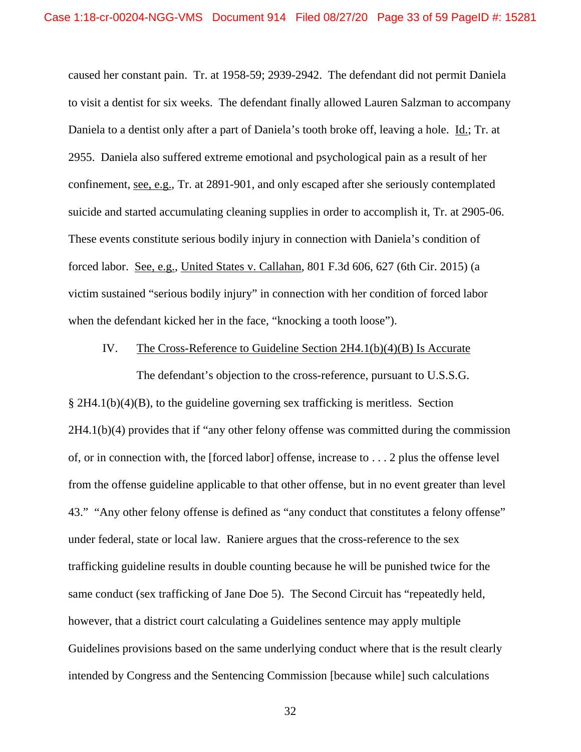caused her constant pain. Tr. at 1958-59; 2939-2942. The defendant did not permit Daniela to visit a dentist for six weeks. The defendant finally allowed Lauren Salzman to accompany Daniela to a dentist only after a part of Daniela's tooth broke off, leaving a hole. Id.; Tr. at 2955. Daniela also suffered extreme emotional and psychological pain as a result of her confinement, see, e.g., Tr. at 2891-901, and only escaped after she seriously contemplated suicide and started accumulating cleaning supplies in order to accomplish it, Tr. at 2905-06. These events constitute serious bodily injury in connection with Daniela's condition of forced labor. See, e.g., United States v. Callahan, 801 F.3d 606, 627 (6th Cir. 2015) (a victim sustained "serious bodily injury" in connection with her condition of forced labor when the defendant kicked her in the face, "knocking a tooth loose").

## IV. The Cross-Reference to Guideline Section 2H4.1(b)(4)(B) Is Accurate

The defendant's objection to the cross-reference, pursuant to U.S.S.G. § 2H4.1(b)(4)(B), to the guideline governing sex trafficking is meritless. Section 2H4.1(b)(4) provides that if "any other felony offense was committed during the commission of, or in connection with, the [forced labor] offense, increase to . . . 2 plus the offense level from the offense guideline applicable to that other offense, but in no event greater than level 43." "Any other felony offense is defined as "any conduct that constitutes a felony offense" under federal, state or local law. Raniere argues that the cross-reference to the sex trafficking guideline results in double counting because he will be punished twice for the same conduct (sex trafficking of Jane Doe 5). The Second Circuit has "repeatedly held, however, that a district court calculating a Guidelines sentence may apply multiple Guidelines provisions based on the same underlying conduct where that is the result clearly intended by Congress and the Sentencing Commission [because while] such calculations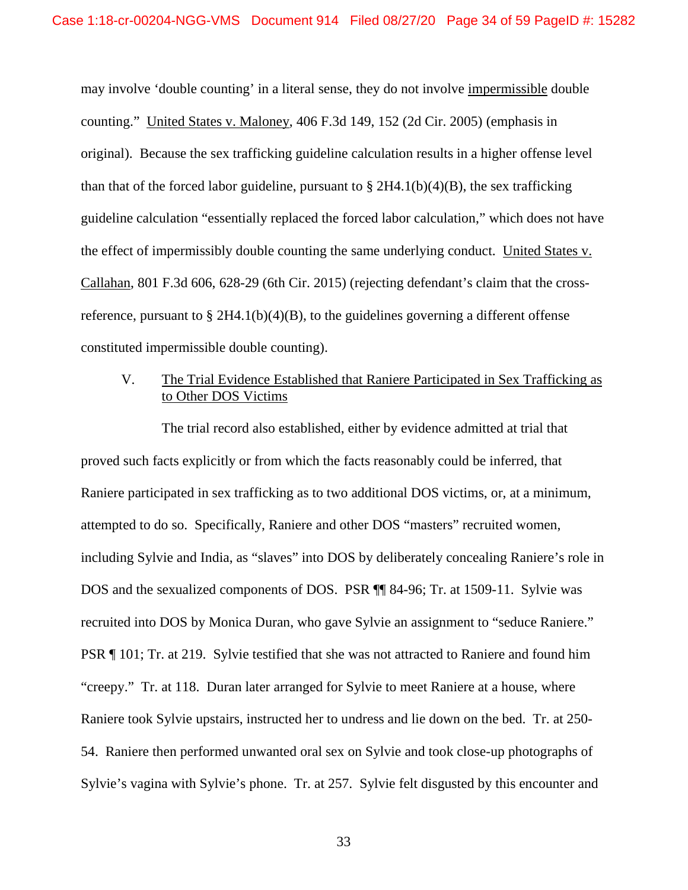may involve 'double counting' in a literal sense, they do not involve impermissible double counting." United States v. Maloney, 406 F.3d 149, 152 (2d Cir. 2005) (emphasis in original). Because the sex trafficking guideline calculation results in a higher offense level than that of the forced labor guideline, pursuant to § 2H4.1(b)(4)(B), the sex trafficking guideline calculation "essentially replaced the forced labor calculation," which does not have the effect of impermissibly double counting the same underlying conduct. United States v. Callahan, 801 F.3d 606, 628-29 (6th Cir. 2015) (rejecting defendant's claim that the cross-reference, pursuant to § 2H4.1(b)(4)(B), to the guidelines governing a different offense constituted impermissible double counting).

## V. The Trial Evidence Established that Raniere Participated in Sex Trafficking as to Other DOS Victims

The trial record also established, either by evidence admitted at trial that proved such facts explicitly or from which the facts reasonably could be inferred, that Raniere participated in sex trafficking as to two additional DOS victims, or, at a minimum, attempted to do so. Specifically, Raniere and other DOS "masters" recruited women, including Sylvie and India, as "slaves" into DOS by deliberately concealing Raniere's role in DOS and the sexualized components of DOS. PSR ¶¶ 84-96; Tr. at 1509-11. Sylvie was recruited into DOS by Monica Duran, who gave Sylvie an assignment to "seduce Raniere." PSR ¶ 101; Tr. at 219. Sylvie testified that she was not attracted to Raniere and found him "creepy." Tr. at 118. Duran later arranged for Sylvie to meet Raniere at a house, where Raniere took Sylvie upstairs, instructed her to undress and lie down on the bed. Tr. at 250-54. Raniere then performed unwanted oral sex on Sylvie and took close-up photographs of Sylvie's vagina with Sylvie's phone. Tr. at 257. Sylvie felt disgusted by this encounter and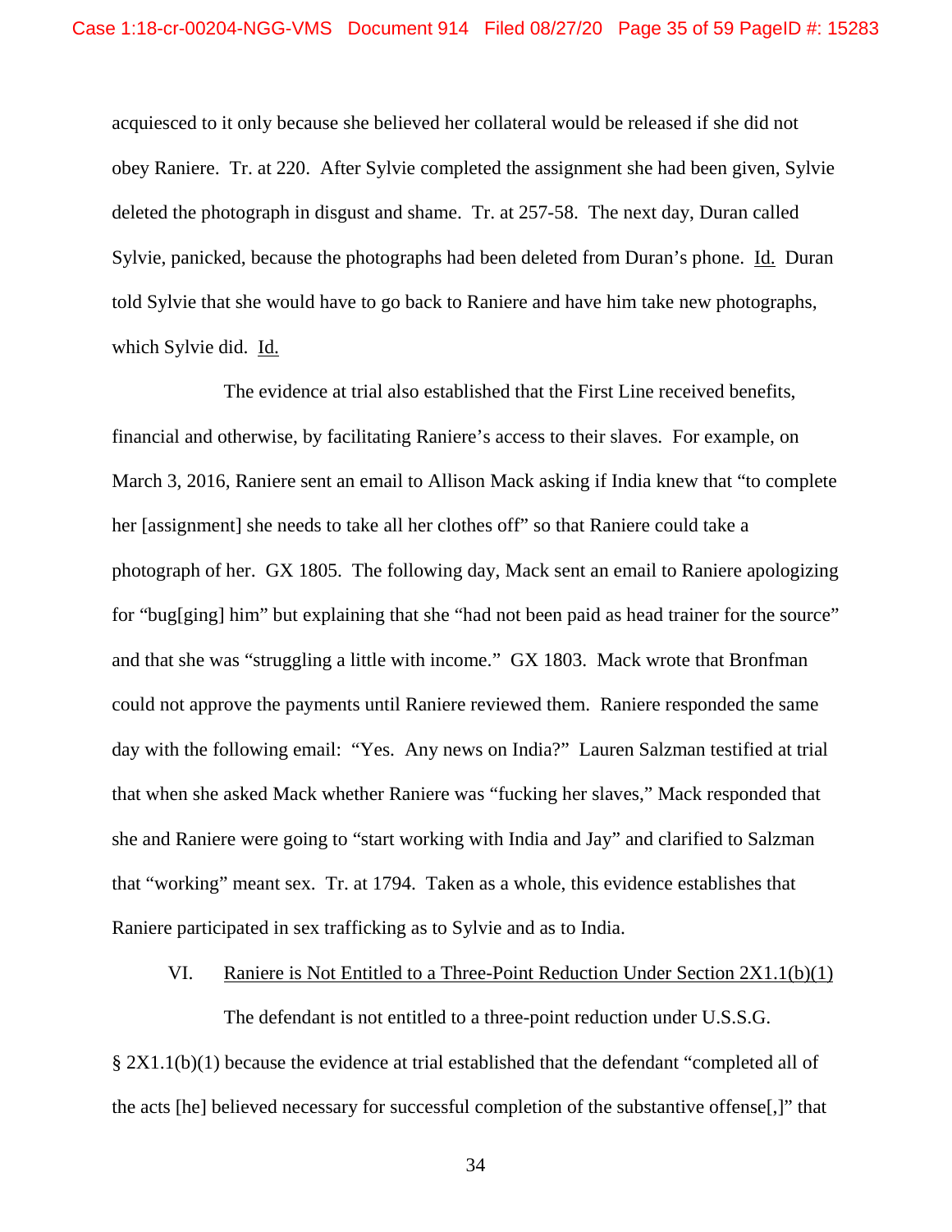acquiesced to it only because she believed her collateral would be released if she did not obey Raniere. Tr. at 220. After Sylvie completed the assignment she had been given, Sylvie deleted the photograph in disgust and shame. Tr. at 257-58. The next day, Duran called Sylvie, panicked, because the photographs had been deleted from Duran's phone. Id. Duran told Sylvie that she would have to go back to Raniere and have him take new photographs, which Sylvie did. Id.

The evidence at trial also established that the First Line received benefits, financial and otherwise, by facilitating Raniere's access to their slaves. For example, on March 3, 2016, Raniere sent an email to Allison Mack asking if India knew that "to complete her [assignment] she needs to take all her clothes off" so that Raniere could take a photograph of her. GX 1805. The following day, Mack sent an email to Raniere apologizing for "bug[ging] him" but explaining that she "had not been paid as head trainer for the source" and that she was "struggling a little with income." GX 1803. Mack wrote that Bronfman could not approve the payments until Raniere reviewed them. Raniere responded the same day with the following email: "Yes. Any news on India?" Lauren Salzman testified at trial that when she asked Mack whether Raniere was "fucking her slaves," Mack responded that she and Raniere were going to "start working with India and Jay" and clarified to Salzman that "working" meant sex. Tr. at 1794. Taken as a whole, this evidence establishes that Raniere participated in sex trafficking as to Sylvie and as to India.

## VI. Raniere is Not Entitled to a Three-Point Reduction Under Section 2X1.1(b)(1)

The defendant is not entitled to a three-point reduction under U.S.S.G. § 2X1.1(b)(1) because the evidence at trial established that the defendant "completed all of the acts [he] believed necessary for successful completion of the substantive offense[,]" that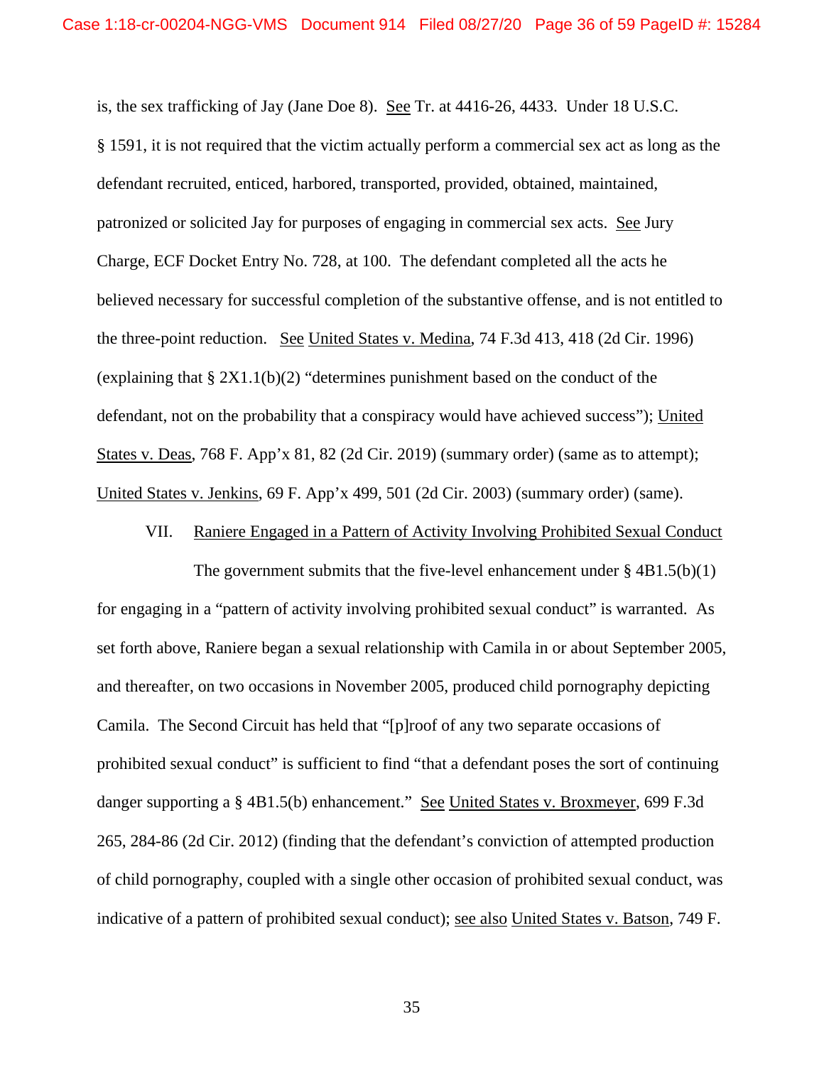is, the sex trafficking of Jay (Jane Doe 8). See Tr. at 4416-26, 4433. Under 18 U.S.C. § 1591, it is not required that the victim actually perform a commercial sex act as long as the defendant recruited, enticed, harbored, transported, provided, obtained, maintained, patronized or solicited Jay for purposes of engaging in commercial sex acts. See Jury Charge, ECF Docket Entry No. 728, at 100. The defendant completed all the acts he believed necessary for successful completion of the substantive offense, and is not entitled to the three-point reduction. See United States v. Medina, 74 F.3d 413, 418 (2d Cir. 1996) (explaining that § 2X1.1(b)(2) "determines punishment based on the conduct of the defendant, not on the probability that a conspiracy would have achieved success"); United States v. Deas, 768 F. App'x 81, 82 (2d Cir. 2019) (summary order) (same as to attempt); United States v. Jenkins, 69 F. App'x 499, 501 (2d Cir. 2003) (summary order) (same).

## VII. Raniere Engaged in a Pattern of Activity Involving Prohibited Sexual Conduct

The government submits that the five-level enhancement under § 4B1.5(b)(1) for engaging in a "pattern of activity involving prohibited sexual conduct" is warranted. As set forth above, Raniere began a sexual relationship with Camila in or about September 2005, and thereafter, on two occasions in November 2005, produced child pornography depicting Camila. The Second Circuit has held that "[p]roof of any two separate occasions of prohibited sexual conduct" is sufficient to find "that a defendant poses the sort of continuing danger supporting a § 4B1.5(b) enhancement." See United States v. Broxmeyer, 699 F.3d 265, 284-86 (2d Cir. 2012) (finding that the defendant's conviction of attempted production of child pornography, coupled with a single other occasion of prohibited sexual conduct, was indicative of a pattern of prohibited sexual conduct); see also United States v. Batson, 749 F.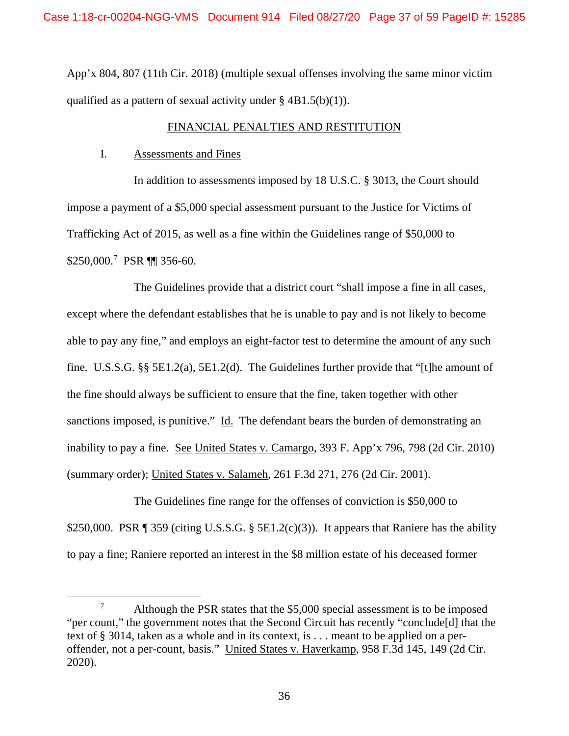App'x 804, 807 (11th Cir. 2018) (multiple sexual offenses involving the same minor victim qualified as a pattern of sexual activity under § 4B1.5(b)(1)).

## FINANCIAL PENALTIES AND RESTITUTION

### I. Assessments and Fines

In addition to assessments imposed by 18 U.S.C. § 3013, the Court should impose a payment of a $5,000 special assessment pursuant to the Justice for Victims of Trafficking Act of 2015, as well as a fine within the Guidelines range of $50,000 to $250,000.[7] PSR ¶¶ 356-60.

The Guidelines provide that a district court "shall impose a fine in all cases, except where the defendant establishes that he is unable to pay and is not likely to become able to pay any fine," and employs an eight-factor test to determine the amount of any such fine. U.S.S.G. §§ 5E1.2(a), 5E1.2(d). The Guidelines further provide that "[t]he amount of the fine should always be sufficient to ensure that the fine, taken together with other sanctions imposed, is punitive." Id. The defendant bears the burden of demonstrating an inability to pay a fine. See United States v. Camargo, 393 F. App'x 796, 798 (2d Cir. 2010) (summary order); United States v. Salameh, 261 F.3d 271, 276 (2d Cir. 2001).

The Guidelines fine range for the offenses of conviction is $50,000 to $250,000. PSR ¶ 359 (citing U.S.S.G. § 5E1.2(c)(3)). It appears that Raniere has the ability to pay a fine; Raniere reported an interest in the $8 million estate of his deceased former

[7] Although the PSR states that the $5,000 special assessment is to be imposed "per count," the government notes that the Second Circuit has recently "conclude[d] that the text of § 3014, taken as a whole and in its context, is . . . meant to be applied on a per-offender, not a per-count, basis." United States v. Haverkamp, 958 F.3d 145, 149 (2d Cir. 2020).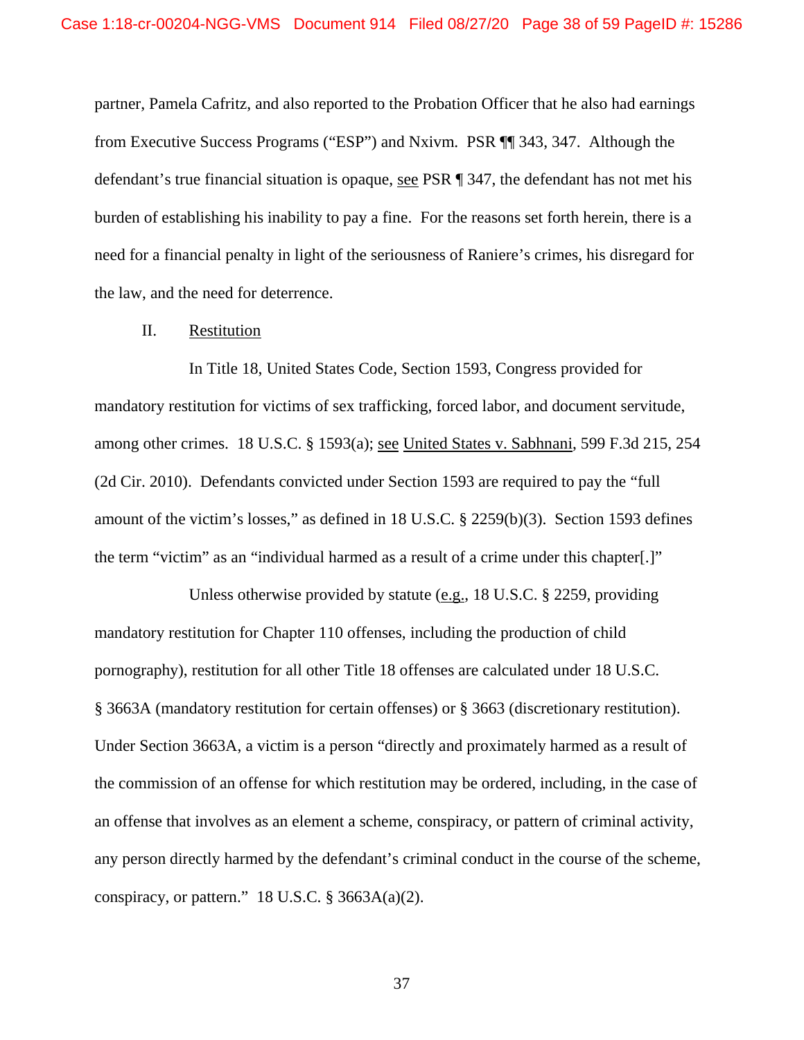partner, Pamela Cafritz, and also reported to the Probation Officer that he also had earnings from Executive Success Programs ("ESP") and Nxivm. PSR ¶¶ 343, 347. Although the defendant's true financial situation is opaque, see PSR ¶ 347, the defendant has not met his burden of establishing his inability to pay a fine. For the reasons set forth herein, there is a need for a financial penalty in light of the seriousness of Raniere's crimes, his disregard for the law, and the need for deterrence.

## II. Restitution

In Title 18, United States Code, Section 1593, Congress provided for mandatory restitution for victims of sex trafficking, forced labor, and document servitude, among other crimes. 18 U.S.C. § 1593(a); see United States v. Sabhnani, 599 F.3d 215, 254 (2d Cir. 2010). Defendants convicted under Section 1593 are required to pay the "full amount of the victim's losses," as defined in 18 U.S.C. § 2259(b)(3). Section 1593 defines the term "victim" as an "individual harmed as a result of a crime under this chapter[.]"

Unless otherwise provided by statute (e.g., 18 U.S.C. § 2259, providing mandatory restitution for Chapter 110 offenses, including the production of child pornography), restitution for all other Title 18 offenses are calculated under 18 U.S.C. § 3663A (mandatory restitution for certain offenses) or § 3663 (discretionary restitution). Under Section 3663A, a victim is a person "directly and proximately harmed as a result of the commission of an offense for which restitution may be ordered, including, in the case of an offense that involves as an element a scheme, conspiracy, or pattern of criminal activity, any person directly harmed by the defendant's criminal conduct in the course of the scheme, conspiracy, or pattern." 18 U.S.C. § 3663A(a)(2).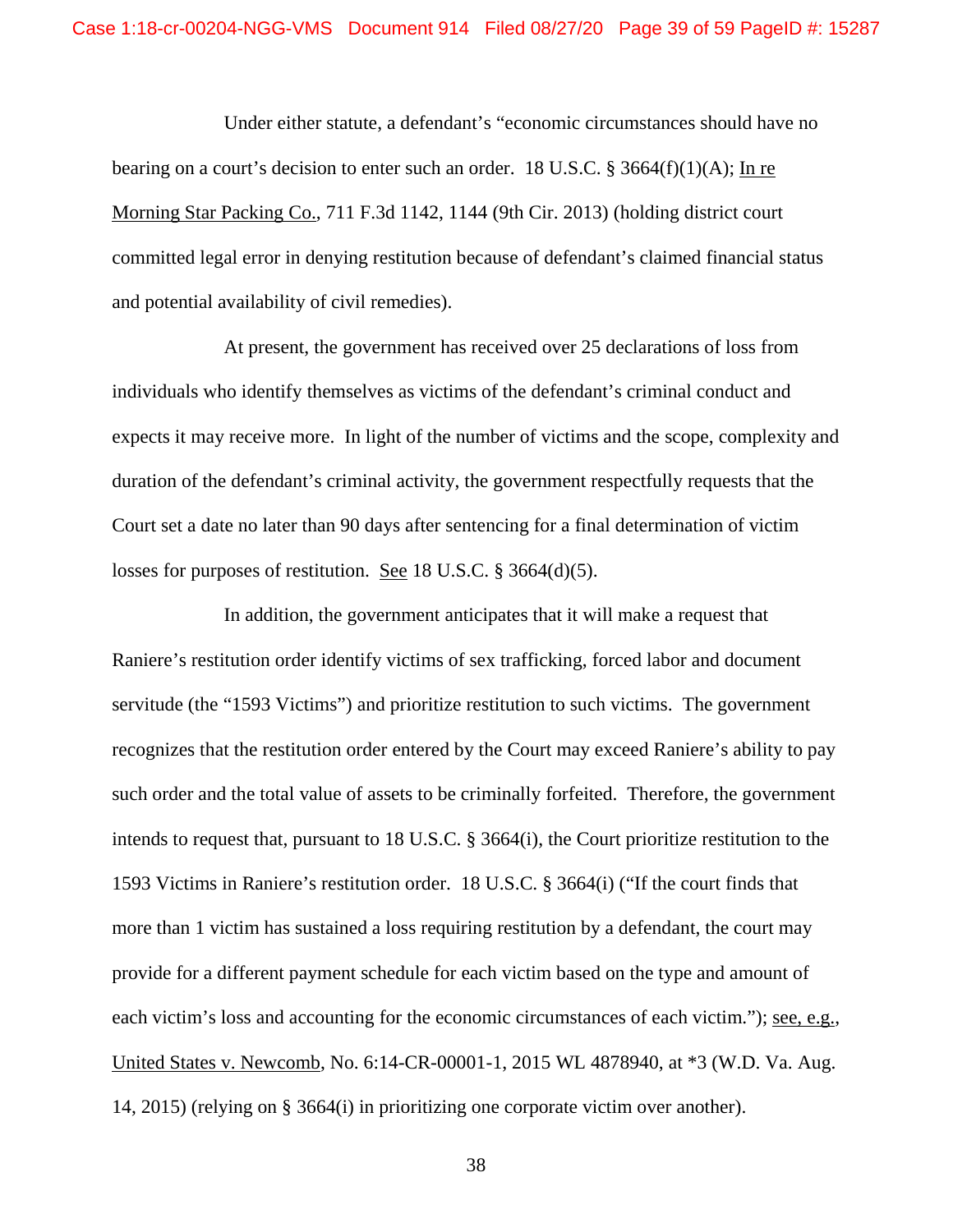Under either statute, a defendant's "economic circumstances should have no bearing on a court's decision to enter such an order. 18 U.S.C. § 3664(f)(1)(A); In re Morning Star Packing Co., 711 F.3d 1142, 1144 (9th Cir. 2013) (holding district court committed legal error in denying restitution because of defendant's claimed financial status and potential availability of civil remedies).

At present, the government has received over 25 declarations of loss from individuals who identify themselves as victims of the defendant's criminal conduct and expects it may receive more. In light of the number of victims and the scope, complexity and duration of the defendant's criminal activity, the government respectfully requests that the Court set a date no later than 90 days after sentencing for a final determination of victim losses for purposes of restitution. See 18 U.S.C. § 3664(d)(5).

In addition, the government anticipates that it will make a request that Raniere's restitution order identify victims of sex trafficking, forced labor and document servitude (the "1593 Victims") and prioritize restitution to such victims. The government recognizes that the restitution order entered by the Court may exceed Raniere's ability to pay such order and the total value of assets to be criminally forfeited. Therefore, the government intends to request that, pursuant to 18 U.S.C. § 3664(i), the Court prioritize restitution to the 1593 Victims in Raniere's restitution order. 18 U.S.C. § 3664(i) ("If the court finds that more than 1 victim has sustained a loss requiring restitution by a defendant, the court may provide for a different payment schedule for each victim based on the type and amount of each victim's loss and accounting for the economic circumstances of each victim."); see, e.g., United States v. Newcomb, No. 6:14-CR-00001-1, 2015 WL 4878940, at *3 (W.D. Va. Aug. 14, 2015) (relying on § 3664(i) in prioritizing one corporate victim over another).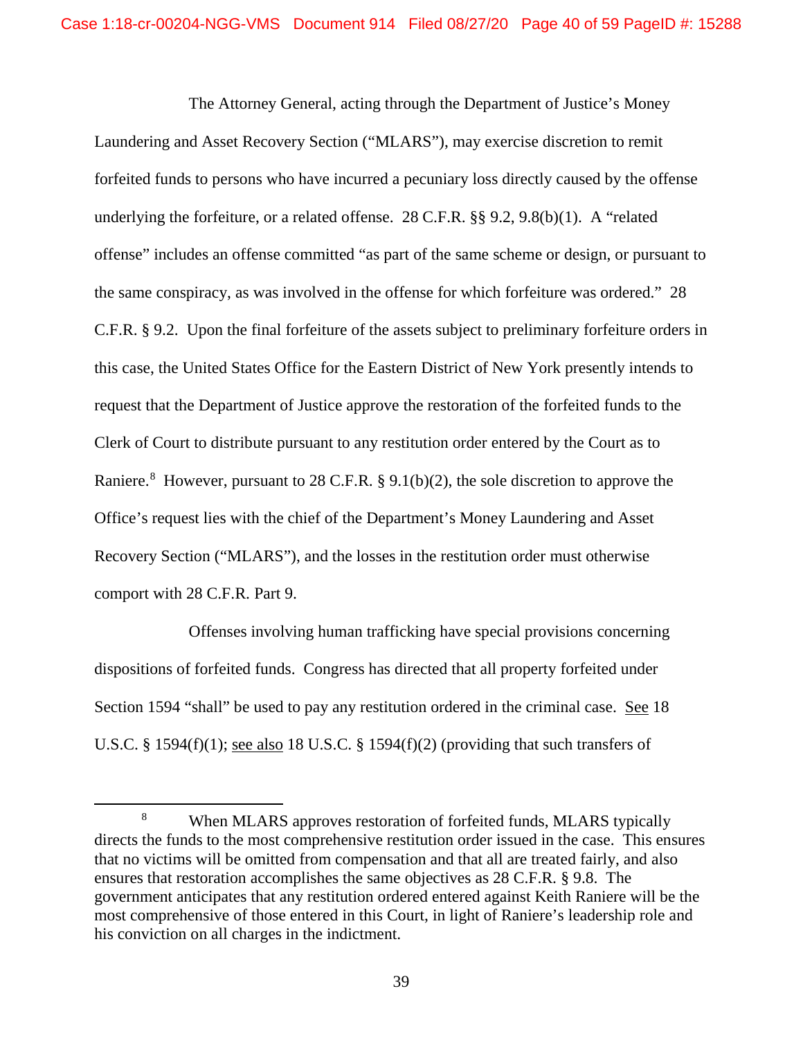The Attorney General, acting through the Department of Justice's Money Laundering and Asset Recovery Section ("MLARS"), may exercise discretion to remit forfeited funds to persons who have incurred a pecuniary loss directly caused by the offense underlying the forfeiture, or a related offense. 28 C.F.R. §§ 9.2, 9.8(b)(1). A "related offense" includes an offense committed "as part of the same scheme or design, or pursuant to the same conspiracy, as was involved in the offense for which forfeiture was ordered." 28 C.F.R. § 9.2. Upon the final forfeiture of the assets subject to preliminary forfeiture orders in this case, the United States Office for the Eastern District of New York presently intends to request that the Department of Justice approve the restoration of the forfeited funds to the Clerk of Court to distribute pursuant to any restitution order entered by the Court as to Raniere.[8] However, pursuant to 28 C.F.R. § 9.1(b)(2), the sole discretion to approve the Office's request lies with the chief of the Department's Money Laundering and Asset Recovery Section ("MLARS"), and the losses in the restitution order must otherwise comport with 28 C.F.R. Part 9.

Offenses involving human trafficking have special provisions concerning dispositions of forfeited funds. Congress has directed that all property forfeited under Section 1594 "shall" be used to pay any restitution ordered in the criminal case. See 18 U.S.C. § 1594(f)(1); see also 18 U.S.C. § 1594(f)(2) (providing that such transfers of

---

[8] When MLARS approves restoration of forfeited funds, MLARS typically directs the funds to the most comprehensive restitution order issued in the case. This ensures that no victims will be omitted from compensation and that all are treated fairly, and also ensures that restoration accomplishes the same objectives as 28 C.F.R. § 9.8. The government anticipates that any restitution ordered entered against Keith Raniere will be the most comprehensive of those entered in this Court, in light of Raniere's leadership role and his conviction on all charges in the indictment.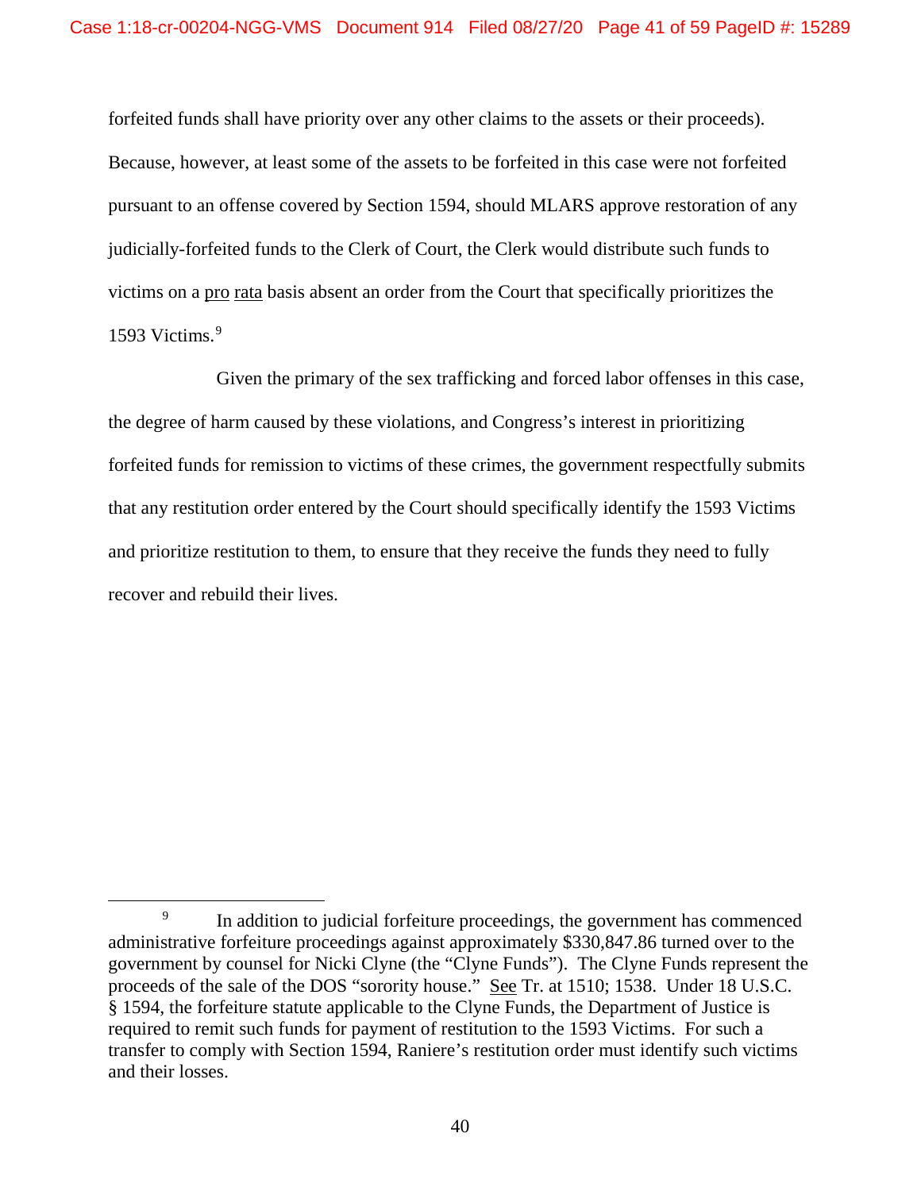forfeited funds shall have priority over any other claims to the assets or their proceeds). Because, however, at least some of the assets to be forfeited in this case were not forfeited pursuant to an offense covered by Section 1594, should MLARS approve restoration of any judicially-forfeited funds to the Clerk of Court, the Clerk would distribute such funds to victims on a pro rata basis absent an order from the Court that specifically prioritizes the 1593 Victims.[9]

Given the primary of the sex trafficking and forced labor offenses in this case, the degree of harm caused by these violations, and Congress's interest in prioritizing forfeited funds for remission to victims of these crimes, the government respectfully submits that any restitution order entered by the Court should specifically identify the 1593 Victims and prioritize restitution to them, to ensure that they receive the funds they need to fully recover and rebuild their lives.

---

[9] In addition to judicial forfeiture proceedings, the government has commenced administrative forfeiture proceedings against approximately $330,847.86 turned over to the government by counsel for Nicki Clyne (the "Clyne Funds"). The Clyne Funds represent the proceeds of the sale of the DOS "sorority house." See Tr. at 1510; 1538. Under 18 U.S.C. § 1594, the forfeiture statute applicable to the Clyne Funds, the Department of Justice is required to remit such funds for payment of restitution to the 1593 Victims. For such a transfer to comply with Section 1594, Raniere's restitution order must identify such victims and their losses.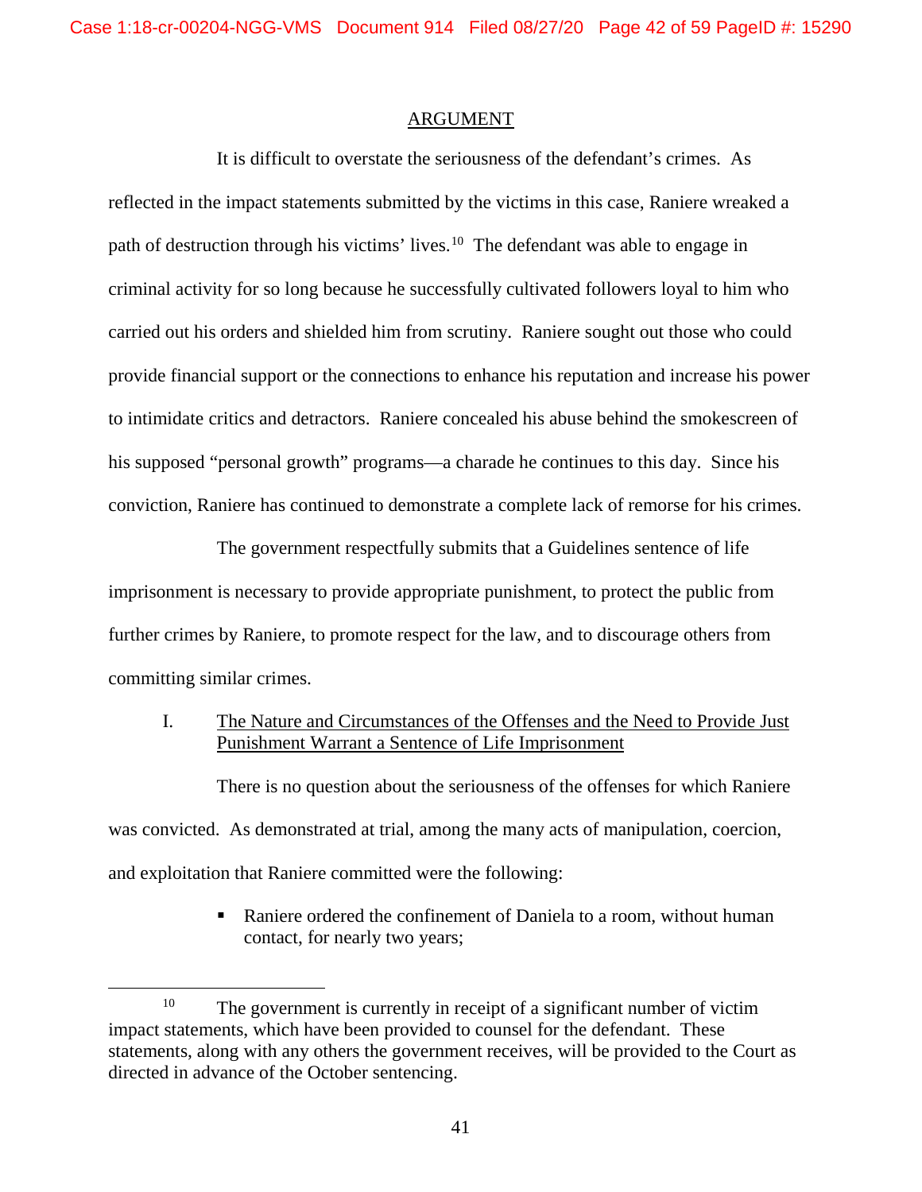## ARGUMENT

It is difficult to overstate the seriousness of the defendant's crimes. As reflected in the impact statements submitted by the victims in this case, Raniere wreaked a path of destruction through his victims' lives.[10] The defendant was able to engage in criminal activity for so long because he successfully cultivated followers loyal to him who carried out his orders and shielded him from scrutiny. Raniere sought out those who could provide financial support or the connections to enhance his reputation and increase his power to intimidate critics and detractors. Raniere concealed his abuse behind the smokescreen of his supposed "personal growth" programs—a charade he continues to this day. Since his conviction, Raniere has continued to demonstrate a complete lack of remorse for his crimes.

The government respectfully submits that a Guidelines sentence of life imprisonment is necessary to provide appropriate punishment, to protect the public from further crimes by Raniere, to promote respect for the law, and to discourage others from committing similar crimes.

### I. The Nature and Circumstances of the Offenses and the Need to Provide Just Punishment Warrant a Sentence of Life Imprisonment

There is no question about the seriousness of the offenses for which Raniere was convicted. As demonstrated at trial, among the many acts of manipulation, coercion, and exploitation that Raniere committed were the following:

- Raniere ordered the confinement of Daniela to a room, without human contact, for nearly two years;

---

[10] The government is currently in receipt of a significant number of victim impact statements, which have been provided to counsel for the defendant. These statements, along with any others the government receives, will be provided to the Court as directed in advance of the October sentencing.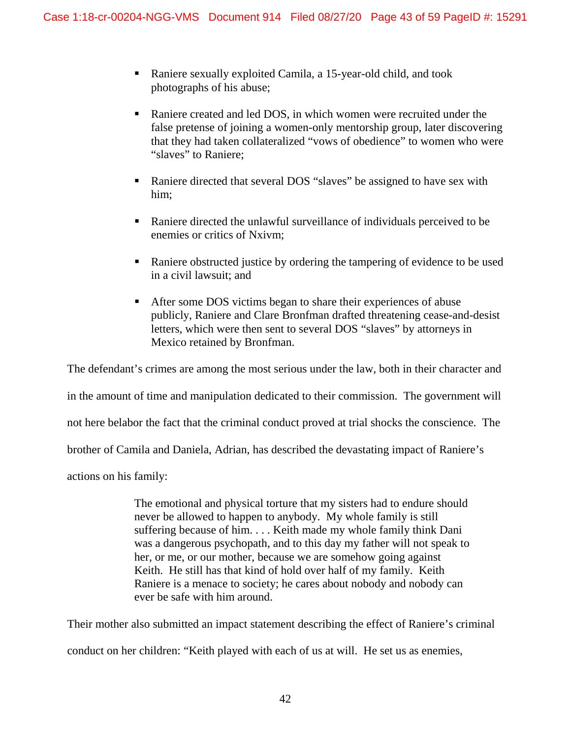- Raniere sexually exploited Camila, a 15-year-old child, and took photographs of his abuse;
- Raniere created and led DOS, in which women were recruited under the false pretense of joining a women-only mentorship group, later discovering that they had taken collateralized "vows of obedience" to women who were "slaves" to Raniere;
- Raniere directed that several DOS "slaves" be assigned to have sex with him;
- Raniere directed the unlawful surveillance of individuals perceived to be enemies or critics of Nxivm;
- Raniere obstructed justice by ordering the tampering of evidence to be used in a civil lawsuit; and
- After some DOS victims began to share their experiences of abuse publicly, Raniere and Clare Bronfman drafted threatening cease-and-desist letters, which were then sent to several DOS "slaves" by attorneys in Mexico retained by Bronfman.

The defendant's crimes are among the most serious under the law, both in their character and in the amount of time and manipulation dedicated to their commission. The government will not here belabor the fact that the criminal conduct proved at trial shocks the conscience. The brother of Camila and Daniela, Adrian, has described the devastating impact of Raniere's actions on his family:

> The emotional and physical torture that my sisters had to endure should never be allowed to happen to anybody. My whole family is still suffering because of him. . . . Keith made my whole family think Dani was a dangerous psychopath, and to this day my father will not speak to her, or me, or our mother, because we are somehow going against Keith. He still has that kind of hold over half of my family. Keith Raniere is a menace to society; he cares about nobody and nobody can ever be safe with him around.

Their mother also submitted an impact statement describing the effect of Raniere's criminal conduct on her children: "Keith played with each of us at will. He set us as enemies,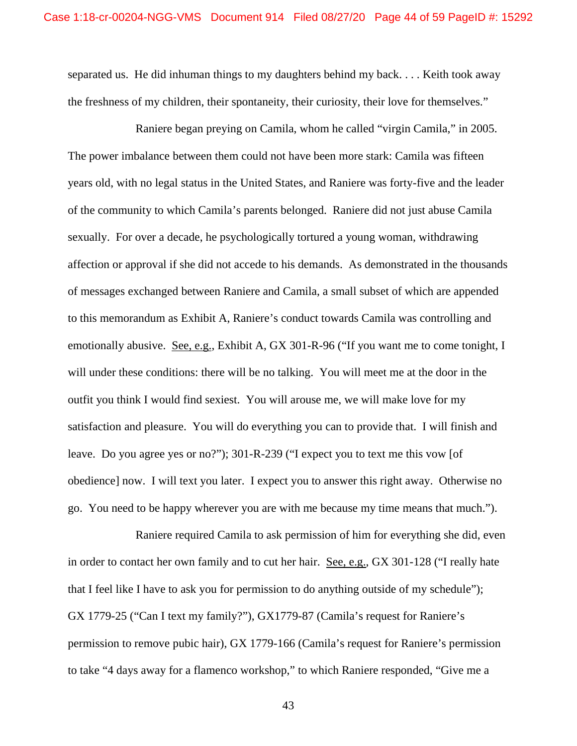separated us. He did inhuman things to my daughters behind my back. . . . Keith took away the freshness of my children, their spontaneity, their curiosity, their love for themselves."

Raniere began preying on Camila, whom he called "virgin Camila," in 2005. The power imbalance between them could not have been more stark: Camila was fifteen years old, with no legal status in the United States, and Raniere was forty-five and the leader of the community to which Camila's parents belonged. Raniere did not just abuse Camila sexually. For over a decade, he psychologically tortured a young woman, withdrawing affection or approval if she did not accede to his demands. As demonstrated in the thousands of messages exchanged between Raniere and Camila, a small subset of which are appended to this memorandum as Exhibit A, Raniere's conduct towards Camila was controlling and emotionally abusive. See, e.g., Exhibit A, GX 301-R-96 ("If you want me to come tonight, I will under these conditions: there will be no talking. You will meet me at the door in the outfit you think I would find sexiest. You will arouse me, we will make love for my satisfaction and pleasure. You will do everything you can to provide that. I will finish and leave. Do you agree yes or no?"); 301-R-239 ("I expect you to text me this vow [of obedience] now. I will text you later. I expect you to answer this right away. Otherwise no go. You need to be happy wherever you are with me because my time means that much.").

Raniere required Camila to ask permission of him for everything she did, even in order to contact her own family and to cut her hair. See, e.g., GX 301-128 ("I really hate that I feel like I have to ask you for permission to do anything outside of my schedule"); GX 1779-25 ("Can I text my family?"), GX1779-87 (Camila's request for Raniere's permission to remove pubic hair), GX 1779-166 (Camila's request for Raniere's permission to take "4 days away for a flamenco workshop," to which Raniere responded, "Give me a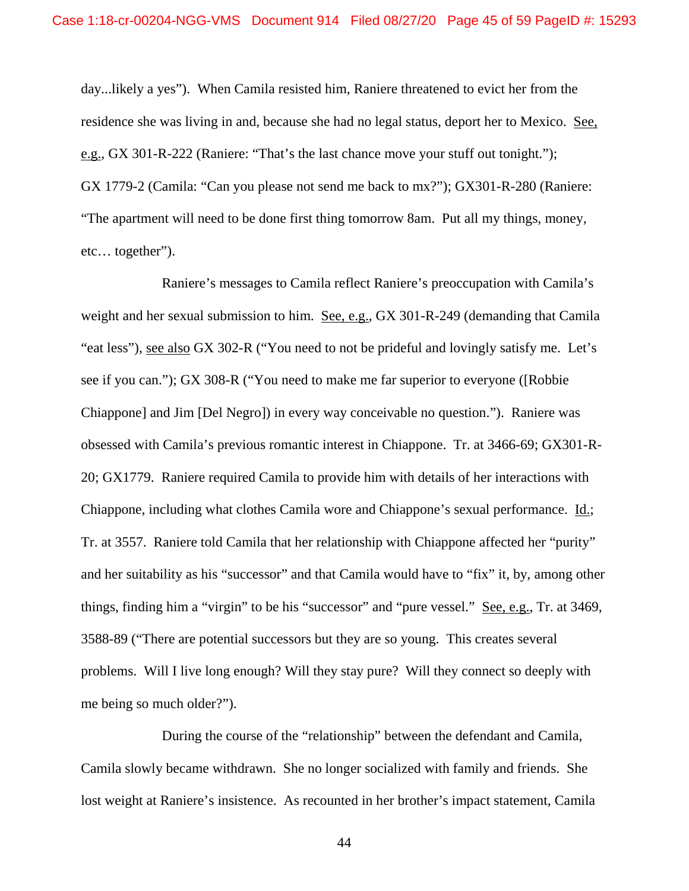day...likely a yes"). When Camila resisted him, Raniere threatened to evict her from the residence she was living in and, because she had no legal status, deport her to Mexico. See, e.g., GX 301-R-222 (Raniere: "That's the last chance move your stuff out tonight."); GX 1779-2 (Camila: "Can you please not send me back to mx?"); GX301-R-280 (Raniere: "The apartment will need to be done first thing tomorrow 8am. Put all my things, money, etc… together").

Raniere's messages to Camila reflect Raniere's preoccupation with Camila's weight and her sexual submission to him. See, e.g., GX 301-R-249 (demanding that Camila "eat less"), see also GX 302-R ("You need to not be prideful and lovingly satisfy me. Let's see if you can."); GX 308-R ("You need to make me far superior to everyone ([Robbie Chiappone] and Jim [Del Negro]) in every way conceivable no question."). Raniere was obsessed with Camila's previous romantic interest in Chiappone. Tr. at 3466-69; GX301-R-20; GX1779. Raniere required Camila to provide him with details of her interactions with Chiappone, including what clothes Camila wore and Chiappone's sexual performance. Id.; Tr. at 3557. Raniere told Camila that her relationship with Chiappone affected her "purity" and her suitability as his "successor" and that Camila would have to "fix" it, by, among other things, finding him a "virgin" to be his "successor" and "pure vessel." See, e.g., Tr. at 3469, 3588-89 ("There are potential successors but they are so young. This creates several problems. Will I live long enough? Will they stay pure? Will they connect so deeply with me being so much older?").

During the course of the "relationship" between the defendant and Camila, Camila slowly became withdrawn. She no longer socialized with family and friends. She lost weight at Raniere's insistence. As recounted in her brother's impact statement, Camila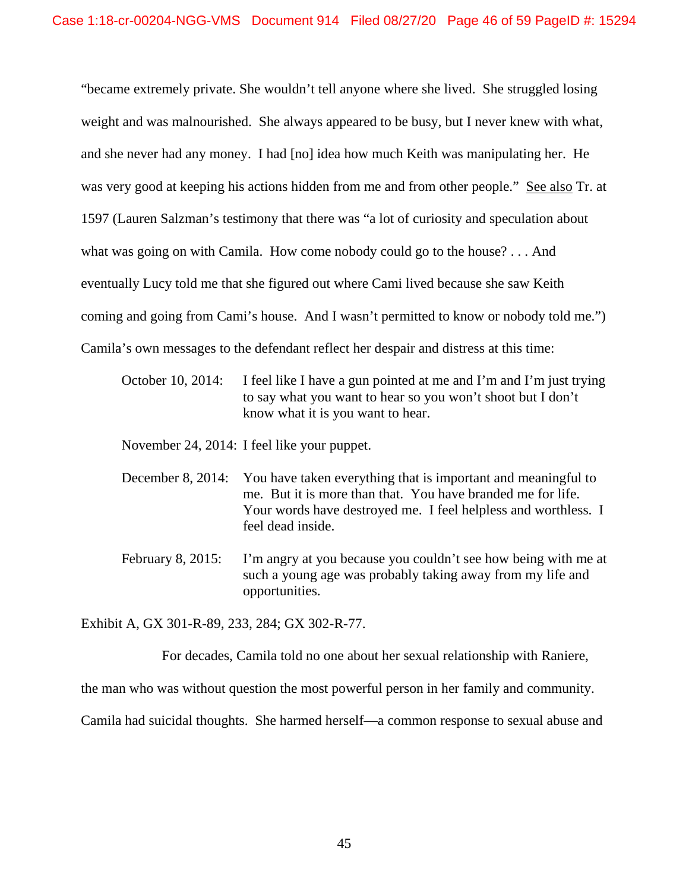"became extremely private. She wouldn't tell anyone where she lived. She struggled losing weight and was malnourished. She always appeared to be busy, but I never knew with what, and she never had any money. I had [no] idea how much Keith was manipulating her. He was very good at keeping his actions hidden from me and from other people." See also Tr. at 1597 (Lauren Salzman's testimony that there was "a lot of curiosity and speculation about what was going on with Camila. How come nobody could go to the house? . . . And eventually Lucy told me that she figured out where Cami lived because she saw Keith coming and going from Cami's house. And I wasn't permitted to know or nobody told me.") Camila's own messages to the defendant reflect her despair and distress at this time:

> October 10, 2014: I feel like I have a gun pointed at me and I'm and I'm just trying to say what you want to hear so you won't shoot but I don't know what it is you want to hear.
>
> November 24, 2014: I feel like your puppet.
>
> December 8, 2014: You have taken everything that is important and meaningful to me. But it is more than that. You have branded me for life. Your words have destroyed me. I feel helpless and worthless. I feel dead inside.
>
> February 8, 2015: I'm angry at you because you couldn't see how being with me at such a young age was probably taking away from my life and opportunities.

Exhibit A, GX 301-R-89, 233, 284; GX 302-R-77.

For decades, Camila told no one about her sexual relationship with Raniere, the man who was without question the most powerful person in her family and community. Camila had suicidal thoughts. She harmed herself—a common response to sexual abuse and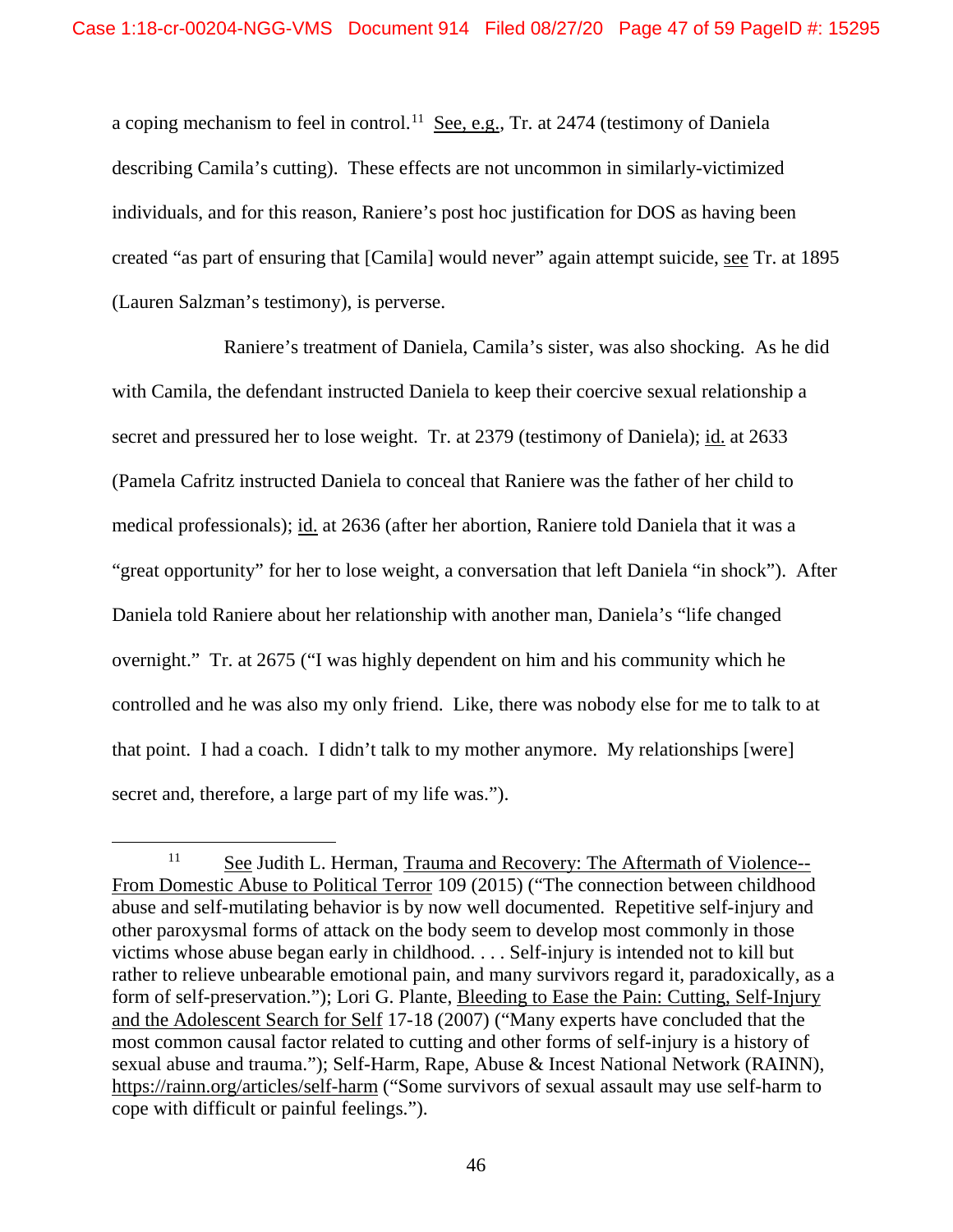a coping mechanism to feel in control.[11] See, e.g., Tr. at 2474 (testimony of Daniela describing Camila's cutting). These effects are not uncommon in similarly-victimized individuals, and for this reason, Raniere's post hoc justification for DOS as having been created "as part of ensuring that [Camila] would never" again attempt suicide, see Tr. at 1895 (Lauren Salzman's testimony), is perverse.

Raniere's treatment of Daniela, Camila's sister, was also shocking. As he did with Camila, the defendant instructed Daniela to keep their coercive sexual relationship a secret and pressured her to lose weight. Tr. at 2379 (testimony of Daniela); id. at 2633 (Pamela Cafritz instructed Daniela to conceal that Raniere was the father of her child to medical professionals); id. at 2636 (after her abortion, Raniere told Daniela that it was a "great opportunity" for her to lose weight, a conversation that left Daniela "in shock"). After Daniela told Raniere about her relationship with another man, Daniela's "life changed overnight." Tr. at 2675 ("I was highly dependent on him and his community which he controlled and he was also my only friend. Like, there was nobody else for me to talk to at that point. I had a coach. I didn't talk to my mother anymore. My relationships [were] secret and, therefore, a large part of my life was.").

---

[11] See Judith L. Herman, Trauma and Recovery: The Aftermath of Violence--From Domestic Abuse to Political Terror 109 (2015) ("The connection between childhood abuse and self-mutilating behavior is by now well documented. Repetitive self-injury and other paroxysmal forms of attack on the body seem to develop most commonly in those victims whose abuse began early in childhood. . . . Self-injury is intended not to kill but rather to relieve unbearable emotional pain, and many survivors regard it, paradoxically, as a form of self-preservation."); Lori G. Plante, Bleeding to Ease the Pain: Cutting, Self-Injury and the Adolescent Search for Self 17-18 (2007) ("Many experts have concluded that the most common causal factor related to cutting and other forms of self-injury is a history of sexual abuse and trauma."); Self-Harm, Rape, Abuse & Incest National Network (RAINN), https://rainn.org/articles/self-harm ("Some survivors of sexual assault may use self-harm to cope with difficult or painful feelings.").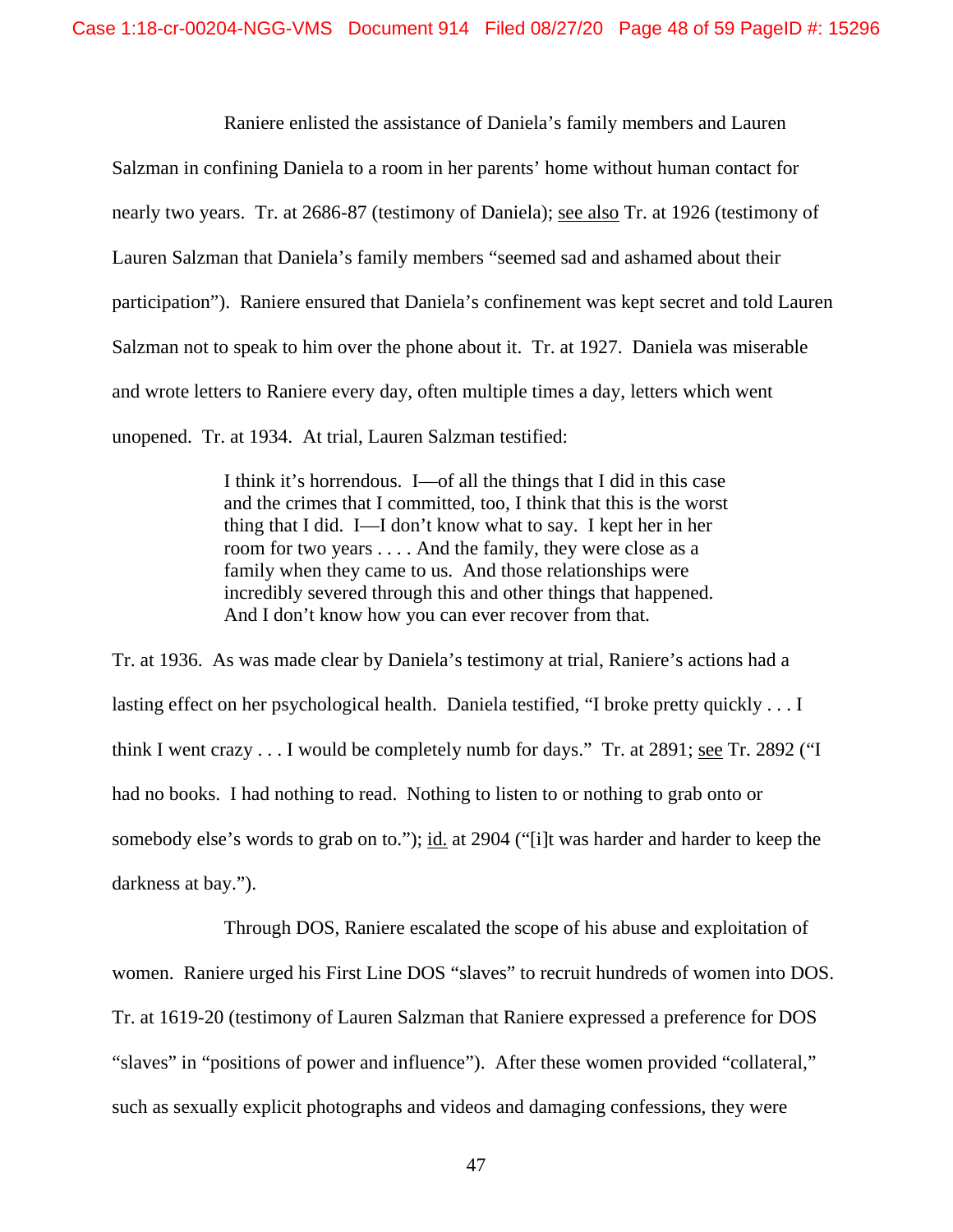Raniere enlisted the assistance of Daniela's family members and Lauren Salzman in confining Daniela to a room in her parents' home without human contact for nearly two years. Tr. at 2686-87 (testimony of Daniela); see also Tr. at 1926 (testimony of Lauren Salzman that Daniela's family members "seemed sad and ashamed about their participation"). Raniere ensured that Daniela's confinement was kept secret and told Lauren Salzman not to speak to him over the phone about it. Tr. at 1927. Daniela was miserable and wrote letters to Raniere every day, often multiple times a day, letters which went unopened. Tr. at 1934. At trial, Lauren Salzman testified:

> I think it's horrendous. I—of all the things that I did in this case and the crimes that I committed, too, I think that this is the worst thing that I did. I—I don't know what to say. I kept her in her room for two years . . . . And the family, they were close as a family when they came to us. And those relationships were incredibly severed through this and other things that happened. And I don't know how you can ever recover from that.

Tr. at 1936. As was made clear by Daniela's testimony at trial, Raniere's actions had a lasting effect on her psychological health. Daniela testified, "I broke pretty quickly . . . I think I went crazy . . . I would be completely numb for days." Tr. at 2891; see Tr. 2892 ("I had no books. I had nothing to read. Nothing to listen to or nothing to grab onto or somebody else's words to grab on to."); id. at 2904 ("[i]t was harder and harder to keep the darkness at bay.").

Through DOS, Raniere escalated the scope of his abuse and exploitation of women. Raniere urged his First Line DOS "slaves" to recruit hundreds of women into DOS. Tr. at 1619-20 (testimony of Lauren Salzman that Raniere expressed a preference for DOS "slaves" in "positions of power and influence"). After these women provided "collateral," such as sexually explicit photographs and videos and damaging confessions, they were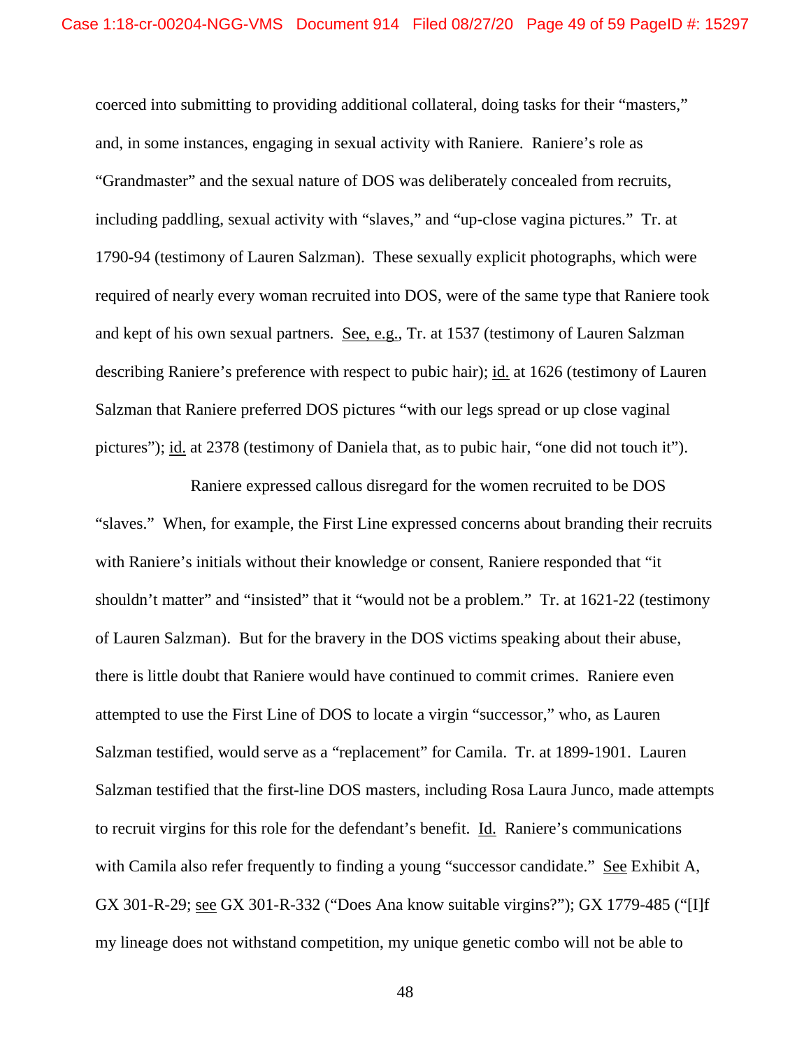coerced into submitting to providing additional collateral, doing tasks for their "masters," and, in some instances, engaging in sexual activity with Raniere. Raniere's role as "Grandmaster" and the sexual nature of DOS was deliberately concealed from recruits, including paddling, sexual activity with "slaves," and "up-close vagina pictures." Tr. at 1790-94 (testimony of Lauren Salzman). These sexually explicit photographs, which were required of nearly every woman recruited into DOS, were of the same type that Raniere took and kept of his own sexual partners. See, e.g., Tr. at 1537 (testimony of Lauren Salzman describing Raniere's preference with respect to pubic hair); id. at 1626 (testimony of Lauren Salzman that Raniere preferred DOS pictures "with our legs spread or up close vaginal pictures"); id. at 2378 (testimony of Daniela that, as to pubic hair, "one did not touch it").

Raniere expressed callous disregard for the women recruited to be DOS "slaves." When, for example, the First Line expressed concerns about branding their recruits with Raniere's initials without their knowledge or consent, Raniere responded that "it shouldn't matter" and "insisted" that it "would not be a problem." Tr. at 1621-22 (testimony of Lauren Salzman). But for the bravery in the DOS victims speaking about their abuse, there is little doubt that Raniere would have continued to commit crimes. Raniere even attempted to use the First Line of DOS to locate a virgin "successor," who, as Lauren Salzman testified, would serve as a "replacement" for Camila. Tr. at 1899-1901. Lauren Salzman testified that the first-line DOS masters, including Rosa Laura Junco, made attempts to recruit virgins for this role for the defendant's benefit. Id. Raniere's communications with Camila also refer frequently to finding a young "successor candidate." See Exhibit A, GX 301-R-29; see GX 301-R-332 ("Does Ana know suitable virgins?"); GX 1779-485 ("[I]f my lineage does not withstand competition, my unique genetic combo will not be able to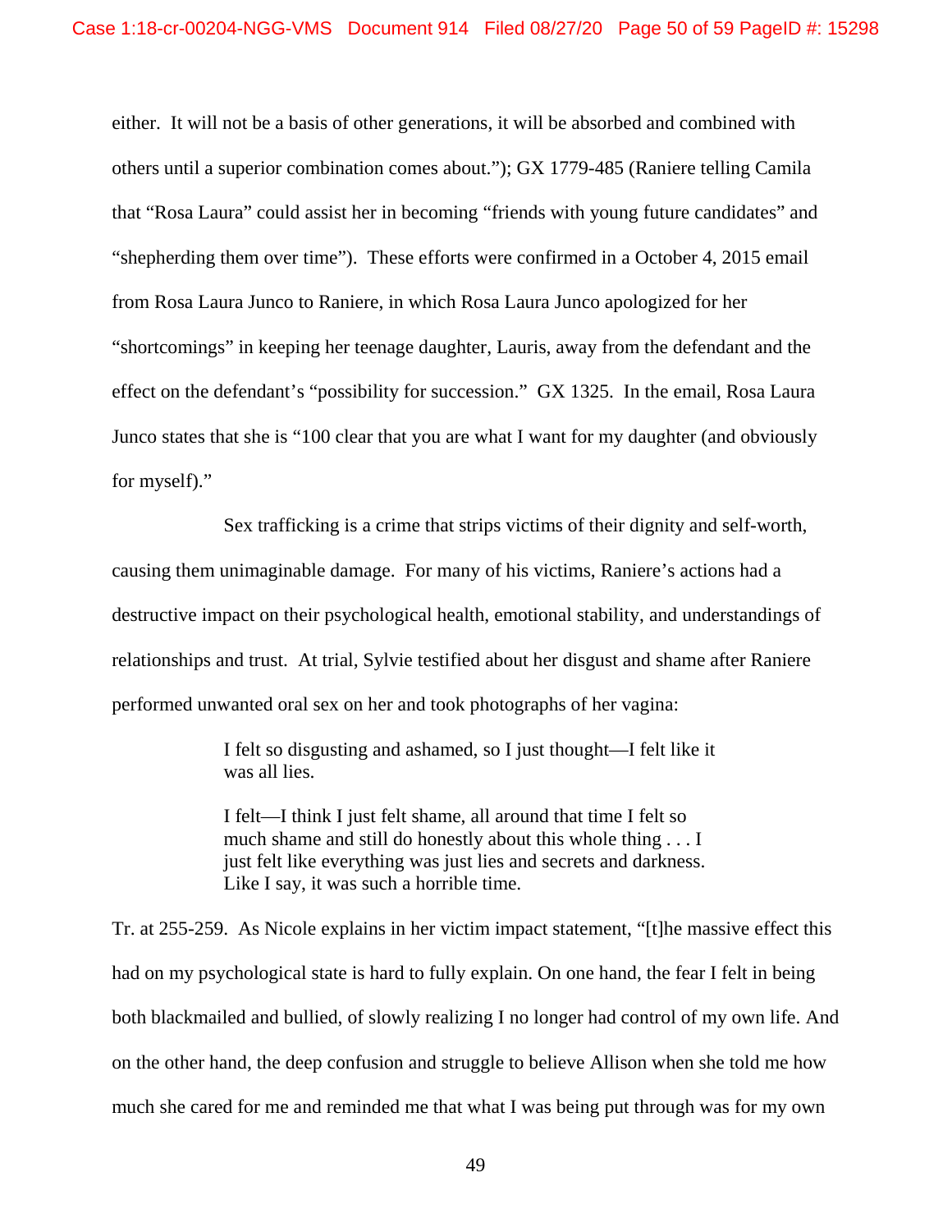either. It will not be a basis of other generations, it will be absorbed and combined with others until a superior combination comes about."); GX 1779-485 (Raniere telling Camila that "Rosa Laura" could assist her in becoming "friends with young future candidates" and "shepherding them over time"). These efforts were confirmed in a October 4, 2015 email from Rosa Laura Junco to Raniere, in which Rosa Laura Junco apologized for her "shortcomings" in keeping her teenage daughter, Lauris, away from the defendant and the effect on the defendant's "possibility for succession." GX 1325. In the email, Rosa Laura Junco states that she is "100 clear that you are what I want for my daughter (and obviously for myself)."

Sex trafficking is a crime that strips victims of their dignity and self-worth, causing them unimaginable damage. For many of his victims, Raniere's actions had a destructive impact on their psychological health, emotional stability, and understandings of relationships and trust. At trial, Sylvie testified about her disgust and shame after Raniere performed unwanted oral sex on her and took photographs of her vagina:

> I felt so disgusting and ashamed, so I just thought—I felt like it was all lies.
>
> I felt—I think I just felt shame, all around that time I felt so much shame and still do honestly about this whole thing . . . I just felt like everything was just lies and secrets and darkness. Like I say, it was such a horrible time.

Tr. at 255-259. As Nicole explains in her victim impact statement, "[t]he massive effect this had on my psychological state is hard to fully explain. On one hand, the fear I felt in being both blackmailed and bullied, of slowly realizing I no longer had control of my own life. And on the other hand, the deep confusion and struggle to believe Allison when she told me how much she cared for me and reminded me that what I was being put through was for my own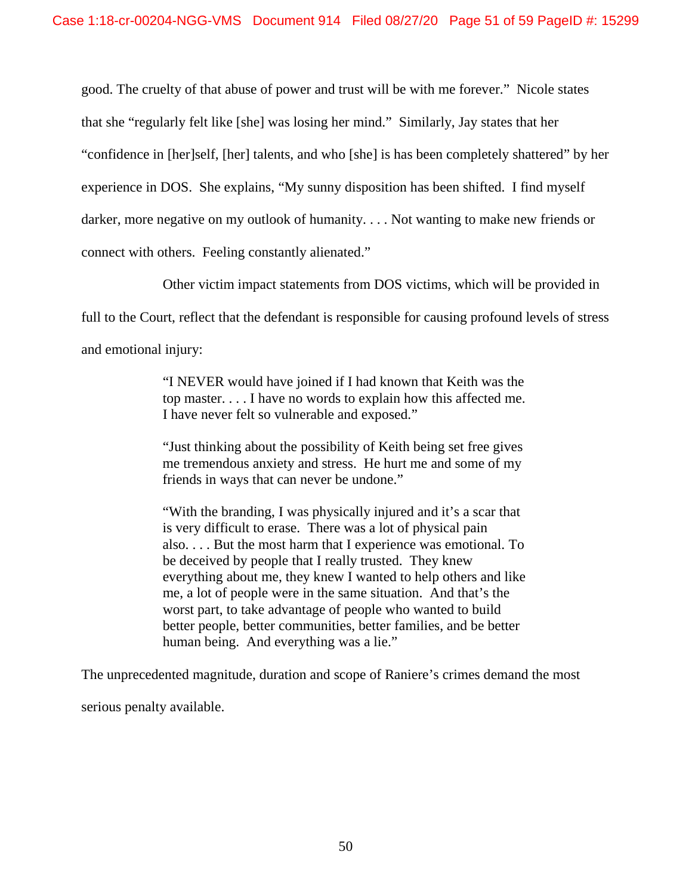good. The cruelty of that abuse of power and trust will be with me forever." Nicole states that she "regularly felt like [she] was losing her mind." Similarly, Jay states that her "confidence in [her]self, [her] talents, and who [she] is has been completely shattered" by her experience in DOS. She explains, "My sunny disposition has been shifted. I find myself darker, more negative on my outlook of humanity. . . . Not wanting to make new friends or connect with others. Feeling constantly alienated."

Other victim impact statements from DOS victims, which will be provided in full to the Court, reflect that the defendant is responsible for causing profound levels of stress and emotional injury:

> "I NEVER would have joined if I had known that Keith was the top master. . . . I have no words to explain how this affected me. I have never felt so vulnerable and exposed."
>
> "Just thinking about the possibility of Keith being set free gives me tremendous anxiety and stress. He hurt me and some of my friends in ways that can never be undone."
>
> "With the branding, I was physically injured and it's a scar that is very difficult to erase. There was a lot of physical pain also. . . . But the most harm that I experience was emotional. To be deceived by people that I really trusted. They knew everything about me, they knew I wanted to help others and like me, a lot of people were in the same situation. And that's the worst part, to take advantage of people who wanted to build better people, better communities, better families, and be better human being. And everything was a lie."

The unprecedented magnitude, duration and scope of Raniere's crimes demand the most serious penalty available.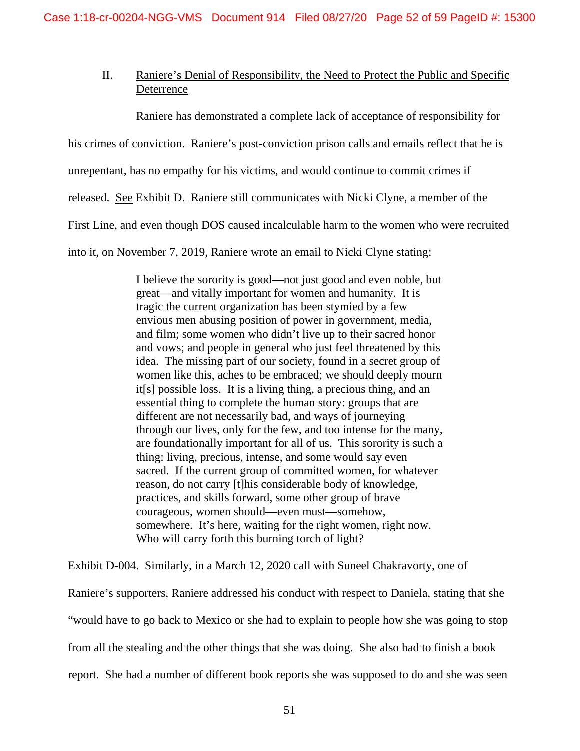## II. Raniere's Denial of Responsibility, the Need to Protect the Public and Specific Deterrence

Raniere has demonstrated a complete lack of acceptance of responsibility for his crimes of conviction. Raniere's post-conviction prison calls and emails reflect that he is unrepentant, has no empathy for his victims, and would continue to commit crimes if released. See Exhibit D. Raniere still communicates with Nicki Clyne, a member of the First Line, and even though DOS caused incalculable harm to the women who were recruited into it, on November 7, 2019, Raniere wrote an email to Nicki Clyne stating:

> I believe the sorority is good—not just good and even noble, but great—and vitally important for women and humanity. It is tragic the current organization has been stymied by a few envious men abusing position of power in government, media, and film; some women who didn't live up to their sacred honor and vows; and people in general who just feel threatened by this idea. The missing part of our society, found in a secret group of women like this, aches to be embraced; we should deeply mourn it[s] possible loss. It is a living thing, a precious thing, and an essential thing to complete the human story: groups that are different are not necessarily bad, and ways of journeying through our lives, only for the few, and too intense for the many, are foundationally important for all of us. This sorority is such a thing: living, precious, intense, and some would say even sacred. If the current group of committed women, for whatever reason, do not carry [t]his considerable body of knowledge, practices, and skills forward, some other group of brave courageous, women should—even must—somehow, somewhere. It's here, waiting for the right women, right now. Who will carry forth this burning torch of light?

Exhibit D-004. Similarly, in a March 12, 2020 call with Suneel Chakravorty, one of Raniere's supporters, Raniere addressed his conduct with respect to Daniela, stating that she "would have to go back to Mexico or she had to explain to people how she was going to stop from all the stealing and the other things that she was doing. She also had to finish a book report. She had a number of different book reports she was supposed to do and she was seen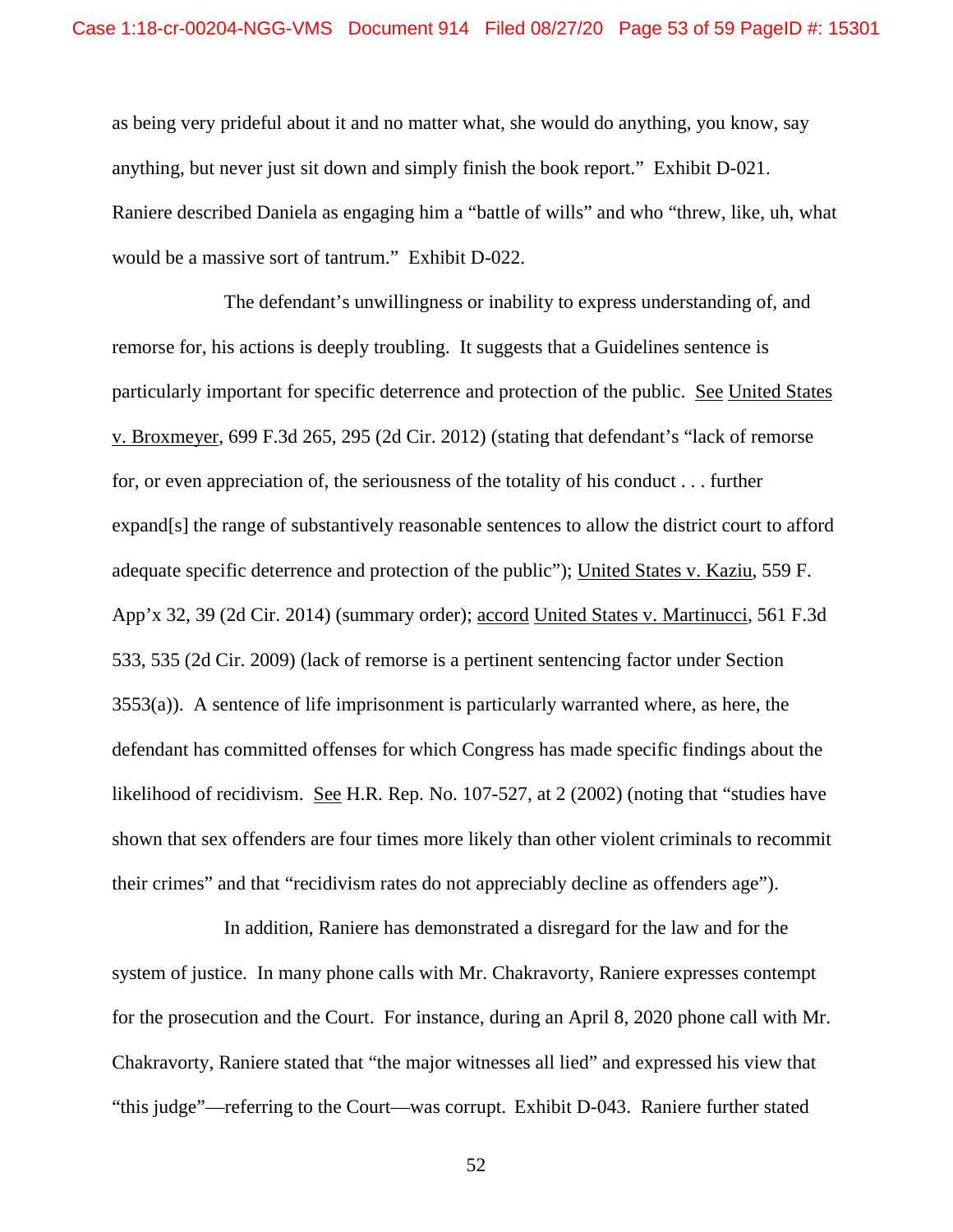as being very prideful about it and no matter what, she would do anything, you know, say anything, but never just sit down and simply finish the book report." Exhibit D-021. Raniere described Daniela as engaging him a "battle of wills" and who "threw, like, uh, what would be a massive sort of tantrum." Exhibit D-022.

The defendant's unwillingness or inability to express understanding of, and remorse for, his actions is deeply troubling. It suggests that a Guidelines sentence is particularly important for specific deterrence and protection of the public. See United States v. Broxmeyer, 699 F.3d 265, 295 (2d Cir. 2012) (stating that defendant's "lack of remorse for, or even appreciation of, the seriousness of the totality of his conduct . . . further expand[s] the range of substantively reasonable sentences to allow the district court to afford adequate specific deterrence and protection of the public"); United States v. Kaziu, 559 F. App'x 32, 39 (2d Cir. 2014) (summary order); accord United States v. Martinucci, 561 F.3d 533, 535 (2d Cir. 2009) (lack of remorse is a pertinent sentencing factor under Section 3553(a)). A sentence of life imprisonment is particularly warranted where, as here, the defendant has committed offenses for which Congress has made specific findings about the likelihood of recidivism. See H.R. Rep. No. 107-527, at 2 (2002) (noting that "studies have shown that sex offenders are four times more likely than other violent criminals to recommit their crimes" and that "recidivism rates do not appreciably decline as offenders age").

In addition, Raniere has demonstrated a disregard for the law and for the system of justice. In many phone calls with Mr. Chakravorty, Raniere expresses contempt for the prosecution and the Court. For instance, during an April 8, 2020 phone call with Mr. Chakravorty, Raniere stated that "the major witnesses all lied" and expressed his view that "this judge"—referring to the Court—was corrupt. Exhibit D-043. Raniere further stated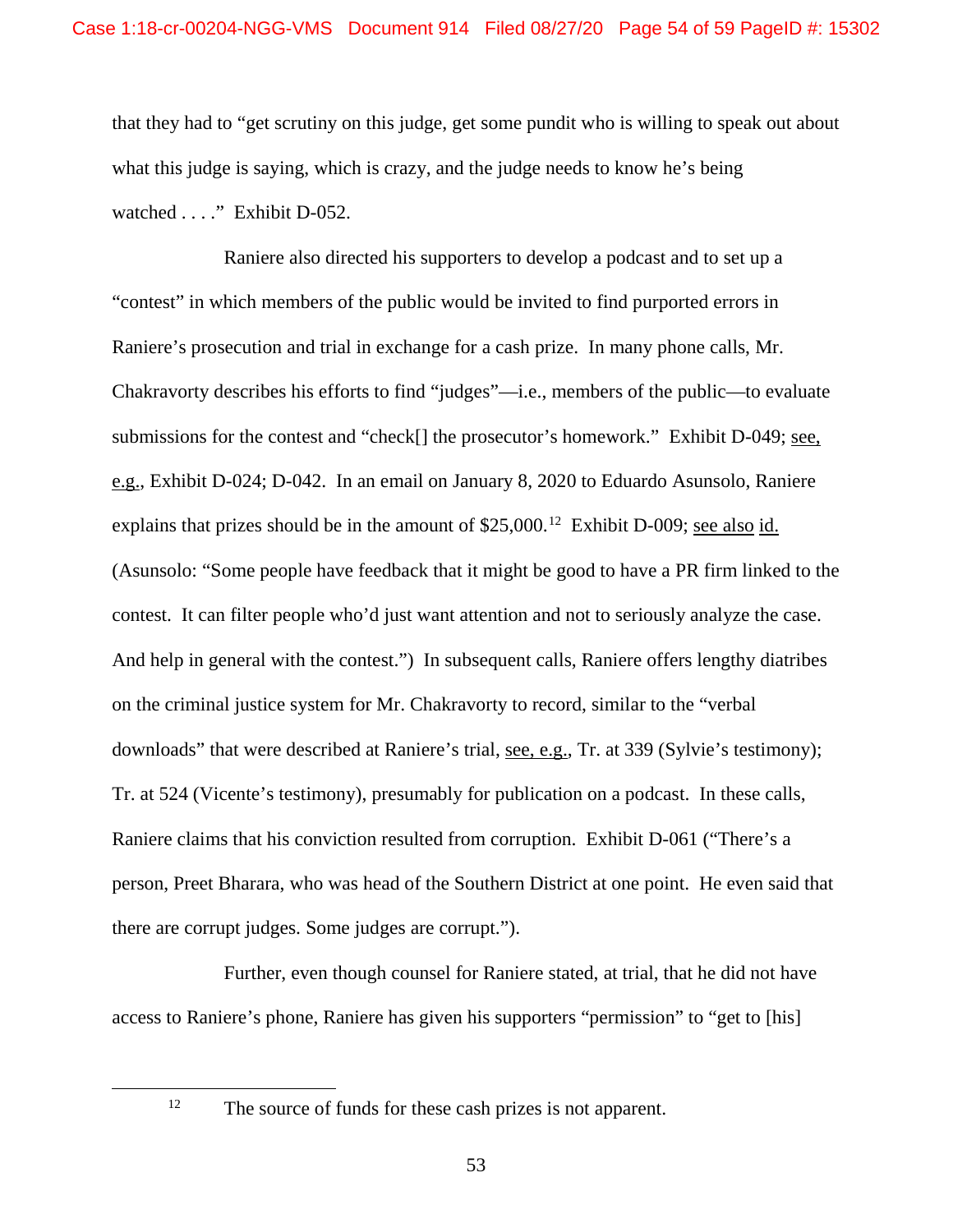that they had to "get scrutiny on this judge, get some pundit who is willing to speak out about what this judge is saying, which is crazy, and the judge needs to know he's being watched . . . ." Exhibit D-052.

Raniere also directed his supporters to develop a podcast and to set up a "contest" in which members of the public would be invited to find purported errors in Raniere's prosecution and trial in exchange for a cash prize. In many phone calls, Mr. Chakravorty describes his efforts to find "judges"—i.e., members of the public—to evaluate submissions for the contest and "check[] the prosecutor's homework." Exhibit D-049; see, e.g., Exhibit D-024; D-042. In an email on January 8, 2020 to Eduardo Asunsolo, Raniere explains that prizes should be in the amount of $25,000.[12] Exhibit D-009; see also id. (Asunsolo: "Some people have feedback that it might be good to have a PR firm linked to the contest. It can filter people who'd just want attention and not to seriously analyze the case. And help in general with the contest.") In subsequent calls, Raniere offers lengthy diatribes on the criminal justice system for Mr. Chakravorty to record, similar to the "verbal downloads" that were described at Raniere's trial, see, e.g., Tr. at 339 (Sylvie's testimony); Tr. at 524 (Vicente's testimony), presumably for publication on a podcast. In these calls, Raniere claims that his conviction resulted from corruption. Exhibit D-061 ("There's a person, Preet Bharara, who was head of the Southern District at one point. He even said that there are corrupt judges. Some judges are corrupt.").

Further, even though counsel for Raniere stated, at trial, that he did not have access to Raniere's phone, Raniere has given his supporters "permission" to "get to [his]

---

[12] The source of funds for these cash prizes is not apparent.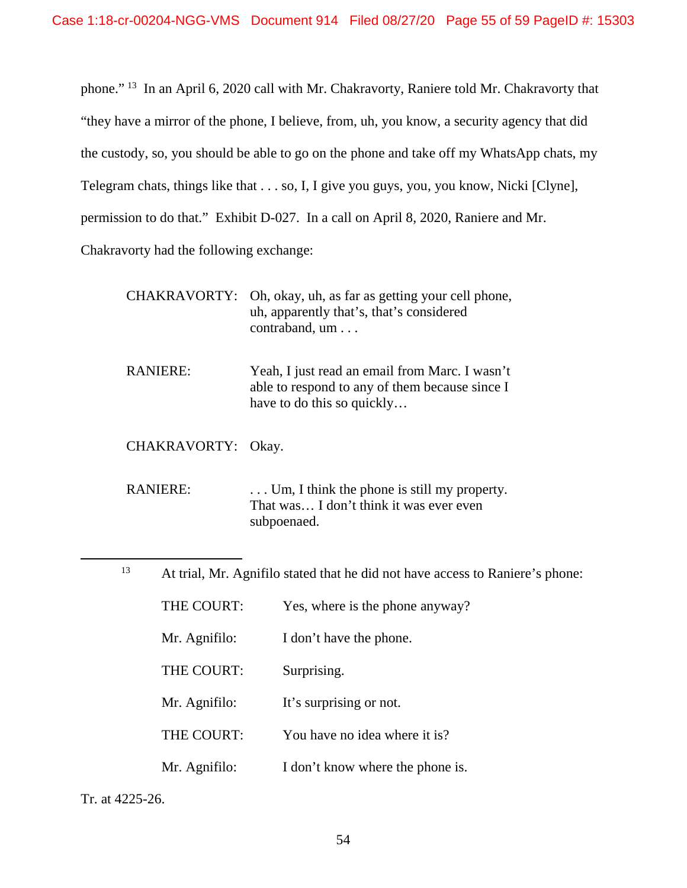phone."[13] In an April 6, 2020 call with Mr. Chakravorty, Raniere told Mr. Chakravorty that "they have a mirror of the phone, I believe, from, uh, you know, a security agency that did the custody, so, you should be able to go on the phone and take off my WhatsApp chats, my Telegram chats, things like that . . . so, I, I give you guys, you, you know, Nicki [Clyne], permission to do that." Exhibit D-027. In a call on April 8, 2020, Raniere and Mr. Chakravorty had the following exchange:

> CHAKRAVORTY: Oh, okay, uh, as far as getting your cell phone, uh, apparently that's, that's considered contraband, um . . .
>
> RANIERE: Yeah, I just read an email from Marc. I wasn't able to respond to any of them because since I have to do this so quickly…
>
> CHAKRAVORTY: Okay.
>
> RANIERE: . . . Um, I think the phone is still my property. That was… I don't think it was ever even subpoenaed.

---

[13] At trial, Mr. Agnifilo stated that he did not have access to Raniere's phone:

> THE COURT: Yes, where is the phone anyway?
>
> Mr. Agnifilo: I don't have the phone.
>
> THE COURT: Surprising.
>
> Mr. Agnifilo: It's surprising or not.
>
> THE COURT: You have no idea where it is?
>
> Mr. Agnifilo: I don't know where the phone is.

Tr. at 4225-26.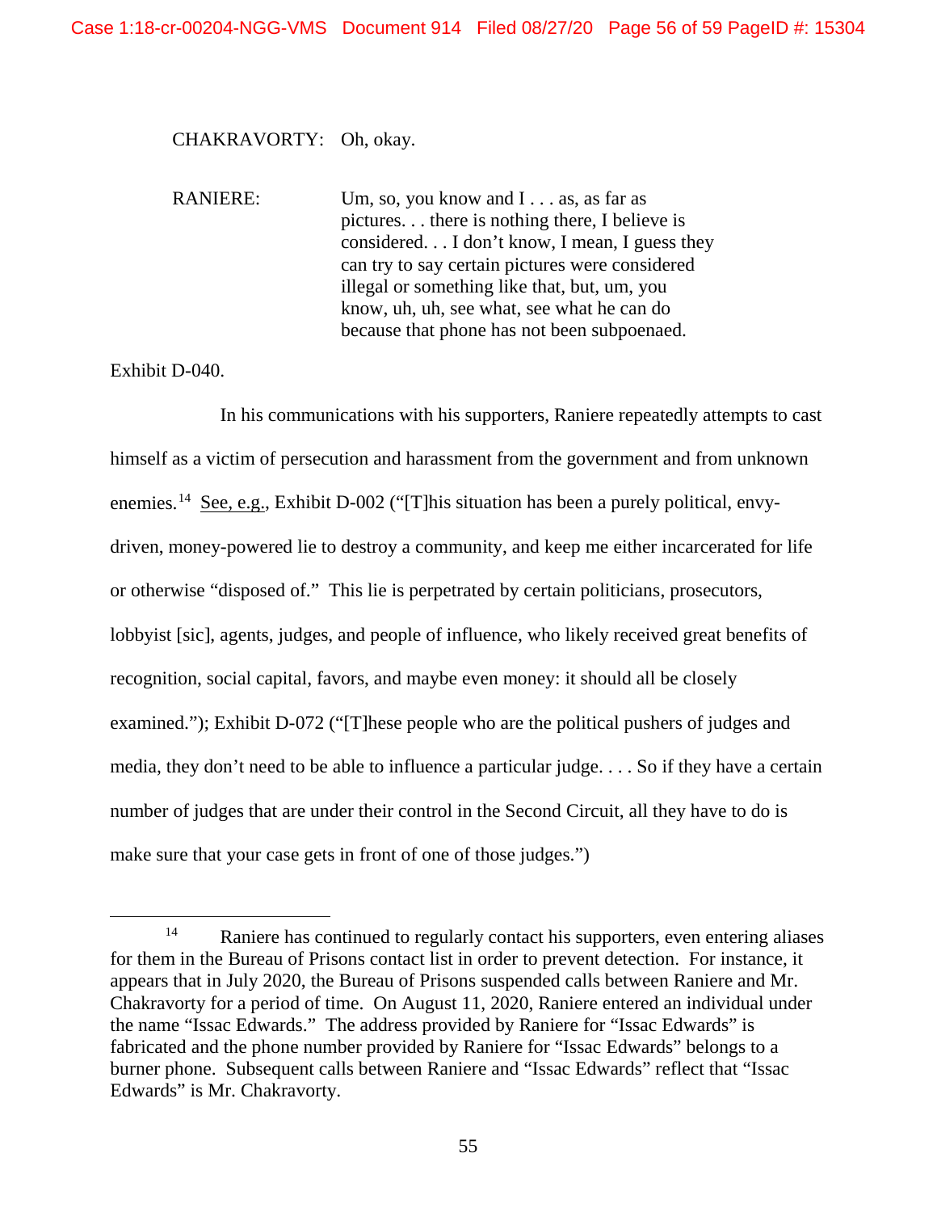CHAKRAVORTY: Oh, okay.

RANIERE: Um, so, you know and I . . . as, as far as pictures. . . there is nothing there, I believe is considered. . . I don't know, I mean, I guess they can try to say certain pictures were considered illegal or something like that, but, um, you know, uh, uh, see what, see what he can do because that phone has not been subpoenaed.

Exhibit D-040.

In his communications with his supporters, Raniere repeatedly attempts to cast himself as a victim of persecution and harassment from the government and from unknown enemies.[14] See, e.g., Exhibit D-002 ("[T]his situation has been a purely political, envy-driven, money-powered lie to destroy a community, and keep me either incarcerated for life or otherwise "disposed of." This lie is perpetrated by certain politicians, prosecutors, lobbyist [sic], agents, judges, and people of influence, who likely received great benefits of recognition, social capital, favors, and maybe even money: it should all be closely examined."); Exhibit D-072 ("[T]hese people who are the political pushers of judges and media, they don't need to be able to influence a particular judge. . . . So if they have a certain number of judges that are under their control in the Second Circuit, all they have to do is make sure that your case gets in front of one of those judges.")

---

[14] Raniere has continued to regularly contact his supporters, even entering aliases for them in the Bureau of Prisons contact list in order to prevent detection. For instance, it appears that in July 2020, the Bureau of Prisons suspended calls between Raniere and Mr. Chakravorty for a period of time. On August 11, 2020, Raniere entered an individual under the name "Issac Edwards." The address provided by Raniere for "Issac Edwards" is fabricated and the phone number provided by Raniere for "Issac Edwards" belongs to a burner phone. Subsequent calls between Raniere and "Issac Edwards" reflect that "Issac Edwards" is Mr. Chakravorty.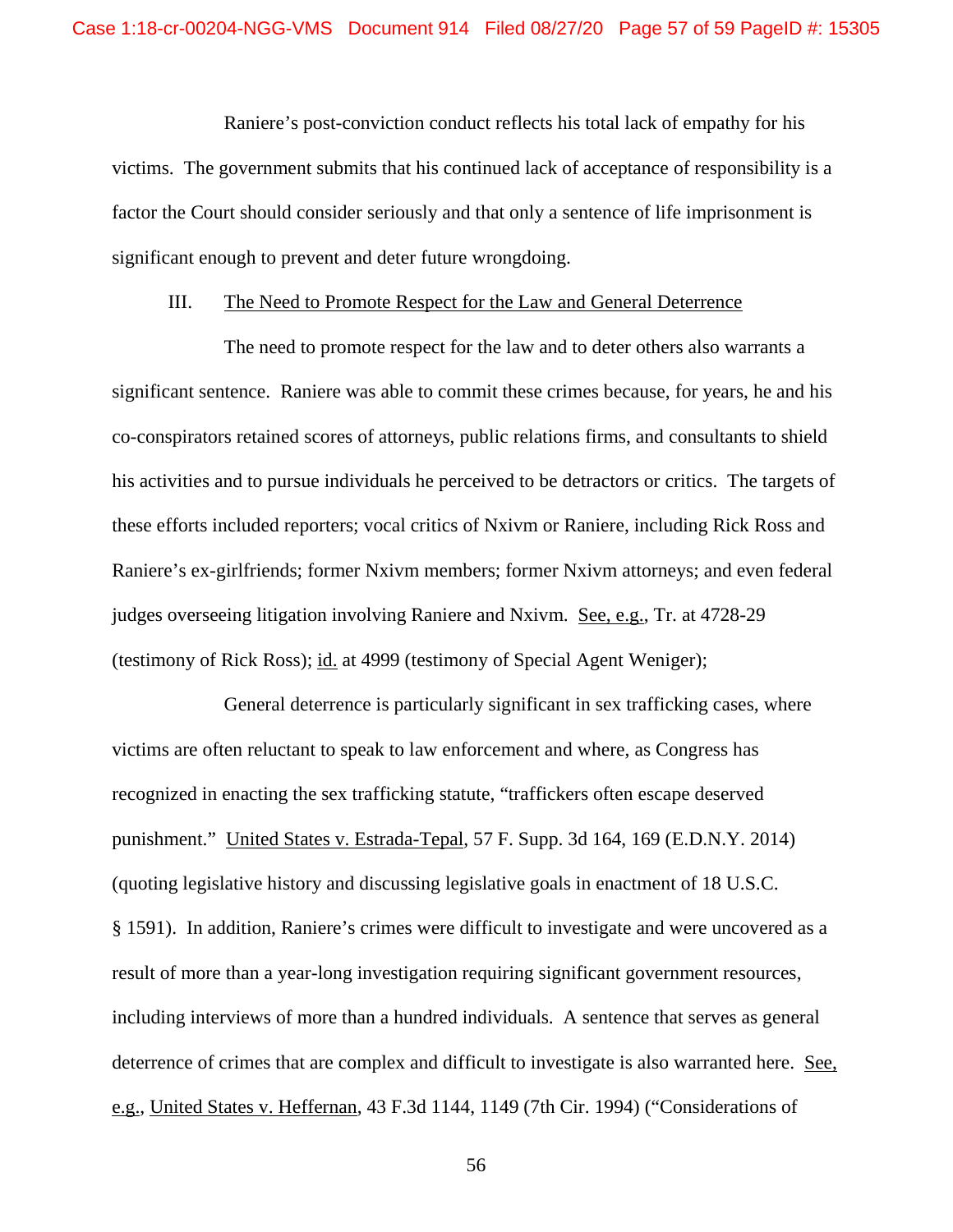Raniere's post-conviction conduct reflects his total lack of empathy for his victims. The government submits that his continued lack of acceptance of responsibility is a factor the Court should consider seriously and that only a sentence of life imprisonment is significant enough to prevent and deter future wrongdoing.

III. <u>The Need to Promote Respect for the Law and General Deterrence</u>

The need to promote respect for the law and to deter others also warrants a significant sentence. Raniere was able to commit these crimes because, for years, he and his co-conspirators retained scores of attorneys, public relations firms, and consultants to shield his activities and to pursue individuals he perceived to be detractors or critics. The targets of these efforts included reporters; vocal critics of Nxivm or Raniere, including Rick Ross and Raniere's ex-girlfriends; former Nxivm members; former Nxivm attorneys; and even federal judges overseeing litigation involving Raniere and Nxivm. <u>See, e.g.</u>, Tr. at 4728-29 (testimony of Rick Ross); <u>id.</u> at 4999 (testimony of Special Agent Weniger);

General deterrence is particularly significant in sex trafficking cases, where victims are often reluctant to speak to law enforcement and where, as Congress has recognized in enacting the sex trafficking statute, "traffickers often escape deserved punishment." <u>United States v. Estrada-Tepal</u>, 57 F. Supp. 3d 164, 169 (E.D.N.Y. 2014) (quoting legislative history and discussing legislative goals in enactment of 18 U.S.C. § 1591). In addition, Raniere's crimes were difficult to investigate and were uncovered as a result of more than a year-long investigation requiring significant government resources, including interviews of more than a hundred individuals. A sentence that serves as general deterrence of crimes that are complex and difficult to investigate is also warranted here. <u>See, e.g.</u>, <u>United States v. Heffernan</u>, 43 F.3d 1144, 1149 (7th Cir. 1994) ("Considerations of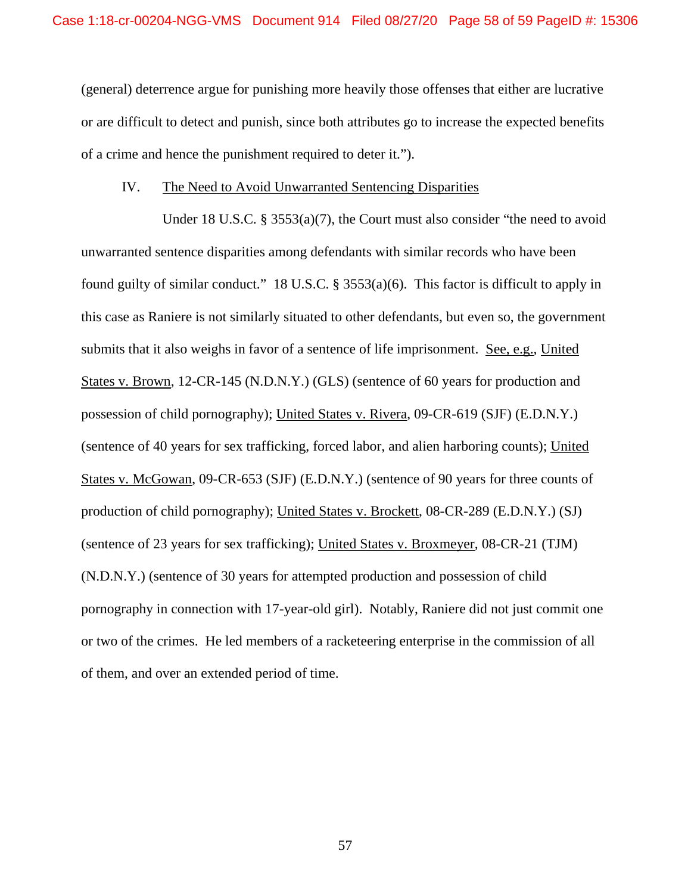(general) deterrence argue for punishing more heavily those offenses that either are lucrative or are difficult to detect and punish, since both attributes go to increase the expected benefits of a crime and hence the punishment required to deter it.").

IV. The Need to Avoid Unwarranted Sentencing Disparities

Under 18 U.S.C. § 3553(a)(7), the Court must also consider "the need to avoid unwarranted sentence disparities among defendants with similar records who have been found guilty of similar conduct." 18 U.S.C. § 3553(a)(6). This factor is difficult to apply in this case as Raniere is not similarly situated to other defendants, but even so, the government submits that it also weighs in favor of a sentence of life imprisonment. See, e.g., United States v. Brown, 12-CR-145 (N.D.N.Y.) (GLS) (sentence of 60 years for production and possession of child pornography); United States v. Rivera, 09-CR-619 (SJF) (E.D.N.Y.) (sentence of 40 years for sex trafficking, forced labor, and alien harboring counts); United States v. McGowan, 09-CR-653 (SJF) (E.D.N.Y.) (sentence of 90 years for three counts of production of child pornography); United States v. Brockett, 08-CR-289 (E.D.N.Y.) (SJ) (sentence of 23 years for sex trafficking); United States v. Broxmeyer, 08-CR-21 (TJM) (N.D.N.Y.) (sentence of 30 years for attempted production and possession of child pornography in connection with 17-year-old girl). Notably, Raniere did not just commit one or two of the crimes. He led members of a racketeering enterprise in the commission of all of them, and over an extended period of time.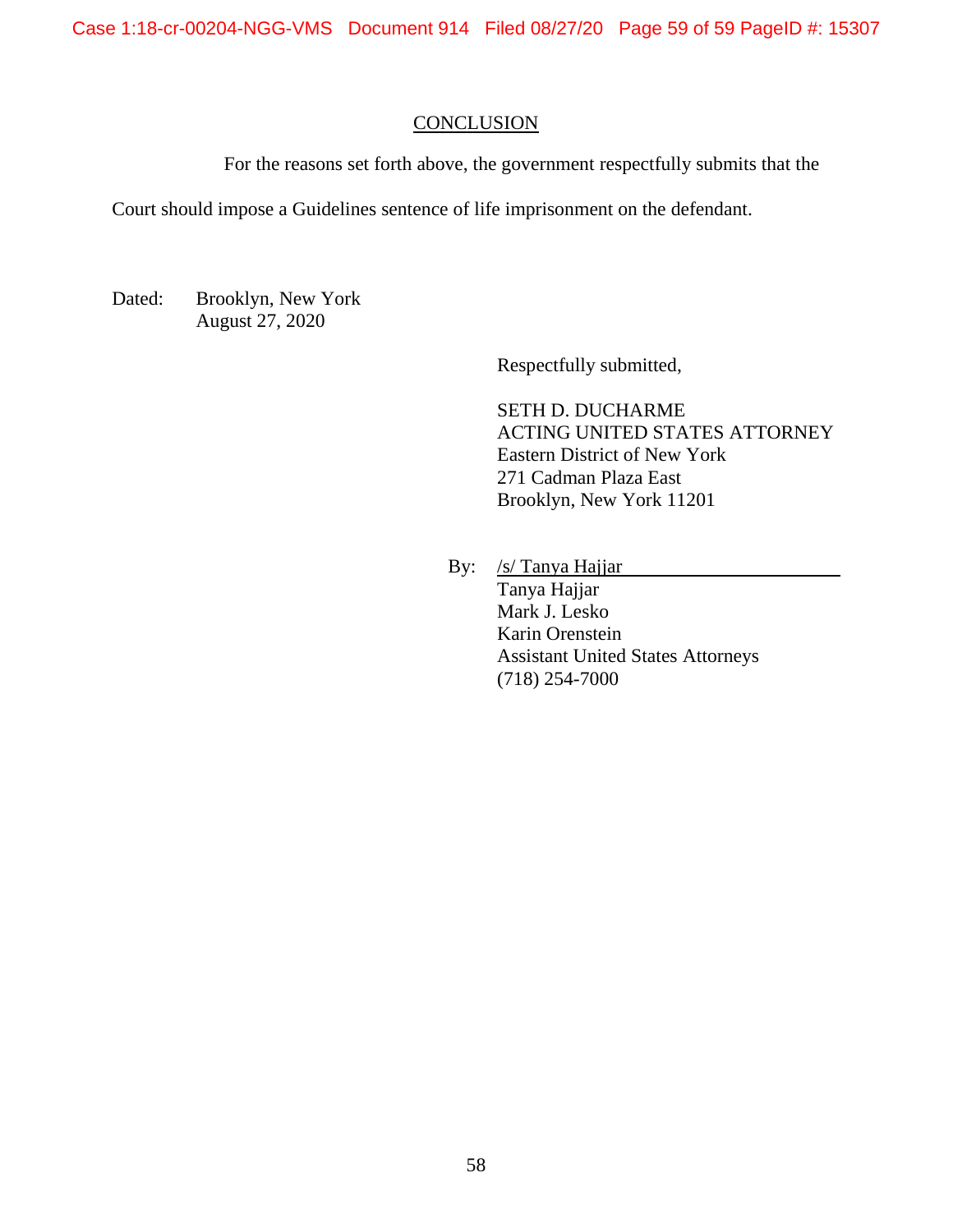## CONCLUSION

For the reasons set forth above, the government respectfully submits that the Court should impose a Guidelines sentence of life imprisonment on the defendant.

Dated: Brooklyn, New York
August 27, 2020

Respectfully submitted,

SETH D. DUCHARME
ACTING UNITED STATES ATTORNEY
Eastern District of New York
271 Cadman Plaza East
Brooklyn, New York 11201

By: /s/ Tanya Hajjar
Tanya Hajjar
Mark J. Lesko
Karin Orenstein
Assistant United States Attorneys
(718) 254-7000